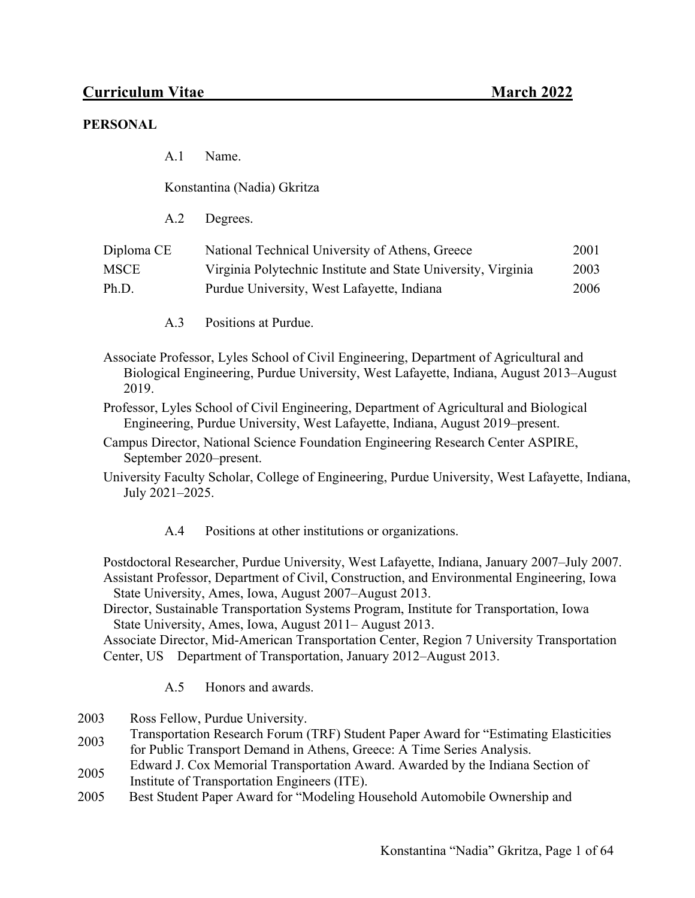# Curriculum Vitae March 2022

## PERSONAL

A.1 Name.

Konstantina (Nadia) Gkritza

A.2 Degrees.

| | | |
|---|---|---|
| Diploma CE | National Technical University of Athens, Greece | 2001 |
| MSCE | Virginia Polytechnic Institute and State University, Virginia | 2003 |
| Ph.D. | Purdue University, West Lafayette, Indiana | 2006 |

A.3 Positions at Purdue.

Associate Professor, Lyles School of Civil Engineering, Department of Agricultural and Biological Engineering, Purdue University, West Lafayette, Indiana, August 2013–August 2019.

Professor, Lyles School of Civil Engineering, Department of Agricultural and Biological Engineering, Purdue University, West Lafayette, Indiana, August 2019–present.

Campus Director, National Science Foundation Engineering Research Center ASPIRE, September 2020–present.

University Faculty Scholar, College of Engineering, Purdue University, West Lafayette, Indiana, July 2021–2025.

A.4 Positions at other institutions or organizations.

Postdoctoral Researcher, Purdue University, West Lafayette, Indiana, January 2007–July 2007.

Assistant Professor, Department of Civil, Construction, and Environmental Engineering, Iowa State University, Ames, Iowa, August 2007–August 2013.

Director, Sustainable Transportation Systems Program, Institute for Transportation, Iowa State University, Ames, Iowa, August 2011– August 2013.

Associate Director, Mid-American Transportation Center, Region 7 University Transportation Center, US Department of Transportation, January 2012–August 2013.

A.5 Honors and awards.

| | |
|---|---|
| 2003 | Ross Fellow, Purdue University. |
| 2003 | Transportation Research Forum (TRF) Student Paper Award for "Estimating Elasticities for Public Transport Demand in Athens, Greece: A Time Series Analysis. |
| 2005 | Edward J. Cox Memorial Transportation Award. Awarded by the Indiana Section of Institute of Transportation Engineers (ITE). |
| 2005 | Best Student Paper Award for "Modeling Household Automobile Ownership and |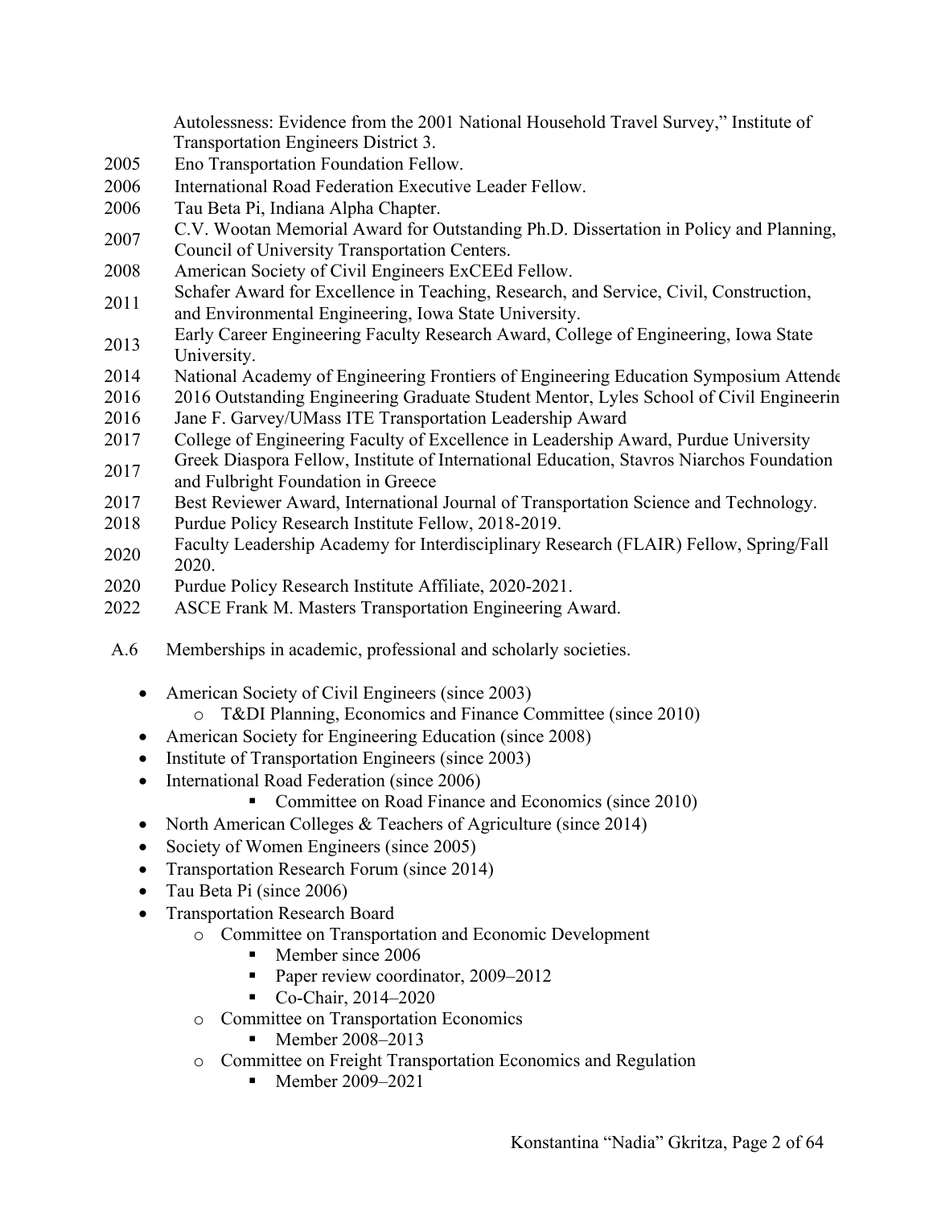Autolessness: Evidence from the 2001 National Household Travel Survey," Institute of Transportation Engineers District 3.

| | |
|---|---|
| 2005 | Eno Transportation Foundation Fellow. |
| 2006 | International Road Federation Executive Leader Fellow. |
| 2006 | Tau Beta Pi, Indiana Alpha Chapter. |
| 2007 | C.V. Wootan Memorial Award for Outstanding Ph.D. Dissertation in Policy and Planning, Council of University Transportation Centers. |
| 2008 | American Society of Civil Engineers ExCEEd Fellow. |
| 2011 | Schafer Award for Excellence in Teaching, Research, and Service, Civil, Construction, and Environmental Engineering, Iowa State University. |
| 2013 | Early Career Engineering Faculty Research Award, College of Engineering, Iowa State University. |
| 2014 | National Academy of Engineering Frontiers of Engineering Education Symposium Attende |
| 2016 | 2016 Outstanding Engineering Graduate Student Mentor, Lyles School of Civil Engineerin |
| 2016 | Jane F. Garvey/UMass ITE Transportation Leadership Award |
| 2017 | College of Engineering Faculty of Excellence in Leadership Award, Purdue University |
| 2017 | Greek Diaspora Fellow, Institute of International Education, Stavros Niarchos Foundation and Fulbright Foundation in Greece |
| 2017 | Best Reviewer Award, International Journal of Transportation Science and Technology. |
| 2018 | Purdue Policy Research Institute Fellow, 2018-2019. |
| 2020 | Faculty Leadership Academy for Interdisciplinary Research (FLAIR) Fellow, Spring/Fall 2020. |
| 2020 | Purdue Policy Research Institute Affiliate, 2020-2021. |
| 2022 | ASCE Frank M. Masters Transportation Engineering Award. |

A.6 Memberships in academic, professional and scholarly societies.

- American Society of Civil Engineers (since 2003)
  - T&DI Planning, Economics and Finance Committee (since 2010)
- American Society for Engineering Education (since 2008)
- Institute of Transportation Engineers (since 2003)
- International Road Federation (since 2006)
  - Committee on Road Finance and Economics (since 2010)
- North American Colleges & Teachers of Agriculture (since 2014)
- Society of Women Engineers (since 2005)
- Transportation Research Forum (since 2014)
- Tau Beta Pi (since 2006)
- Transportation Research Board
  - Committee on Transportation and Economic Development
    - Member since 2006
    - Paper review coordinator, 2009–2012
    - Co-Chair, 2014–2020
  - Committee on Transportation Economics
    - Member 2008–2013
  - Committee on Freight Transportation Economics and Regulation
    - Member 2009–2021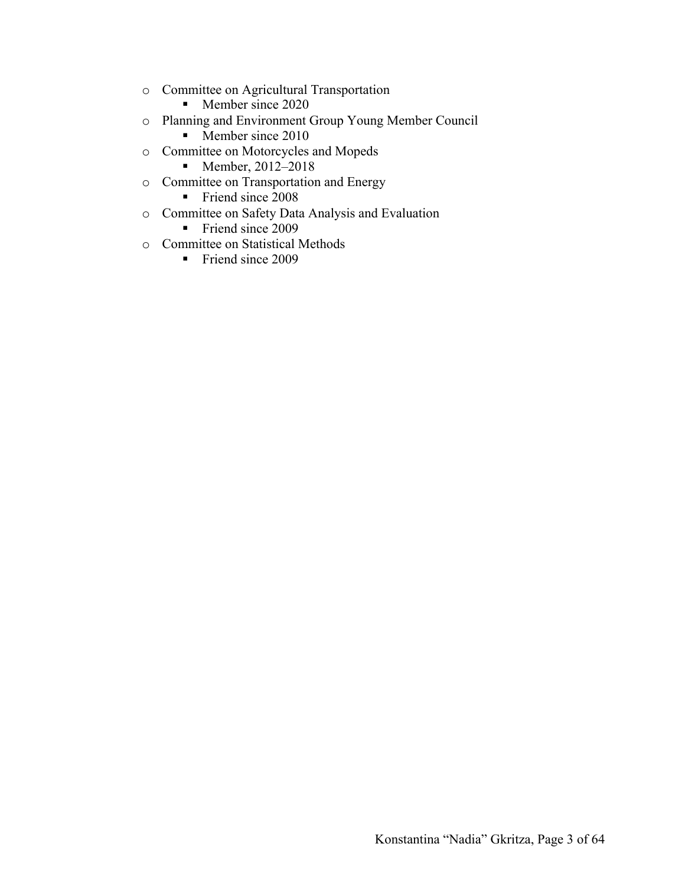- Committee on Agricultural Transportation
  - Member since 2020
- Planning and Environment Group Young Member Council
  - Member since 2010
- Committee on Motorcycles and Mopeds
  - Member, 2012–2018
- Committee on Transportation and Energy
  - Friend since 2008
- Committee on Safety Data Analysis and Evaluation
  - Friend since 2009
- Committee on Statistical Methods
  - Friend since 2009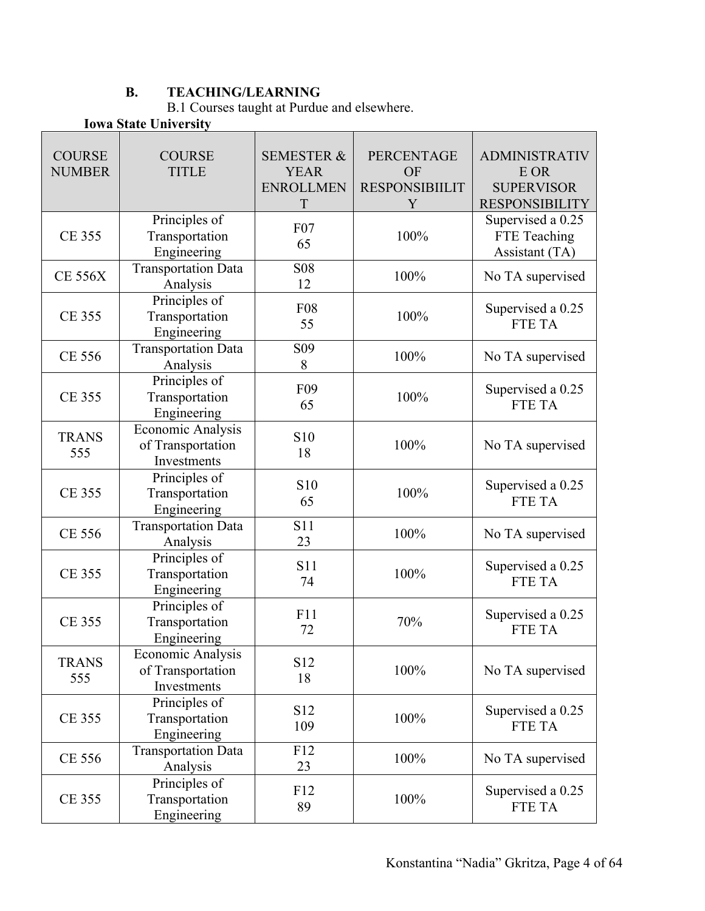## B. TEACHING/LEARNING

B.1 Courses taught at Purdue and elsewhere.

**Iowa State University**

| COURSE NUMBER | COURSE TITLE | SEMESTER & YEAR ENROLLMENT | PERCENTAGE OF RESPONSIBIILITY | ADMINISTRATIVE OR SUPERVISOR RESPONSIBILITY |
|---|---|---|---|---|
| CE 355 | Principles of Transportation Engineering | F07 65 | 100% | Supervised a 0.25 FTE Teaching Assistant (TA) |
| CE 556X | Transportation Data Analysis | S08 12 | 100% | No TA supervised |
| CE 355 | Principles of Transportation Engineering | F08 55 | 100% | Supervised a 0.25 FTE TA |
| CE 556 | Transportation Data Analysis | S09 8 | 100% | No TA supervised |
| CE 355 | Principles of Transportation Engineering | F09 65 | 100% | Supervised a 0.25 FTE TA |
| TRANS 555 | Economic Analysis of Transportation Investments | S10 18 | 100% | No TA supervised |
| CE 355 | Principles of Transportation Engineering | S10 65 | 100% | Supervised a 0.25 FTE TA |
| CE 556 | Transportation Data Analysis | S11 23 | 100% | No TA supervised |
| CE 355 | Principles of Transportation Engineering | S11 74 | 100% | Supervised a 0.25 FTE TA |
| CE 355 | Principles of Transportation Engineering | F11 72 | 70% | Supervised a 0.25 FTE TA |
| TRANS 555 | Economic Analysis of Transportation Investments | S12 18 | 100% | No TA supervised |
| CE 355 | Principles of Transportation Engineering | S12 109 | 100% | Supervised a 0.25 FTE TA |
| CE 556 | Transportation Data Analysis | F12 23 | 100% | No TA supervised |
| CE 355 | Principles of Transportation Engineering | F12 89 | 100% | Supervised a 0.25 FTE TA |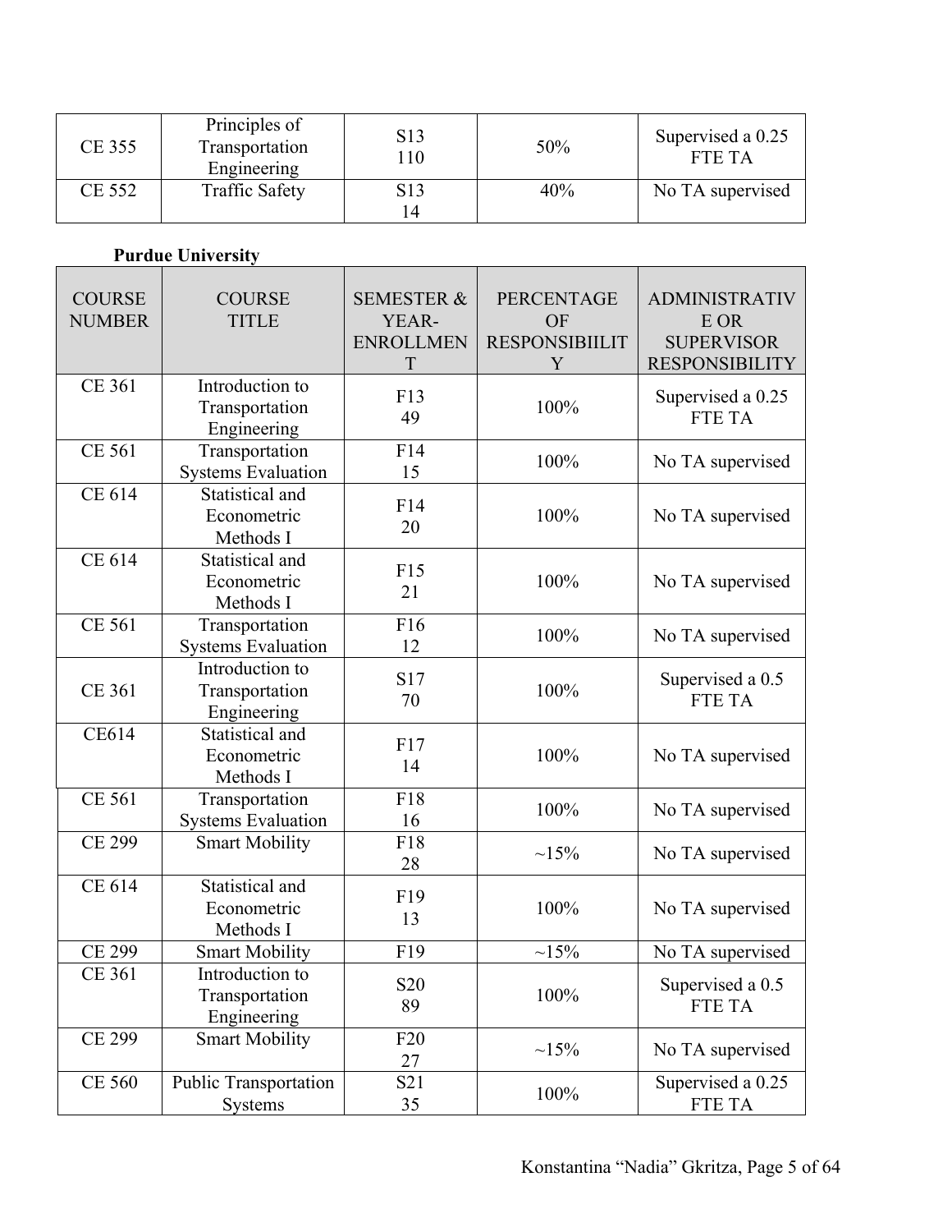| CE 355 | Principles of Transportation Engineering | S13<br>110 | 50% | Supervised a 0.25 FTE TA |
|---|---|---|---|---|
| CE 552 | Traffic Safety | S13<br>14 | 40% | No TA supervised |

**Purdue University**

| COURSE NUMBER | COURSE TITLE | SEMESTER & YEAR-ENROLLMENT | PERCENTAGE OF RESPONSIBIILITY | ADMINISTRATIVE OR SUPERVISOR RESPONSIBILITY |
|---|---|---|---|---|
| CE 361 | Introduction to Transportation Engineering | F13<br>49 | 100% | Supervised a 0.25 FTE TA |
| CE 561 | Transportation Systems Evaluation | F14<br>15 | 100% | No TA supervised |
| CE 614 | Statistical and Econometric Methods I | F14<br>20 | 100% | No TA supervised |
| CE 614 | Statistical and Econometric Methods I | F15<br>21 | 100% | No TA supervised |
| CE 561 | Transportation Systems Evaluation | F16<br>12 | 100% | No TA supervised |
| CE 361 | Introduction to Transportation Engineering | S17<br>70 | 100% | Supervised a 0.5 FTE TA |
| CE614 | Statistical and Econometric Methods I | F17<br>14 | 100% | No TA supervised |
| CE 561 | Transportation Systems Evaluation | F18<br>16 | 100% | No TA supervised |
| CE 299 | Smart Mobility | F18<br>28 | ~15% | No TA supervised |
| CE 614 | Statistical and Econometric Methods I | F19<br>13 | 100% | No TA supervised |
| CE 299 | Smart Mobility | F19 | ~15% | No TA supervised |
| CE 361 | Introduction to Transportation Engineering | S20<br>89 | 100% | Supervised a 0.5 FTE TA |
| CE 299 | Smart Mobility | F20<br>27 | ~15% | No TA supervised |
| CE 560 | Public Transportation Systems | S21<br>35 | 100% | Supervised a 0.25 FTE TA |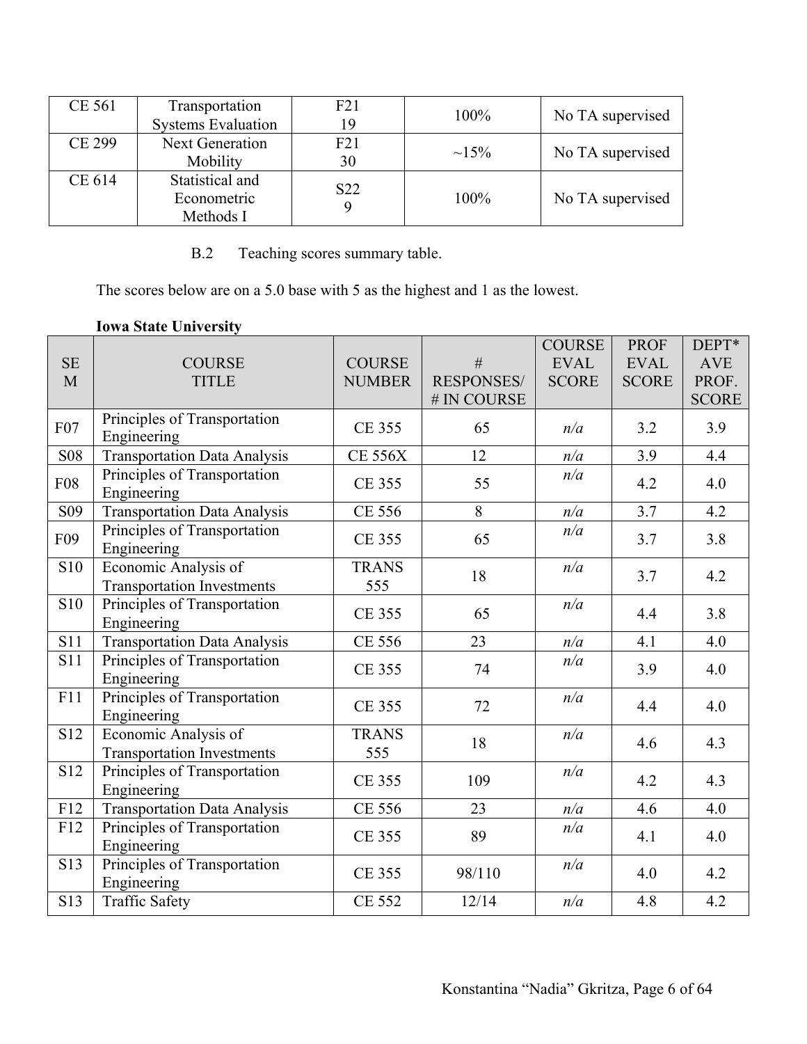| CE 561 | Transportation Systems Evaluation | F21 19 | 100% | No TA supervised |
|---|---|---|---|---|
| CE 299 | Next Generation Mobility | F21 30 | ~15% | No TA supervised |
| CE 614 | Statistical and Econometric Methods I | S22 9 | 100% | No TA supervised |

B.2 Teaching scores summary table.

The scores below are on a 5.0 base with 5 as the highest and 1 as the lowest.

**Iowa State University**

| SEM | COURSE TITLE | COURSE NUMBER | # RESPONSES/ # IN COURSE | COURSE EVAL SCORE | PROF EVAL SCORE | DEPT* AVE PROF. SCORE |
|---|---|---|---|---|---|---|
| F07 | Principles of Transportation Engineering | CE 355 | 65 | *n/a* | 3.2 | 3.9 |
| S08 | Transportation Data Analysis | CE 556X | 12 | *n/a* | 3.9 | 4.4 |
| F08 | Principles of Transportation Engineering | CE 355 | 55 | *n/a* | 4.2 | 4.0 |
| S09 | Transportation Data Analysis | CE 556 | 8 | *n/a* | 3.7 | 4.2 |
| F09 | Principles of Transportation Engineering | CE 355 | 65 | *n/a* | 3.7 | 3.8 |
| S10 | Economic Analysis of Transportation Investments | TRANS 555 | 18 | *n/a* | 3.7 | 4.2 |
| S10 | Principles of Transportation Engineering | CE 355 | 65 | *n/a* | 4.4 | 3.8 |
| S11 | Transportation Data Analysis | CE 556 | 23 | *n/a* | 4.1 | 4.0 |
| S11 | Principles of Transportation Engineering | CE 355 | 74 | *n/a* | 3.9 | 4.0 |
| F11 | Principles of Transportation Engineering | CE 355 | 72 | *n/a* | 4.4 | 4.0 |
| S12 | Economic Analysis of Transportation Investments | TRANS 555 | 18 | *n/a* | 4.6 | 4.3 |
| S12 | Principles of Transportation Engineering | CE 355 | 109 | *n/a* | 4.2 | 4.3 |
| F12 | Transportation Data Analysis | CE 556 | 23 | *n/a* | 4.6 | 4.0 |
| F12 | Principles of Transportation Engineering | CE 355 | 89 | *n/a* | 4.1 | 4.0 |
| S13 | Principles of Transportation Engineering | CE 355 | 98/110 | *n/a* | 4.0 | 4.2 |
| S13 | Traffic Safety | CE 552 | 12/14 | *n/a* | 4.8 | 4.2 |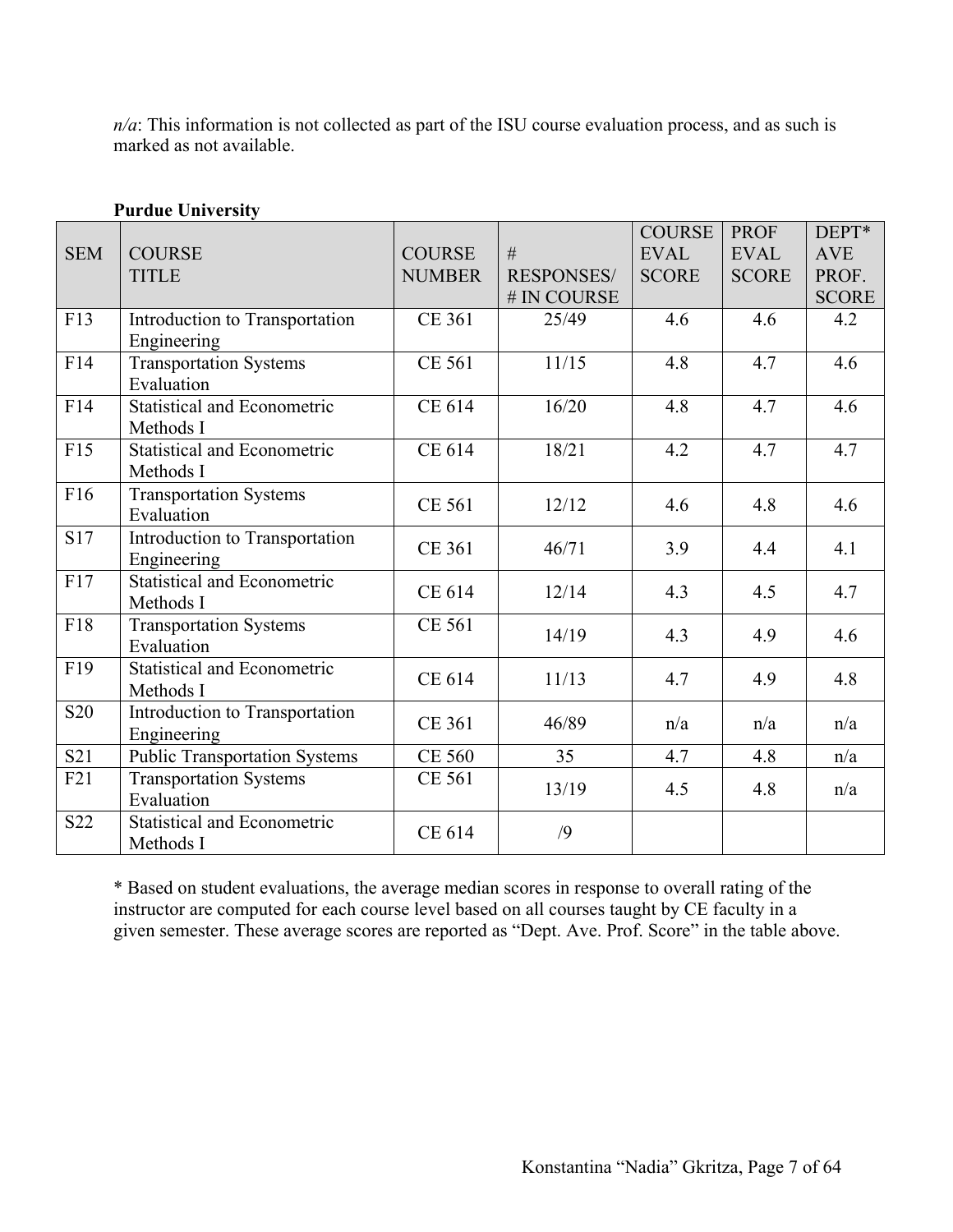*n/a*: This information is not collected as part of the ISU course evaluation process, and as such is marked as not available.

**Purdue University**

| SEM | COURSE TITLE | COURSE NUMBER | # RESPONSES/ # IN COURSE | COURSE EVAL SCORE | PROF EVAL SCORE | DEPT* AVE PROF. SCORE |
|---|---|---|---|---|---|---|
| F13 | Introduction to Transportation Engineering | CE 361 | 25/49 | 4.6 | 4.6 | 4.2 |
| F14 | Transportation Systems Evaluation | CE 561 | 11/15 | 4.8 | 4.7 | 4.6 |
| F14 | Statistical and Econometric Methods I | CE 614 | 16/20 | 4.8 | 4.7 | 4.6 |
| F15 | Statistical and Econometric Methods I | CE 614 | 18/21 | 4.2 | 4.7 | 4.7 |
| F16 | Transportation Systems Evaluation | CE 561 | 12/12 | 4.6 | 4.8 | 4.6 |
| S17 | Introduction to Transportation Engineering | CE 361 | 46/71 | 3.9 | 4.4 | 4.1 |
| F17 | Statistical and Econometric Methods I | CE 614 | 12/14 | 4.3 | 4.5 | 4.7 |
| F18 | Transportation Systems Evaluation | CE 561 | 14/19 | 4.3 | 4.9 | 4.6 |
| F19 | Statistical and Econometric Methods I | CE 614 | 11/13 | 4.7 | 4.9 | 4.8 |
| S20 | Introduction to Transportation Engineering | CE 361 | 46/89 | n/a | n/a | n/a |
| S21 | Public Transportation Systems | CE 560 | 35 | 4.7 | 4.8 | n/a |
| F21 | Transportation Systems Evaluation | CE 561 | 13/19 | 4.5 | 4.8 | n/a |
| S22 | Statistical and Econometric Methods I | CE 614 | /9 | | | |

* Based on student evaluations, the average median scores in response to overall rating of the instructor are computed for each course level based on all courses taught by CE faculty in a given semester. These average scores are reported as "Dept. Ave. Prof. Score" in the table above.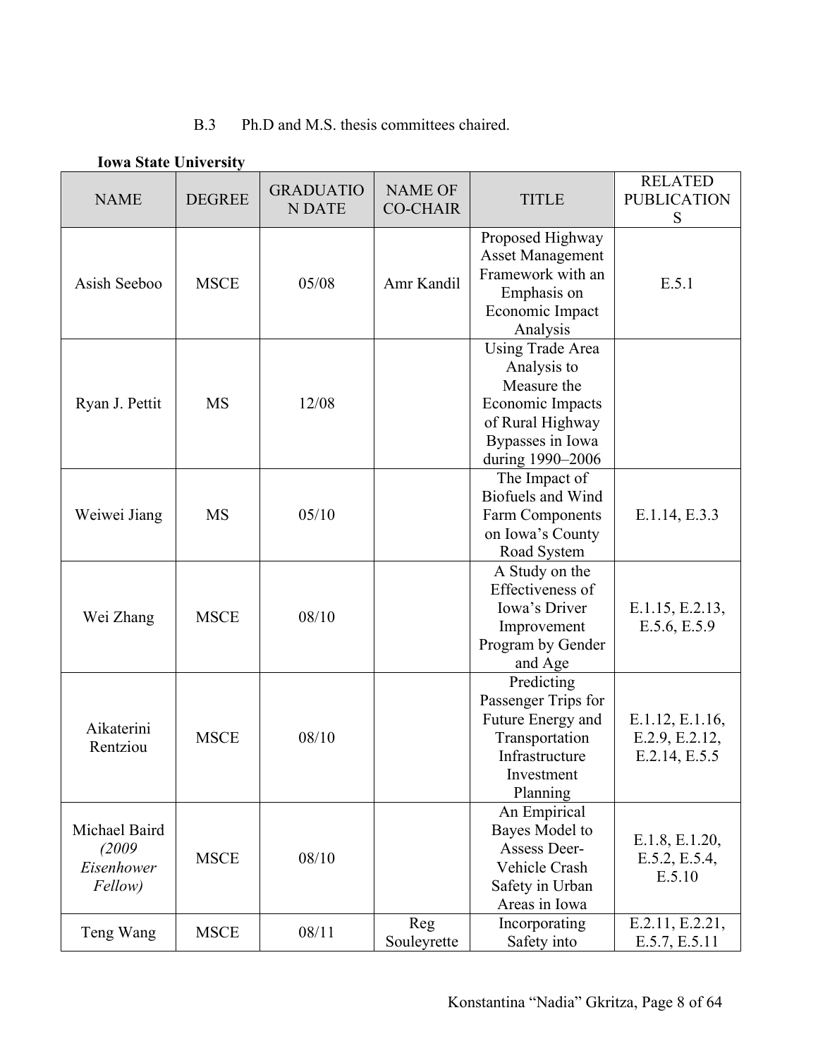B.3 Ph.D and M.S. thesis committees chaired.

**Iowa State University**

| NAME | DEGREE | GRADUATION DATE | NAME OF CO-CHAIR | TITLE | RELATED PUBLICATIONS |
|---|---|---|---|---|---|
| Asish Seeboo | MSCE | 05/08 | Amr Kandil | Proposed Highway Asset Management Framework with an Emphasis on Economic Impact Analysis | E.5.1 |
| Ryan J. Pettit | MS | 12/08 | | Using Trade Area Analysis to Measure the Economic Impacts of Rural Highway Bypasses in Iowa during 1990–2006 | |
| Weiwei Jiang | MS | 05/10 | | The Impact of Biofuels and Wind Farm Components on Iowa's County Road System | E.1.14, E.3.3 |
| Wei Zhang | MSCE | 08/10 | | A Study on the Effectiveness of Iowa's Driver Improvement Program by Gender and Age | E.1.15, E.2.13, E.5.6, E.5.9 |
| Aikaterini Rentziou | MSCE | 08/10 | | Predicting Passenger Trips for Future Energy and Transportation Infrastructure Investment Planning | E.1.12, E.1.16, E.2.9, E.2.12, E.2.14, E.5.5 |
| Michael Baird *(2009 Eisenhower Fellow)* | MSCE | 08/10 | | An Empirical Bayes Model to Assess Deer-Vehicle Crash Safety in Urban Areas in Iowa | E.1.8, E.1.20, E.5.2, E.5.4, E.5.10 |
| Teng Wang | MSCE | 08/11 | Reg Souleyrette | Incorporating Safety into | E.2.11, E.2.21, E.5.7, E.5.11 |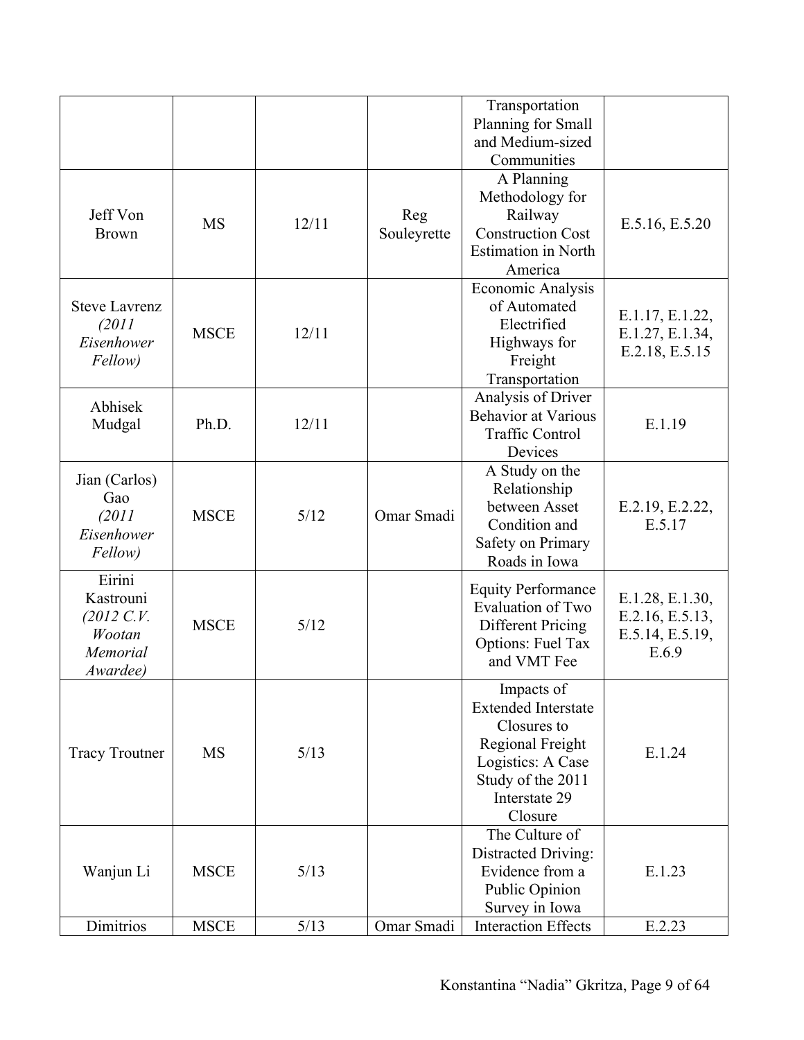| | | | | Transportation Planning for Small and Medium-sized Communities | |
|---|---|---|---|---|---|
| Jeff Von Brown | MS | 12/11 | Reg Souleyrette | A Planning Methodology for Railway Construction Cost Estimation in North America | E.5.16, E.5.20 |
| Steve Lavrenz *(2011 Eisenhower Fellow)* | MSCE | 12/11 | | Economic Analysis of Automated Electrified Highways for Freight Transportation | E.1.17, E.1.22, E.1.27, E.1.34, E.2.18, E.5.15 |
| Abhisek Mudgal | Ph.D. | 12/11 | | Analysis of Driver Behavior at Various Traffic Control Devices | E.1.19 |
| Jian (Carlos) Gao *(2011 Eisenhower Fellow)* | MSCE | 5/12 | Omar Smadi | A Study on the Relationship between Asset Condition and Safety on Primary Roads in Iowa | E.2.19, E.2.22, E.5.17 |
| Eirini Kastrouni *(2012 C.V. Wootan Memorial Awardee)* | MSCE | 5/12 | | Equity Performance Evaluation of Two Different Pricing Options: Fuel Tax and VMT Fee | E.1.28, E.1.30, E.2.16, E.5.13, E.5.14, E.5.19, E.6.9 |
| Tracy Troutner | MS | 5/13 | | Impacts of Extended Interstate Closures to Regional Freight Logistics: A Case Study of the 2011 Interstate 29 Closure | E.1.24 |
| Wanjun Li | MSCE | 5/13 | | The Culture of Distracted Driving: Evidence from a Public Opinion Survey in Iowa | E.1.23 |
| Dimitrios | MSCE | 5/13 | Omar Smadi | Interaction Effects | E.2.23 |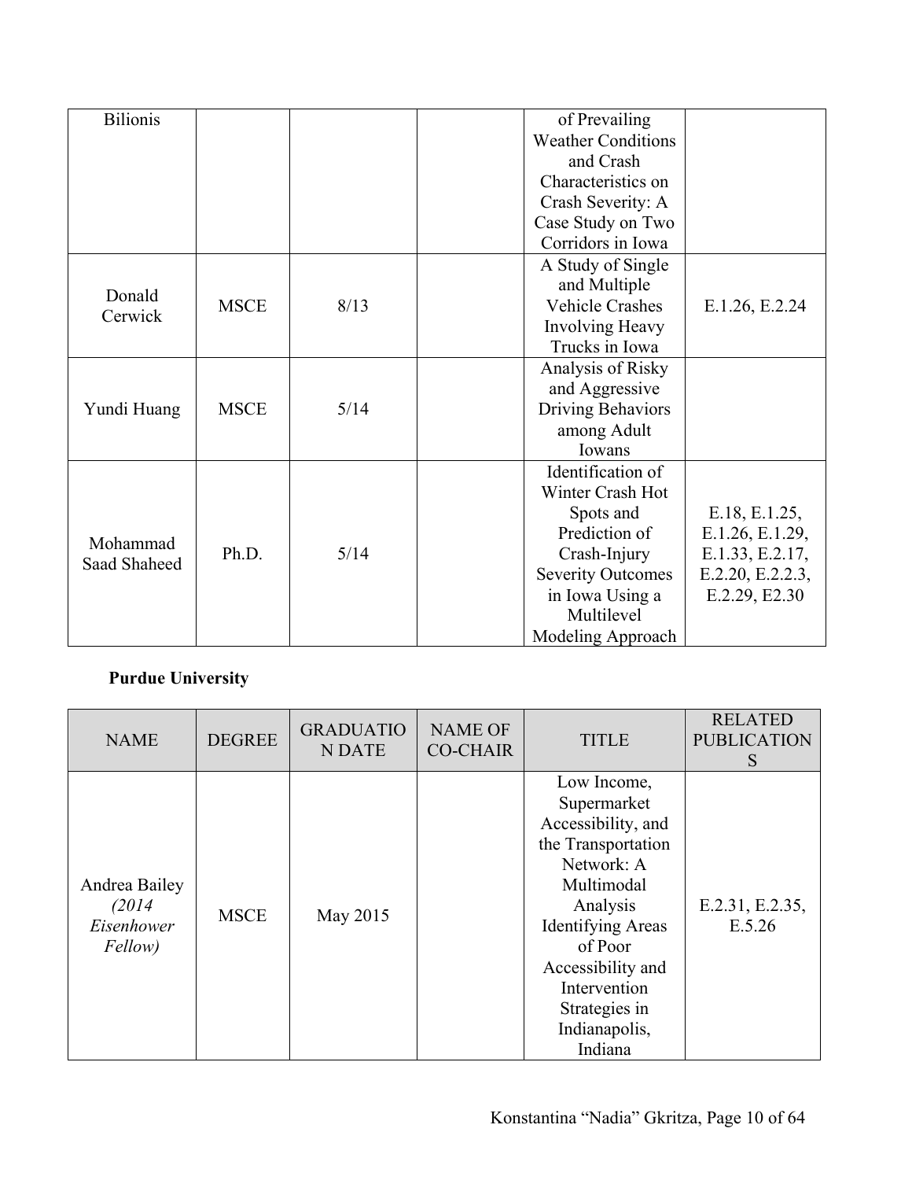| Bilionis | | | | of Prevailing Weather Conditions and Crash Characteristics on Crash Severity: A Case Study on Two Corridors in Iowa | |
|---|---|---|---|---|---|
| Donald Cerwick | MSCE | 8/13 | | A Study of Single and Multiple Vehicle Crashes Involving Heavy Trucks in Iowa | E.1.26, E.2.24 |
| Yundi Huang | MSCE | 5/14 | | Analysis of Risky and Aggressive Driving Behaviors among Adult Iowans | |
| Mohammad Saad Shaheed | Ph.D. | 5/14 | | Identification of Winter Crash Hot Spots and Prediction of Crash-Injury Severity Outcomes in Iowa Using a Multilevel Modeling Approach | E.18, E.1.25, E.1.26, E.1.29, E.1.33, E.2.17, E.2.20, E.2.2.3, E.2.29, E2.30 |

**Purdue University**

| NAME | DEGREE | GRADUATION DATE | NAME OF CO-CHAIR | TITLE | RELATED PUBLICATIONS |
|---|---|---|---|---|---|
| Andrea Bailey *(2014 Eisenhower Fellow)* | MSCE | May 2015 | | Low Income, Supermarket Accessibility, and the Transportation Network: A Multimodal Analysis Identifying Areas of Poor Accessibility and Intervention Strategies in Indianapolis, Indiana | E.2.31, E.2.35, E.5.26 |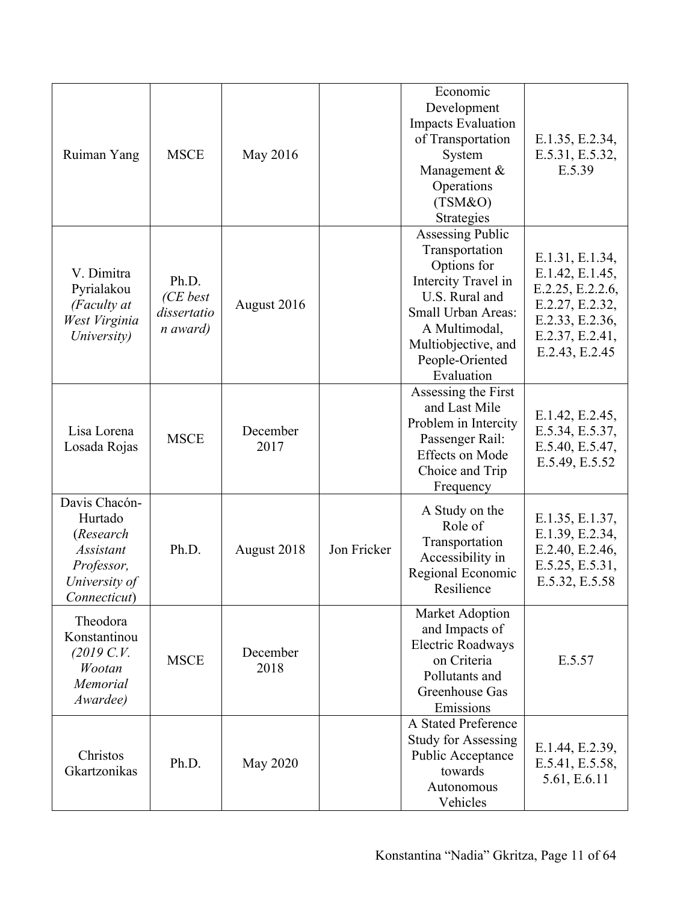| Ruiman Yang | MSCE | May 2016 | | Economic Development Impacts Evaluation of Transportation System Management & Operations (TSM&O) Strategies | E.1.35, E.2.34, E.5.31, E.5.32, E.5.39 |
|---|---|---|---|---|---|
| V. Dimitra Pyrialakou *(Faculty at West Virginia University)* | Ph.D. *(CE best dissertation award)* | August 2016 | | Assessing Public Transportation Options for Intercity Travel in U.S. Rural and Small Urban Areas: A Multimodal, Multiobjective, and People-Oriented Evaluation | E.1.31, E.1.34, E.1.42, E.1.45, E.2.25, E.2.2.6, E.2.27, E.2.32, E.2.33, E.2.36, E.2.37, E.2.41, E.2.43, E.2.45 |
| Lisa Lorena Losada Rojas | MSCE | December 2017 | | Assessing the First and Last Mile Problem in Intercity Passenger Rail: Effects on Mode Choice and Trip Frequency | E.1.42, E.2.45, E.5.34, E.5.37, E.5.40, E.5.47, E.5.49, E.5.52 |
| Davis Chacón-Hurtado (*Research Assistant Professor, University of Connecticut*) | Ph.D. | August 2018 | Jon Fricker | A Study on the Role of Transportation Accessibility in Regional Economic Resilience | E.1.35, E.1.37, E.1.39, E.2.34, E.2.40, E.2.46, E.5.25, E.5.31, E.5.32, E.5.58 |
| Theodora Konstantinou *(2019 C.V. Wootan Memorial Awardee)* | MSCE | December 2018 | | Market Adoption and Impacts of Electric Roadways on Criteria Pollutants and Greenhouse Gas Emissions | E.5.57 |
| Christos Gkartzonikas | Ph.D. | May 2020 | | A Stated Preference Study for Assessing Public Acceptance towards Autonomous Vehicles | E.1.44, E.2.39, E.5.41, E.5.58, 5.61, E.6.11 |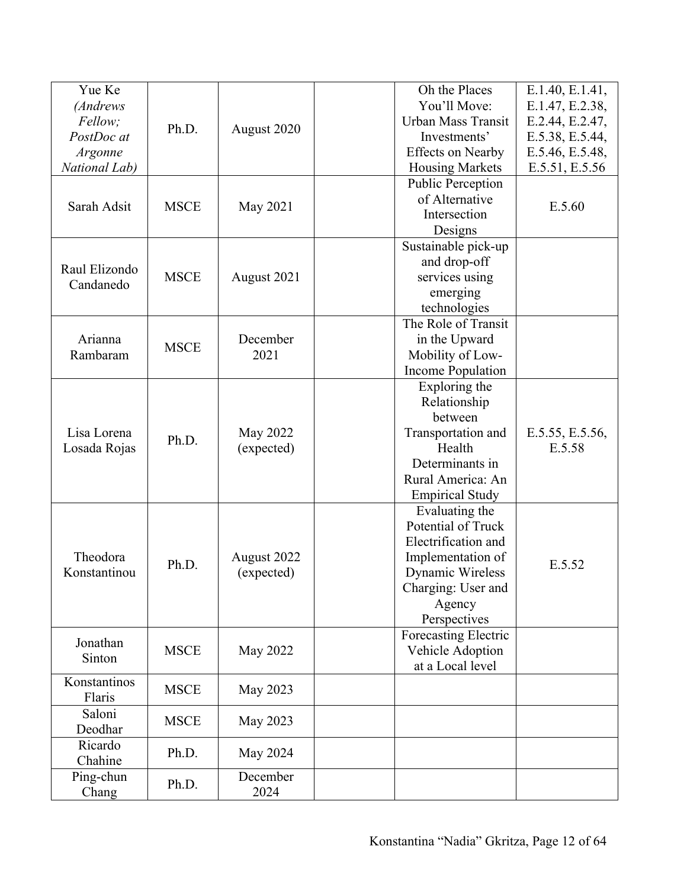| | | | | | |
|---|---|---|---|---|---|
| Yue Ke *(Andrews Fellow; PostDoc at Argonne National Lab)* | Ph.D. | August 2020 | | Oh the Places You'll Move: Urban Mass Transit Investments' Effects on Nearby Housing Markets | E.1.40, E.1.41, E.1.47, E.2.38, E.2.44, E.2.47, E.5.38, E.5.44, E.5.46, E.5.48, E.5.51, E.5.56 |
| Sarah Adsit | MSCE | May 2021 | | Public Perception of Alternative Intersection Designs | E.5.60 |
| Raul Elizondo Candanedo | MSCE | August 2021 | | Sustainable pick-up and drop-off services using emerging technologies | |
| Arianna Rambaram | MSCE | December 2021 | | The Role of Transit in the Upward Mobility of Low-Income Population | |
| Lisa Lorena Losada Rojas | Ph.D. | May 2022 (expected) | | Exploring the Relationship between Transportation and Health Determinants in Rural America: An Empirical Study | E.5.55, E.5.56, E.5.58 |
| Theodora Konstantinou | Ph.D. | August 2022 (expected) | | Evaluating the Potential of Truck Electrification and Implementation of Dynamic Wireless Charging: User and Agency Perspectives | E.5.52 |
| Jonathan Sinton | MSCE | May 2022 | | Forecasting Electric Vehicle Adoption at a Local level | |
| Konstantinos Flaris | MSCE | May 2023 | | | |
| Saloni Deodhar | MSCE | May 2023 | | | |
| Ricardo Chahine | Ph.D. | May 2024 | | | |
| Ping-chun Chang | Ph.D. | December 2024 | | | |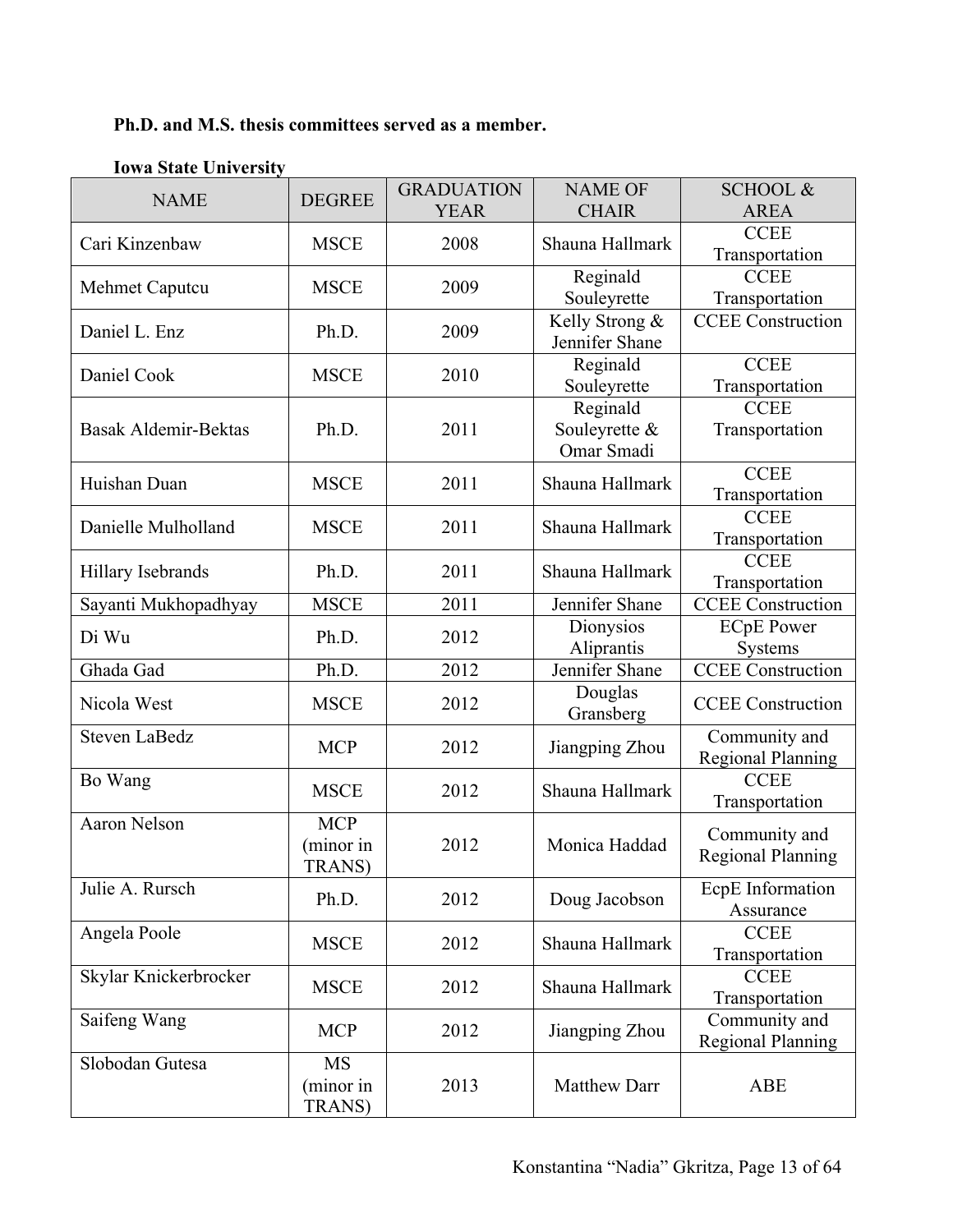**Ph.D. and M.S. thesis committees served as a member.**

**Iowa State University**

| NAME | DEGREE | GRADUATION YEAR | NAME OF CHAIR | SCHOOL & AREA |
|---|---|---|---|---|
| Cari Kinzenbaw | MSCE | 2008 | Shauna Hallmark | CCEE Transportation |
| Mehmet Caputcu | MSCE | 2009 | Reginald Souleyrette | CCEE Transportation |
| Daniel L. Enz | Ph.D. | 2009 | Kelly Strong & Jennifer Shane | CCEE Construction |
| Daniel Cook | MSCE | 2010 | Reginald Souleyrette | CCEE Transportation |
| Basak Aldemir-Bektas | Ph.D. | 2011 | Reginald Souleyrette & Omar Smadi | CCEE Transportation |
| Huishan Duan | MSCE | 2011 | Shauna Hallmark | CCEE Transportation |
| Danielle Mulholland | MSCE | 2011 | Shauna Hallmark | CCEE Transportation |
| Hillary Isebrands | Ph.D. | 2011 | Shauna Hallmark | CCEE Transportation |
| Sayanti Mukhopadhyay | MSCE | 2011 | Jennifer Shane | CCEE Construction |
| Di Wu | Ph.D. | 2012 | Dionysios Aliprantis | ECpE Power Systems |
| Ghada Gad | Ph.D. | 2012 | Jennifer Shane | CCEE Construction |
| Nicola West | MSCE | 2012 | Douglas Gransberg | CCEE Construction |
| Steven LaBedz | MCP | 2012 | Jiangping Zhou | Community and Regional Planning |
| Bo Wang | MSCE | 2012 | Shauna Hallmark | CCEE Transportation |
| Aaron Nelson | MCP (minor in TRANS) | 2012 | Monica Haddad | Community and Regional Planning |
| Julie A. Rursch | Ph.D. | 2012 | Doug Jacobson | EcpE Information Assurance |
| Angela Poole | MSCE | 2012 | Shauna Hallmark | CCEE Transportation |
| Skylar Knickerbrocker | MSCE | 2012 | Shauna Hallmark | CCEE Transportation |
| Saifeng Wang | MCP | 2012 | Jiangping Zhou | Community and Regional Planning |
| Slobodan Gutesa | MS (minor in TRANS) | 2013 | Matthew Darr | ABE |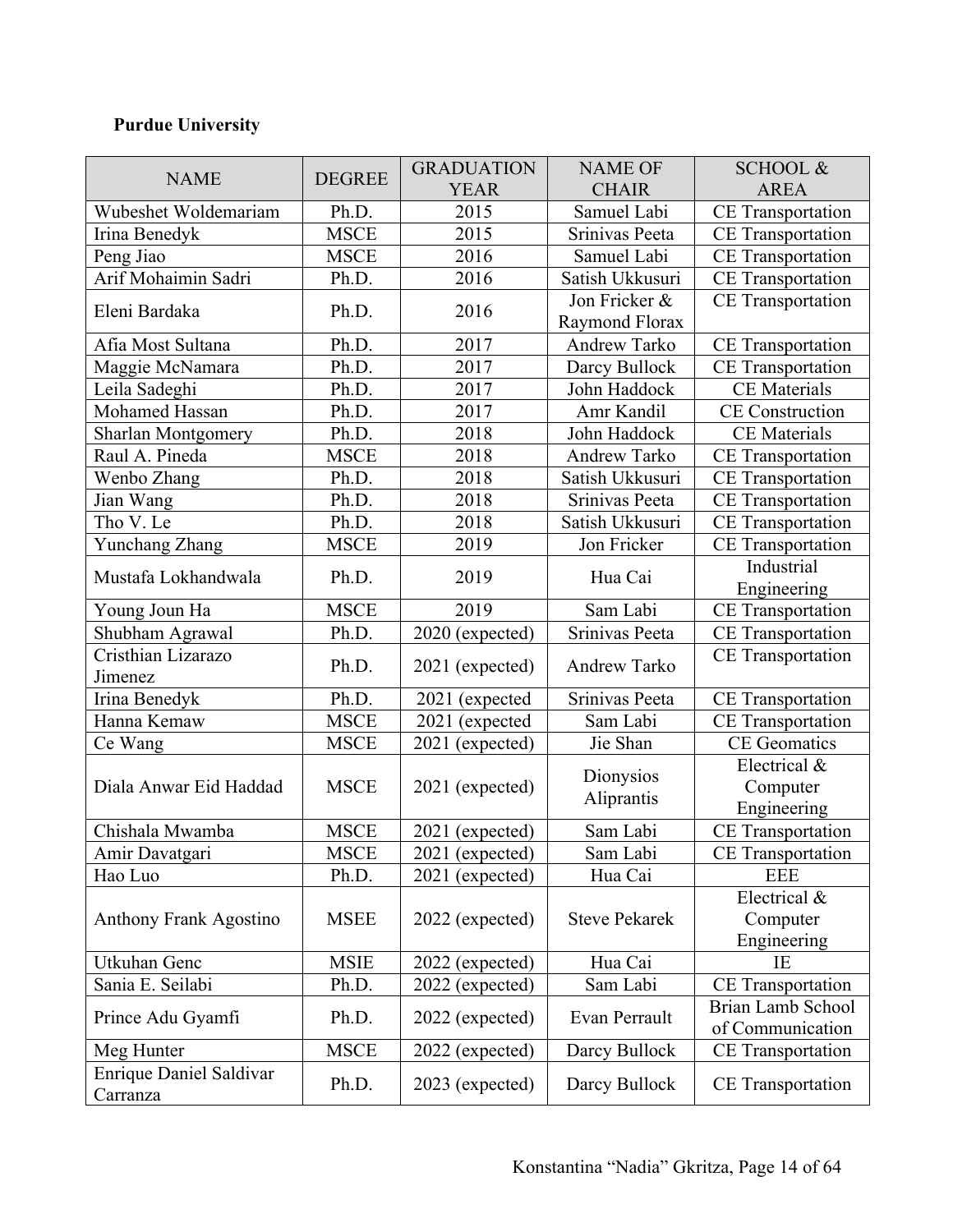**Purdue University**

| NAME | DEGREE | GRADUATION YEAR | NAME OF CHAIR | SCHOOL & AREA |
|---|---|---|---|---|
| Wubeshet Woldemariam | Ph.D. | 2015 | Samuel Labi | CE Transportation |
| Irina Benedyk | MSCE | 2015 | Srinivas Peeta | CE Transportation |
| Peng Jiao | MSCE | 2016 | Samuel Labi | CE Transportation |
| Arif Mohaimin Sadri | Ph.D. | 2016 | Satish Ukkusuri | CE Transportation |
| Eleni Bardaka | Ph.D. | 2016 | Jon Fricker & Raymond Florax | CE Transportation |
| Afia Most Sultana | Ph.D. | 2017 | Andrew Tarko | CE Transportation |
| Maggie McNamara | Ph.D. | 2017 | Darcy Bullock | CE Transportation |
| Leila Sadeghi | Ph.D. | 2017 | John Haddock | CE Materials |
| Mohamed Hassan | Ph.D. | 2017 | Amr Kandil | CE Construction |
| Sharlan Montgomery | Ph.D. | 2018 | John Haddock | CE Materials |
| Raul A. Pineda | MSCE | 2018 | Andrew Tarko | CE Transportation |
| Wenbo Zhang | Ph.D. | 2018 | Satish Ukkusuri | CE Transportation |
| Jian Wang | Ph.D. | 2018 | Srinivas Peeta | CE Transportation |
| Tho V. Le | Ph.D. | 2018 | Satish Ukkusuri | CE Transportation |
| Yunchang Zhang | MSCE | 2019 | Jon Fricker | CE Transportation |
| Mustafa Lokhandwala | Ph.D. | 2019 | Hua Cai | Industrial Engineering |
| Young Joun Ha | MSCE | 2019 | Sam Labi | CE Transportation |
| Shubham Agrawal | Ph.D. | 2020 (expected) | Srinivas Peeta | CE Transportation |
| Cristhian Lizarazo Jimenez | Ph.D. | 2021 (expected) | Andrew Tarko | CE Transportation |
| Irina Benedyk | Ph.D. | 2021 (expected | Srinivas Peeta | CE Transportation |
| Hanna Kemaw | MSCE | 2021 (expected | Sam Labi | CE Transportation |
| Ce Wang | MSCE | 2021 (expected) | Jie Shan | CE Geomatics |
| Diala Anwar Eid Haddad | MSCE | 2021 (expected) | Dionysios Aliprantis | Electrical & Computer Engineering |
| Chishala Mwamba | MSCE | 2021 (expected) | Sam Labi | CE Transportation |
| Amir Davatgari | MSCE | 2021 (expected) | Sam Labi | CE Transportation |
| Hao Luo | Ph.D. | 2021 (expected) | Hua Cai | EEE |
| Anthony Frank Agostino | MSEE | 2022 (expected) | Steve Pekarek | Electrical & Computer Engineering |
| Utkuhan Genc | MSIE | 2022 (expected) | Hua Cai | IE |
| Sania E. Seilabi | Ph.D. | 2022 (expected) | Sam Labi | CE Transportation |
| Prince Adu Gyamfi | Ph.D. | 2022 (expected) | Evan Perrault | Brian Lamb School of Communication |
| Meg Hunter | MSCE | 2022 (expected) | Darcy Bullock | CE Transportation |
| Enrique Daniel Saldivar Carranza | Ph.D. | 2023 (expected) | Darcy Bullock | CE Transportation |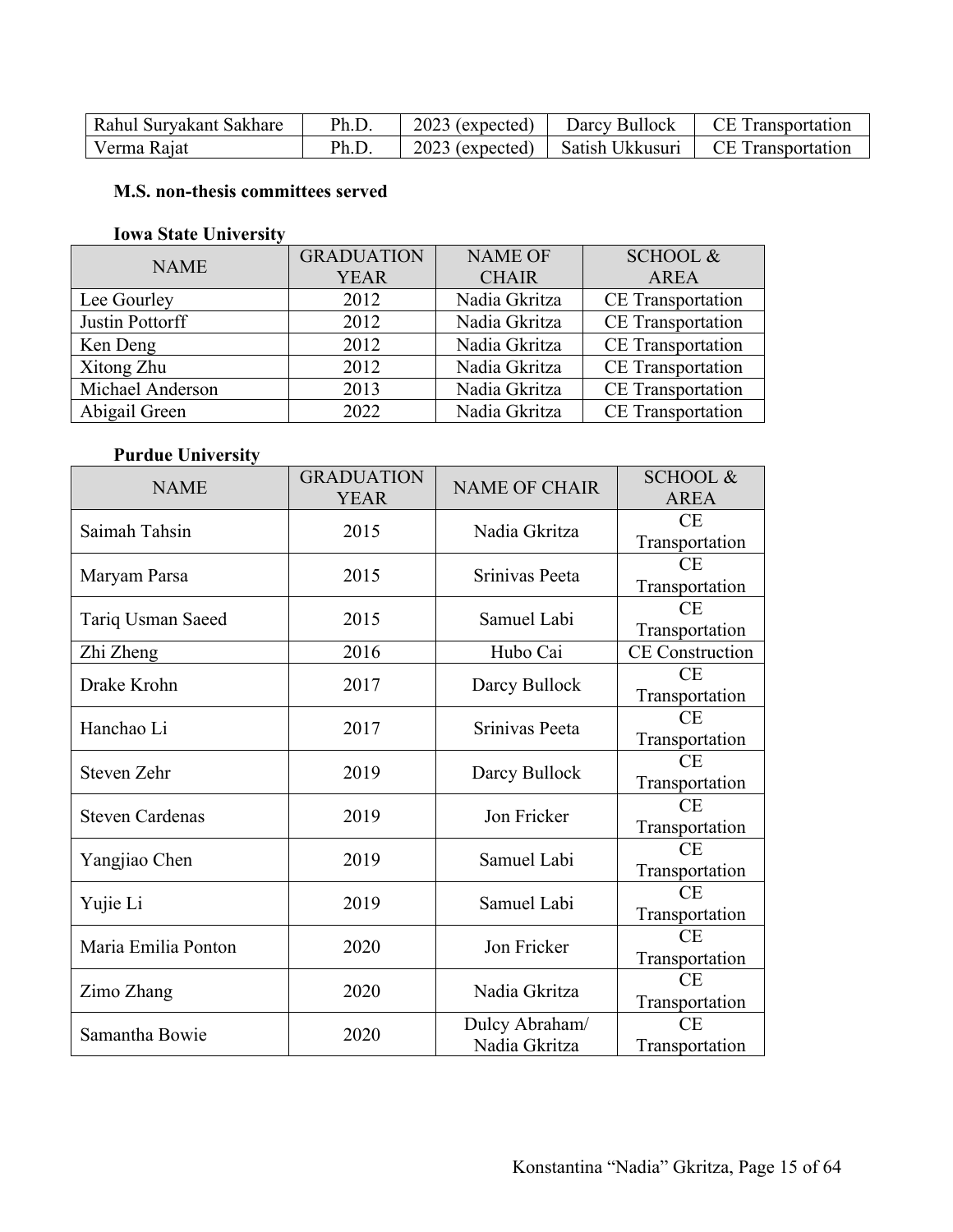| Rahul Suryakant Sakhare | Ph.D. | 2023 (expected) | Darcy Bullock | CE Transportation |
|---|---|---|---|---|
| Verma Rajat | Ph.D. | 2023 (expected) | Satish Ukkusuri | CE Transportation |

**M.S. non-thesis committees served**

**Iowa State University**

| NAME | GRADUATION YEAR | NAME OF CHAIR | SCHOOL & AREA |
|---|---|---|---|
| Lee Gourley | 2012 | Nadia Gkritza | CE Transportation |
| Justin Pottorff | 2012 | Nadia Gkritza | CE Transportation |
| Ken Deng | 2012 | Nadia Gkritza | CE Transportation |
| Xitong Zhu | 2012 | Nadia Gkritza | CE Transportation |
| Michael Anderson | 2013 | Nadia Gkritza | CE Transportation |
| Abigail Green | 2022 | Nadia Gkritza | CE Transportation |

**Purdue University**

| NAME | GRADUATION YEAR | NAME OF CHAIR | SCHOOL & AREA |
|---|---|---|---|
| Saimah Tahsin | 2015 | Nadia Gkritza | CE Transportation |
| Maryam Parsa | 2015 | Srinivas Peeta | CE Transportation |
| Tariq Usman Saeed | 2015 | Samuel Labi | CE Transportation |
| Zhi Zheng | 2016 | Hubo Cai | CE Construction |
| Drake Krohn | 2017 | Darcy Bullock | CE Transportation |
| Hanchao Li | 2017 | Srinivas Peeta | CE Transportation |
| Steven Zehr | 2019 | Darcy Bullock | CE Transportation |
| Steven Cardenas | 2019 | Jon Fricker | CE Transportation |
| Yangjiao Chen | 2019 | Samuel Labi | CE Transportation |
| Yujie Li | 2019 | Samuel Labi | CE Transportation |
| Maria Emilia Ponton | 2020 | Jon Fricker | CE Transportation |
| Zimo Zhang | 2020 | Nadia Gkritza | CE Transportation |
| Samantha Bowie | 2020 | Dulcy Abraham/ Nadia Gkritza | CE Transportation |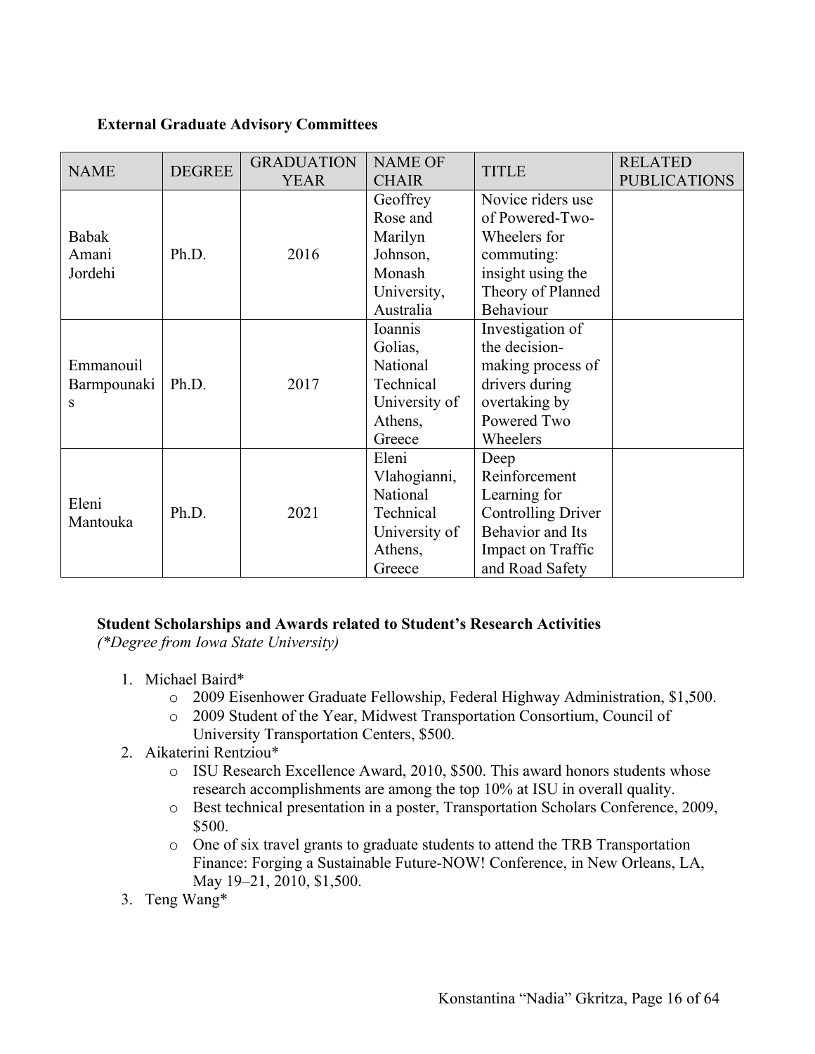**External Graduate Advisory Committees**

| NAME | DEGREE | GRADUATION YEAR | NAME OF CHAIR | TITLE | RELATED PUBLICATIONS |
|---|---|---|---|---|---|
| Babak Amani Jordehi | Ph.D. | 2016 | Geoffrey Rose and Marilyn Johnson, Monash University, Australia | Novice riders use of Powered-Two-Wheelers for commuting: insight using the Theory of Planned Behaviour | |
| Emmanouil Barmpounakis | Ph.D. | 2017 | Ioannis Golias, National Technical University of Athens, Greece | Investigation of the decision-making process of drivers during overtaking by Powered Two Wheelers | |
| Eleni Mantouka | Ph.D. | 2021 | Eleni Vlahogianni, National Technical University of Athens, Greece | Deep Reinforcement Learning for Controlling Driver Behavior and Its Impact on Traffic and Road Safety | |

**Student Scholarships and Awards related to Student's Research Activities**
*(\*Degree from Iowa State University)*

1. Michael Baird*
    - 2009 Eisenhower Graduate Fellowship, Federal Highway Administration, $1,500.
    - 2009 Student of the Year, Midwest Transportation Consortium, Council of University Transportation Centers, $500.
2. Aikaterini Rentziou*
    - ISU Research Excellence Award, 2010, $500. This award honors students whose research accomplishments are among the top 10% at ISU in overall quality.
    - Best technical presentation in a poster, Transportation Scholars Conference, 2009, $500.
    - One of six travel grants to graduate students to attend the TRB Transportation Finance: Forging a Sustainable Future-NOW! Conference, in New Orleans, LA, May 19–21, 2010, $1,500.
3. Teng Wang*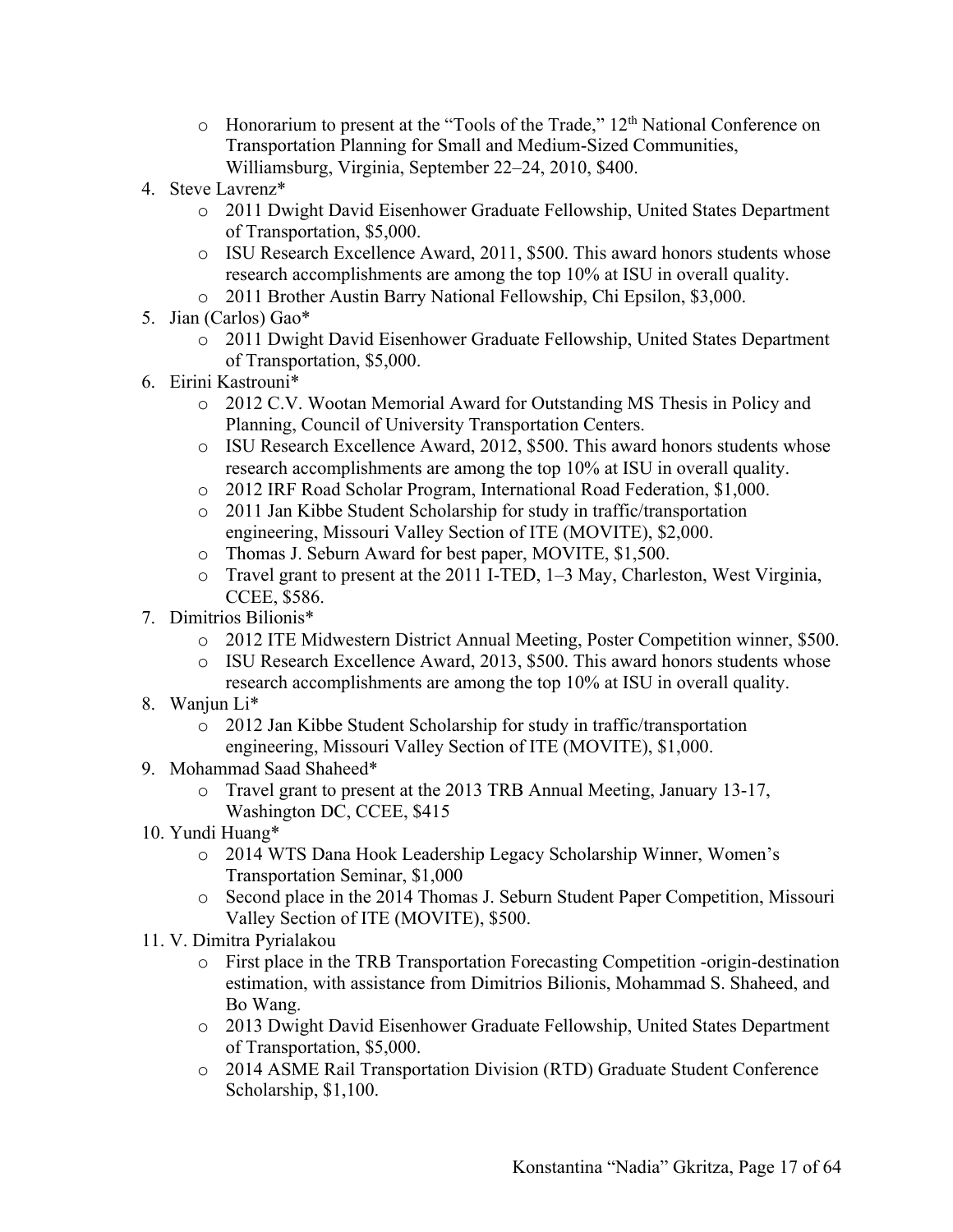- Honorarium to present at the "Tools of the Trade," 12th National Conference on Transportation Planning for Small and Medium-Sized Communities, Williamsburg, Virginia, September 22–24, 2010, $400.

4. Steve Lavrenz*
   - 2011 Dwight David Eisenhower Graduate Fellowship, United States Department of Transportation, $5,000.
   - ISU Research Excellence Award, 2011, $500. This award honors students whose research accomplishments are among the top 10% at ISU in overall quality.
   - 2011 Brother Austin Barry National Fellowship, Chi Epsilon, $3,000.
5. Jian (Carlos) Gao*
   - 2011 Dwight David Eisenhower Graduate Fellowship, United States Department of Transportation, $5,000.
6. Eirini Kastrouni*
   - 2012 C.V. Wootan Memorial Award for Outstanding MS Thesis in Policy and Planning, Council of University Transportation Centers.
   - ISU Research Excellence Award, 2012, $500. This award honors students whose research accomplishments are among the top 10% at ISU in overall quality.
   - 2012 IRF Road Scholar Program, International Road Federation, $1,000.
   - 2011 Jan Kibbe Student Scholarship for study in traffic/transportation engineering, Missouri Valley Section of ITE (MOVITE), $2,000.
   - Thomas J. Seburn Award for best paper, MOVITE, $1,500.
   - Travel grant to present at the 2011 I-TED, 1–3 May, Charleston, West Virginia, CCEE, $586.
7. Dimitrios Bilionis*
   - 2012 ITE Midwestern District Annual Meeting, Poster Competition winner, $500.
   - ISU Research Excellence Award, 2013, $500. This award honors students whose research accomplishments are among the top 10% at ISU in overall quality.
8. Wanjun Li*
   - 2012 Jan Kibbe Student Scholarship for study in traffic/transportation engineering, Missouri Valley Section of ITE (MOVITE), $1,000.
9. Mohammad Saad Shaheed*
   - Travel grant to present at the 2013 TRB Annual Meeting, January 13-17, Washington DC, CCEE, $415
10. Yundi Huang*
    - 2014 WTS Dana Hook Leadership Legacy Scholarship Winner, Women's Transportation Seminar, $1,000
    - Second place in the 2014 Thomas J. Seburn Student Paper Competition, Missouri Valley Section of ITE (MOVITE), $500.
11. V. Dimitra Pyrialakou
    - First place in the TRB Transportation Forecasting Competition -origin-destination estimation, with assistance from Dimitrios Bilionis, Mohammad S. Shaheed, and Bo Wang.
    - 2013 Dwight David Eisenhower Graduate Fellowship, United States Department of Transportation, $5,000.
    - 2014 ASME Rail Transportation Division (RTD) Graduate Student Conference Scholarship, $1,100.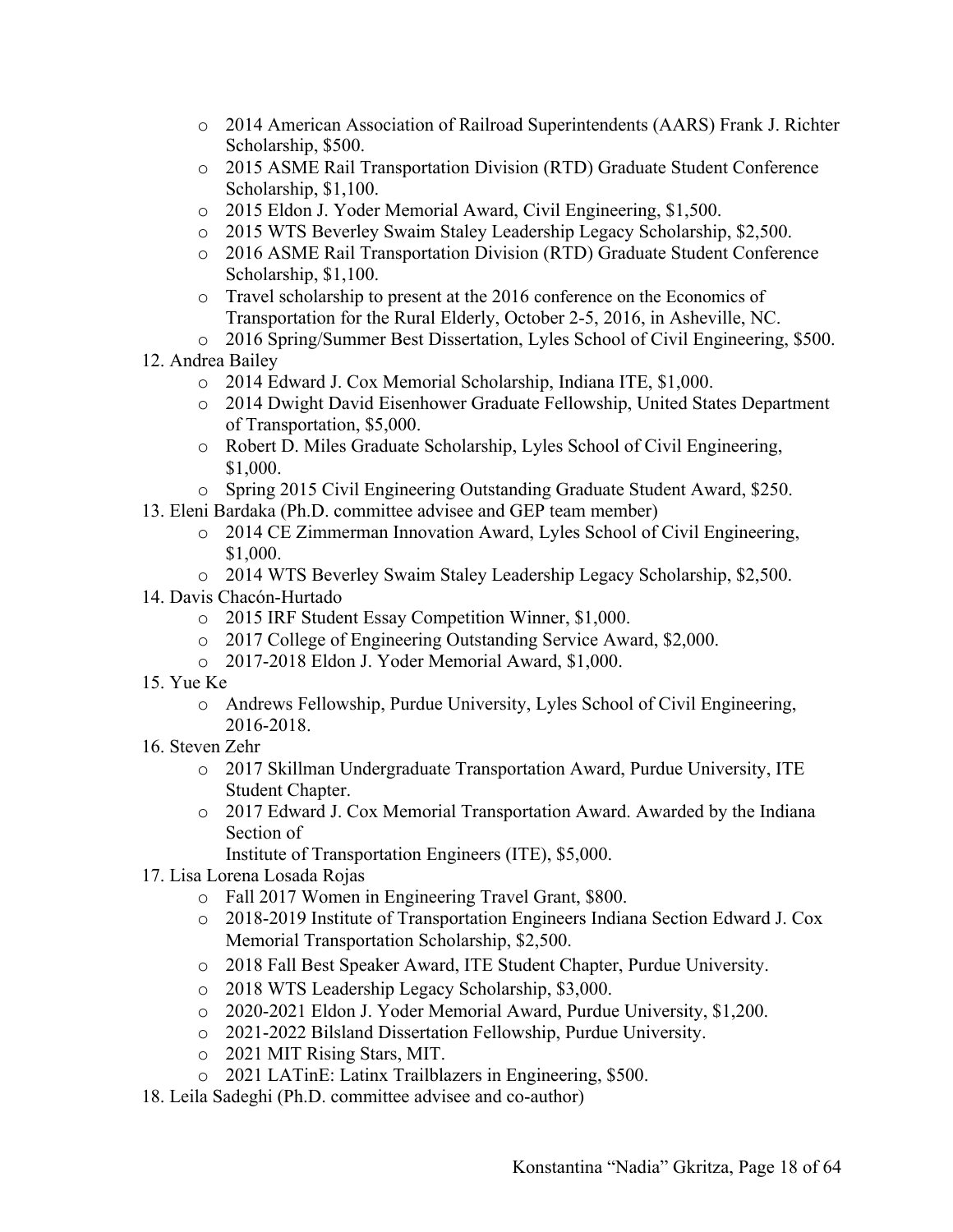- 2014 American Association of Railroad Superintendents (AARS) Frank J. Richter Scholarship, $500.
    - 2015 ASME Rail Transportation Division (RTD) Graduate Student Conference Scholarship, $1,100.
    - 2015 Eldon J. Yoder Memorial Award, Civil Engineering, $1,500.
    - 2015 WTS Beverley Swaim Staley Leadership Legacy Scholarship, $2,500.
    - 2016 ASME Rail Transportation Division (RTD) Graduate Student Conference Scholarship, $1,100.
    - Travel scholarship to present at the 2016 conference on the Economics of Transportation for the Rural Elderly, October 2-5, 2016, in Asheville, NC.
    - 2016 Spring/Summer Best Dissertation, Lyles School of Civil Engineering, $500.

12. Andrea Bailey
    - 2014 Edward J. Cox Memorial Scholarship, Indiana ITE, $1,000.
    - 2014 Dwight David Eisenhower Graduate Fellowship, United States Department of Transportation, $5,000.
    - Robert D. Miles Graduate Scholarship, Lyles School of Civil Engineering, $1,000.
    - Spring 2015 Civil Engineering Outstanding Graduate Student Award, $250.
13. Eleni Bardaka (Ph.D. committee advisee and GEP team member)
    - 2014 CE Zimmerman Innovation Award, Lyles School of Civil Engineering, $1,000.
    - 2014 WTS Beverley Swaim Staley Leadership Legacy Scholarship, $2,500.
14. Davis Chacón-Hurtado
    - 2015 IRF Student Essay Competition Winner, $1,000.
    - 2017 College of Engineering Outstanding Service Award, $2,000.
    - 2017-2018 Eldon J. Yoder Memorial Award, $1,000.
15. Yue Ke
    - Andrews Fellowship, Purdue University, Lyles School of Civil Engineering, 2016-2018.
16. Steven Zehr
    - 2017 Skillman Undergraduate Transportation Award, Purdue University, ITE Student Chapter.
    - 2017 Edward J. Cox Memorial Transportation Award. Awarded by the Indiana Section of
      Institute of Transportation Engineers (ITE), $5,000.
17. Lisa Lorena Losada Rojas
    - Fall 2017 Women in Engineering Travel Grant, $800.
    - 2018-2019 Institute of Transportation Engineers Indiana Section Edward J. Cox Memorial Transportation Scholarship, $2,500.
    - 2018 Fall Best Speaker Award, ITE Student Chapter, Purdue University.
    - 2018 WTS Leadership Legacy Scholarship, $3,000.
    - 2020-2021 Eldon J. Yoder Memorial Award, Purdue University, $1,200.
    - 2021-2022 Bilsland Dissertation Fellowship, Purdue University.
    - 2021 MIT Rising Stars, MIT.
    - 2021 LATinE: Latinx Trailblazers in Engineering, $500.
18. Leila Sadeghi (Ph.D. committee advisee and co-author)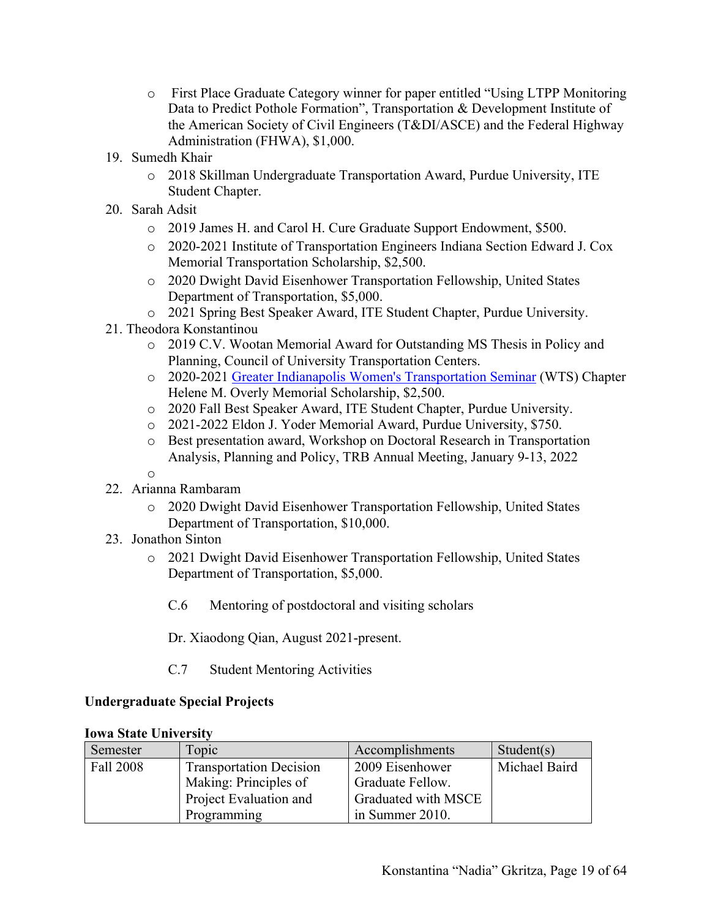- First Place Graduate Category winner for paper entitled "Using LTPP Monitoring Data to Predict Pothole Formation", Transportation & Development Institute of the American Society of Civil Engineers (T&DI/ASCE) and the Federal Highway Administration (FHWA), $1,000.

19. Sumedh Khair
    - 2018 Skillman Undergraduate Transportation Award, Purdue University, ITE Student Chapter.
20. Sarah Adsit
    - 2019 James H. and Carol H. Cure Graduate Support Endowment, $500.
    - 2020-2021 Institute of Transportation Engineers Indiana Section Edward J. Cox Memorial Transportation Scholarship, $2,500.
    - 2020 Dwight David Eisenhower Transportation Fellowship, United States Department of Transportation, $5,000.
    - 2021 Spring Best Speaker Award, ITE Student Chapter, Purdue University.
21. Theodora Konstantinou
    - 2019 C.V. Wootan Memorial Award for Outstanding MS Thesis in Policy and Planning, Council of University Transportation Centers.
    - 2020-2021 Greater Indianapolis Women's Transportation Seminar (WTS) Chapter Helene M. Overly Memorial Scholarship, $2,500.
    - 2020 Fall Best Speaker Award, ITE Student Chapter, Purdue University.
    - 2021-2022 Eldon J. Yoder Memorial Award, Purdue University, $750.
    - Best presentation award, Workshop on Doctoral Research in Transportation Analysis, Planning and Policy, TRB Annual Meeting, January 9-13, 2022
    - 
22. Arianna Rambaram
    - 2020 Dwight David Eisenhower Transportation Fellowship, United States Department of Transportation, $10,000.
23. Jonathon Sinton
    - 2021 Dwight David Eisenhower Transportation Fellowship, United States Department of Transportation, $5,000.

C.6 Mentoring of postdoctoral and visiting scholars

Dr. Xiaodong Qian, August 2021-present.

C.7 Student Mentoring Activities

**Undergraduate Special Projects**

**Iowa State University**

| Semester | Topic | Accomplishments | Student(s) |
|---|---|---|---|
| Fall 2008 | Transportation Decision Making: Principles of Project Evaluation and Programming | 2009 Eisenhower Graduate Fellow. Graduated with MSCE in Summer 2010. | Michael Baird |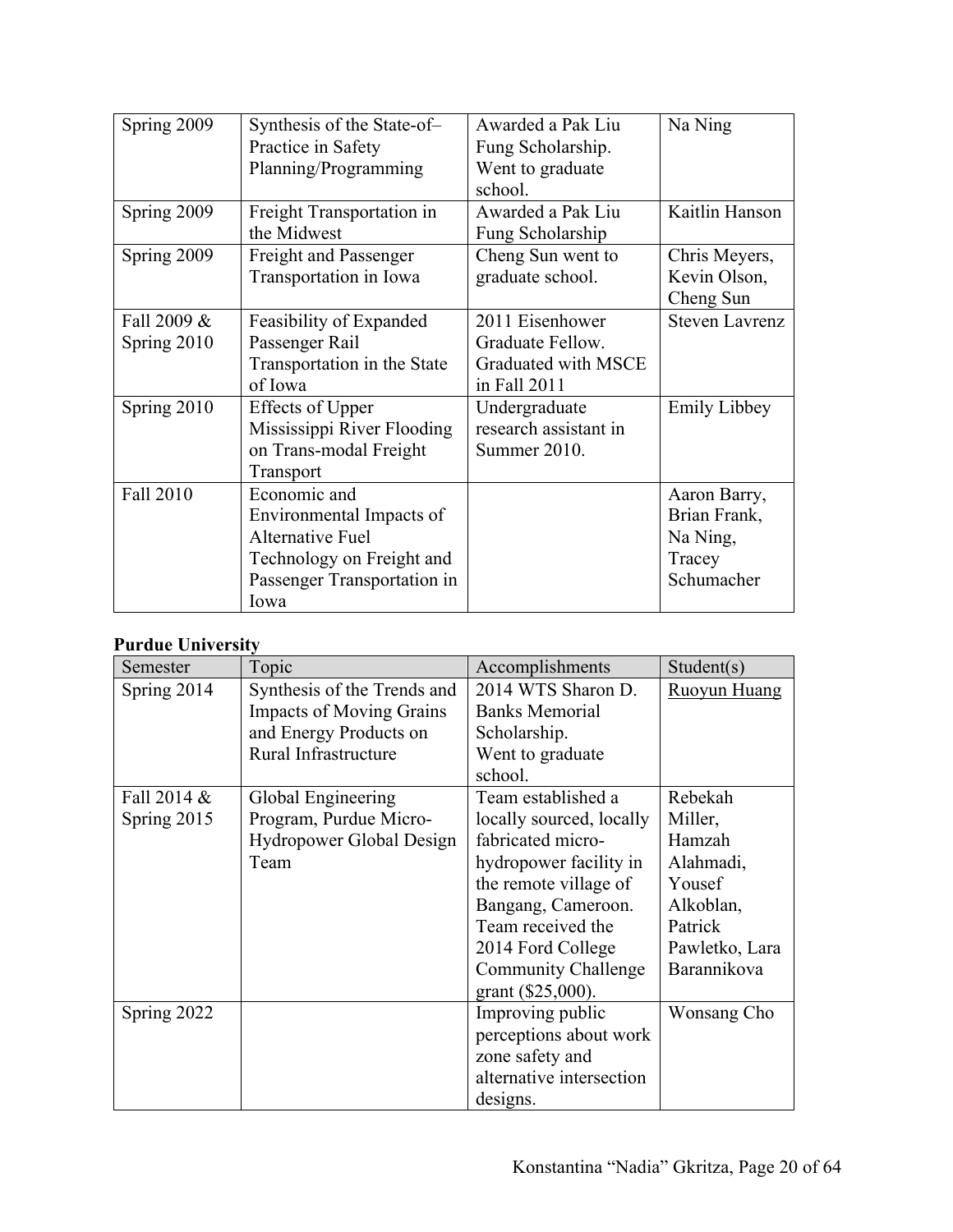| | | | |
|---|---|---|---|
| Spring 2009 | Synthesis of the State-of–Practice in Safety Planning/Programming | Awarded a Pak Liu Fung Scholarship. Went to graduate school. | Na Ning |
| Spring 2009 | Freight Transportation in the Midwest | Awarded a Pak Liu Fung Scholarship | Kaitlin Hanson |
| Spring 2009 | Freight and Passenger Transportation in Iowa | Cheng Sun went to graduate school. | Chris Meyers, Kevin Olson, Cheng Sun |
| Fall 2009 & Spring 2010 | Feasibility of Expanded Passenger Rail Transportation in the State of Iowa | 2011 Eisenhower Graduate Fellow. Graduated with MSCE in Fall 2011 | Steven Lavrenz |
| Spring 2010 | Effects of Upper Mississippi River Flooding on Trans-modal Freight Transport | Undergraduate research assistant in Summer 2010. | Emily Libbey |
| Fall 2010 | Economic and Environmental Impacts of Alternative Fuel Technology on Freight and Passenger Transportation in Iowa | | Aaron Barry, Brian Frank, Na Ning, Tracey Schumacher |

**Purdue University**

| Semester | Topic | Accomplishments | Student(s) |
|---|---|---|---|
| Spring 2014 | Synthesis of the Trends and Impacts of Moving Grains and Energy Products on Rural Infrastructure | 2014 WTS Sharon D. Banks Memorial Scholarship. Went to graduate school. | Ruoyun Huang |
| Fall 2014 & Spring 2015 | Global Engineering Program, Purdue Micro-Hydropower Global Design Team | Team established a locally sourced, locally fabricated micro-hydropower facility in the remote village of Bangang, Cameroon. Team received the 2014 Ford College Community Challenge grant ($25,000). | Rebekah Miller, Hamzah Alahmadi, Yousef Alkoblan, Patrick Pawletko, Lara Barannikova |
| Spring 2022 | | Improving public perceptions about work zone safety and alternative intersection designs. | Wonsang Cho |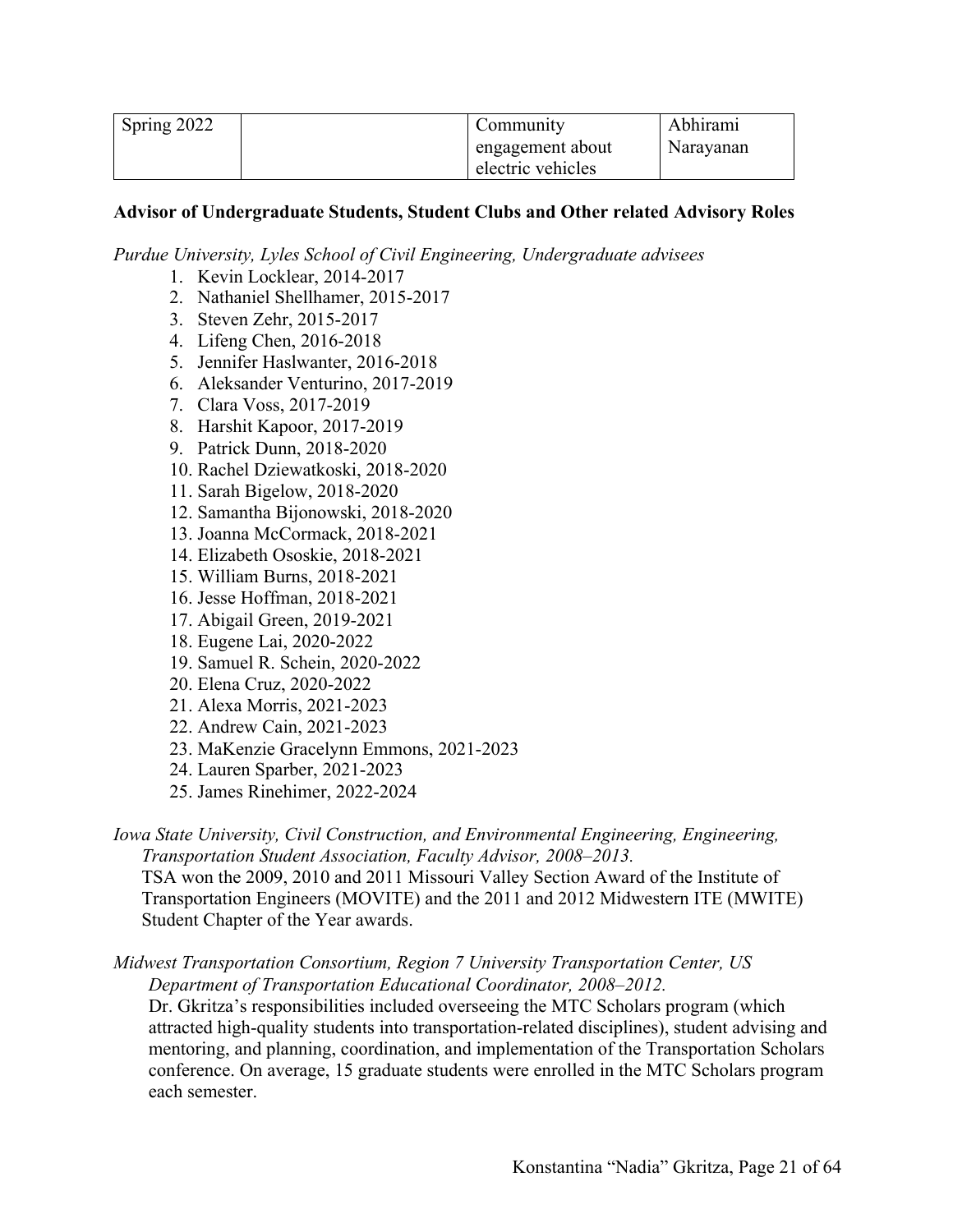| Spring 2022 | | Community engagement about electric vehicles | Abhirami Narayanan |
|---|---|---|---|

**Advisor of Undergraduate Students, Student Clubs and Other related Advisory Roles**

*Purdue University, Lyles School of Civil Engineering, Undergraduate advisees*

1. Kevin Locklear, 2014-2017
2. Nathaniel Shellhamer, 2015-2017
3. Steven Zehr, 2015-2017
4. Lifeng Chen, 2016-2018
5. Jennifer Haslwanter, 2016-2018
6. Aleksander Venturino, 2017-2019
7. Clara Voss, 2017-2019
8. Harshit Kapoor, 2017-2019
9. Patrick Dunn, 2018-2020
10. Rachel Dziewatkoski, 2018-2020
11. Sarah Bigelow, 2018-2020
12. Samantha Bijonowski, 2018-2020
13. Joanna McCormack, 2018-2021
14. Elizabeth Ososkie, 2018-2021
15. William Burns, 2018-2021
16. Jesse Hoffman, 2018-2021
17. Abigail Green, 2019-2021
18. Eugene Lai, 2020-2022
19. Samuel R. Schein, 2020-2022
20. Elena Cruz, 2020-2022
21. Alexa Morris, 2021-2023
22. Andrew Cain, 2021-2023
23. MaKenzie Gracelynn Emmons, 2021-2023
24. Lauren Sparber, 2021-2023
25. James Rinehimer, 2022-2024

*Iowa State University, Civil Construction, and Environmental Engineering, Engineering, Transportation Student Association, Faculty Advisor, 2008–2013.*
TSA won the 2009, 2010 and 2011 Missouri Valley Section Award of the Institute of Transportation Engineers (MOVITE) and the 2011 and 2012 Midwestern ITE (MWITE) Student Chapter of the Year awards.

*Midwest Transportation Consortium, Region 7 University Transportation Center, US Department of Transportation Educational Coordinator, 2008–2012.*
Dr. Gkritza's responsibilities included overseeing the MTC Scholars program (which attracted high-quality students into transportation-related disciplines), student advising and mentoring, and planning, coordination, and implementation of the Transportation Scholars conference. On average, 15 graduate students were enrolled in the MTC Scholars program each semester.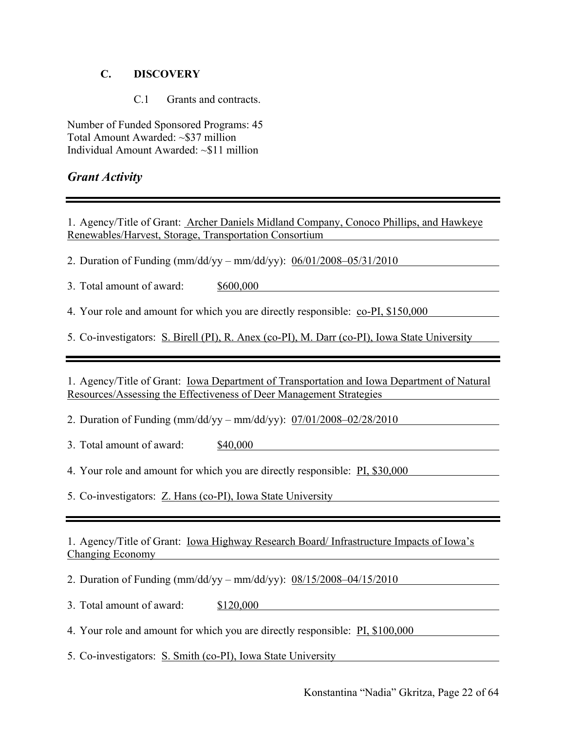### C. DISCOVERY

C.1 Grants and contracts.

Number of Funded Sponsored Programs: 45
Total Amount Awarded: ~\$37 million
Individual Amount Awarded: ~\$11 million

## *Grant Activity*

---

1. Agency/Title of Grant: Archer Daniels Midland Company, Conoco Phillips, and Hawkeye Renewables/Harvest, Storage, Transportation Consortium

2. Duration of Funding (mm/dd/yy – mm/dd/yy): 06/01/2008–05/31/2010

3. Total amount of award: \$600,000

4. Your role and amount for which you are directly responsible: co-PI, \$150,000

5. Co-investigators: S. Birell (PI), R. Anex (co-PI), M. Darr (co-PI), Iowa State University

---

1. Agency/Title of Grant: Iowa Department of Transportation and Iowa Department of Natural Resources/Assessing the Effectiveness of Deer Management Strategies

2. Duration of Funding (mm/dd/yy – mm/dd/yy): 07/01/2008–02/28/2010

3. Total amount of award: \$40,000

4. Your role and amount for which you are directly responsible: PI, \$30,000

5. Co-investigators: Z. Hans (co-PI), Iowa State University

---

1. Agency/Title of Grant: Iowa Highway Research Board/ Infrastructure Impacts of Iowa's Changing Economy

2. Duration of Funding (mm/dd/yy – mm/dd/yy): 08/15/2008–04/15/2010

3. Total amount of award: \$120,000

4. Your role and amount for which you are directly responsible: PI, \$100,000

5. Co-investigators: S. Smith (co-PI), Iowa State University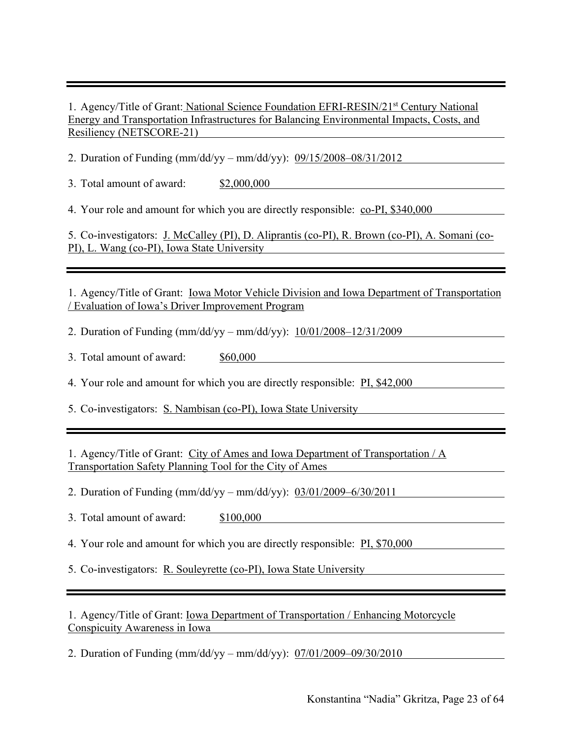---

1. Agency/Title of Grant: National Science Foundation EFRI-RESIN/21st Century National Energy and Transportation Infrastructures for Balancing Environmental Impacts, Costs, and Resiliency (NETSCORE-21)

2. Duration of Funding (mm/dd/yy – mm/dd/yy): 09/15/2008–08/31/2012

3. Total amount of award: $2,000,000

4. Your role and amount for which you are directly responsible: co-PI, $340,000

5. Co-investigators: J. McCalley (PI), D. Aliprantis (co-PI), R. Brown (co-PI), A. Somani (co-PI), L. Wang (co-PI), Iowa State University

---

1. Agency/Title of Grant: Iowa Motor Vehicle Division and Iowa Department of Transportation / Evaluation of Iowa's Driver Improvement Program

2. Duration of Funding (mm/dd/yy – mm/dd/yy): 10/01/2008–12/31/2009

3. Total amount of award: $60,000

4. Your role and amount for which you are directly responsible: PI, $42,000

5. Co-investigators: S. Nambisan (co-PI), Iowa State University

---

1. Agency/Title of Grant: City of Ames and Iowa Department of Transportation / A Transportation Safety Planning Tool for the City of Ames

2. Duration of Funding (mm/dd/yy – mm/dd/yy): 03/01/2009–6/30/2011

3. Total amount of award: $100,000

4. Your role and amount for which you are directly responsible: PI, $70,000

5. Co-investigators: R. Souleyrette (co-PI), Iowa State University

---

1. Agency/Title of Grant: Iowa Department of Transportation / Enhancing Motorcycle Conspicuity Awareness in Iowa

2. Duration of Funding (mm/dd/yy – mm/dd/yy): 07/01/2009–09/30/2010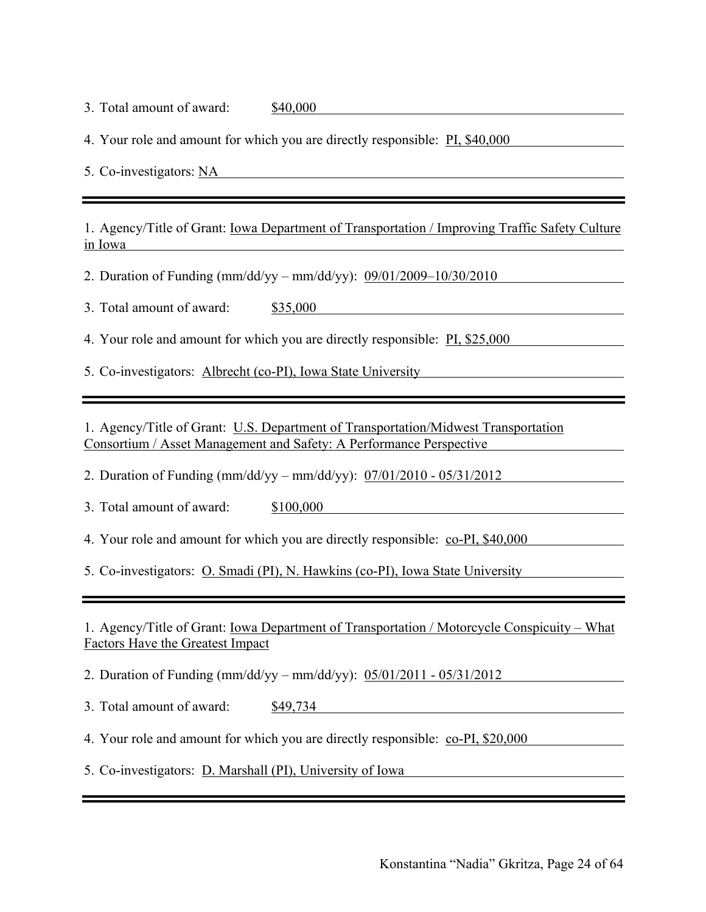3. Total amount of award: $40,000

4. Your role and amount for which you are directly responsible: PI, $40,000

5. Co-investigators: NA

---

1. Agency/Title of Grant: Iowa Department of Transportation / Improving Traffic Safety Culture in Iowa

2. Duration of Funding (mm/dd/yy – mm/dd/yy): 09/01/2009–10/30/2010

3. Total amount of award: $35,000

4. Your role and amount for which you are directly responsible: PI, $25,000

5. Co-investigators: Albrecht (co-PI), Iowa State University

---

1. Agency/Title of Grant: U.S. Department of Transportation/Midwest Transportation Consortium / Asset Management and Safety: A Performance Perspective

2. Duration of Funding (mm/dd/yy – mm/dd/yy): 07/01/2010 - 05/31/2012

3. Total amount of award: $100,000

4. Your role and amount for which you are directly responsible: co-PI, $40,000

5. Co-investigators: O. Smadi (PI), N. Hawkins (co-PI), Iowa State University

---

1. Agency/Title of Grant: Iowa Department of Transportation / Motorcycle Conspicuity – What Factors Have the Greatest Impact

2. Duration of Funding (mm/dd/yy – mm/dd/yy): 05/01/2011 - 05/31/2012

3. Total amount of award: $49,734

4. Your role and amount for which you are directly responsible: co-PI, $20,000

5. Co-investigators: D. Marshall (PI), University of Iowa

---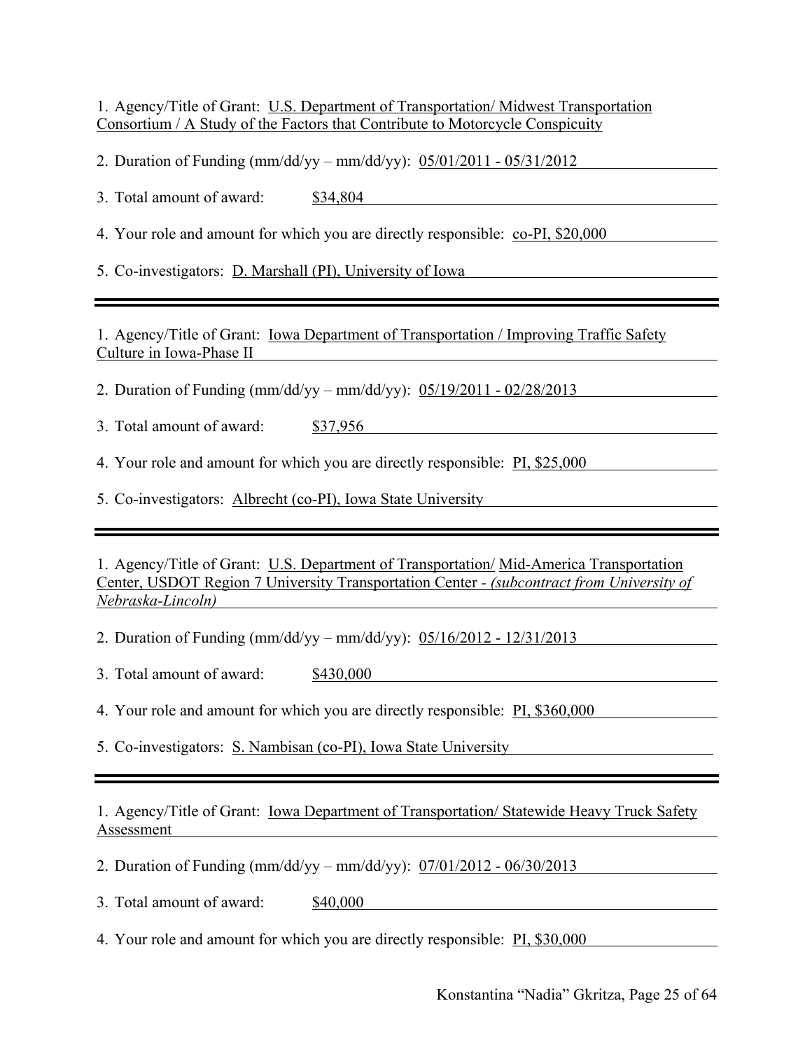1. Agency/Title of Grant: U.S. Department of Transportation/ Midwest Transportation Consortium / A Study of the Factors that Contribute to Motorcycle Conspicuity

2. Duration of Funding (mm/dd/yy – mm/dd/yy): 05/01/2011 - 05/31/2012

3. Total amount of award: $34,804

4. Your role and amount for which you are directly responsible: co-PI, $20,000

5. Co-investigators: D. Marshall (PI), University of Iowa

---

1. Agency/Title of Grant: Iowa Department of Transportation / Improving Traffic Safety Culture in Iowa-Phase II

2. Duration of Funding (mm/dd/yy – mm/dd/yy): 05/19/2011 - 02/28/2013

3. Total amount of award: $37,956

4. Your role and amount for which you are directly responsible: PI, $25,000

5. Co-investigators: Albrecht (co-PI), Iowa State University

---

1. Agency/Title of Grant: U.S. Department of Transportation/ Mid-America Transportation Center, USDOT Region 7 University Transportation Center - *(subcontract from University of Nebraska-Lincoln)*

2. Duration of Funding (mm/dd/yy – mm/dd/yy): 05/16/2012 - 12/31/2013

3. Total amount of award: $430,000

4. Your role and amount for which you are directly responsible: PI, $360,000

5. Co-investigators: S. Nambisan (co-PI), Iowa State University

---

1. Agency/Title of Grant: Iowa Department of Transportation/ Statewide Heavy Truck Safety Assessment

2. Duration of Funding (mm/dd/yy – mm/dd/yy): 07/01/2012 - 06/30/2013

3. Total amount of award: $40,000

4. Your role and amount for which you are directly responsible: PI, $30,000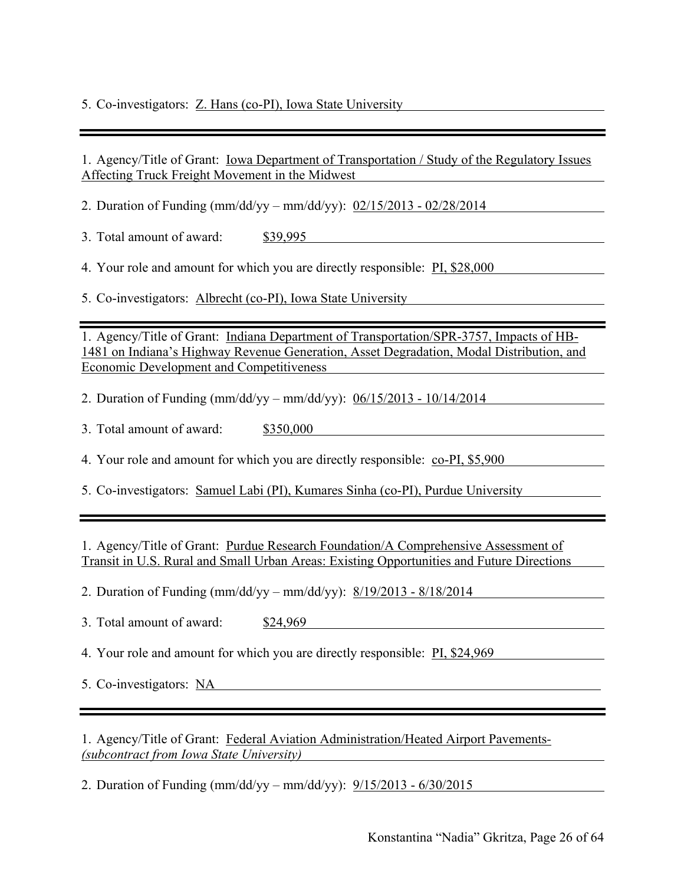5. Co-investigators: Z. Hans (co-PI), Iowa State University

---

1. Agency/Title of Grant: Iowa Department of Transportation / Study of the Regulatory Issues Affecting Truck Freight Movement in the Midwest

2. Duration of Funding (mm/dd/yy – mm/dd/yy): 02/15/2013 - 02/28/2014

3. Total amount of award: $39,995

4. Your role and amount for which you are directly responsible: PI, $28,000

5. Co-investigators: Albrecht (co-PI), Iowa State University

---

1. Agency/Title of Grant: Indiana Department of Transportation/SPR-3757, Impacts of HB-1481 on Indiana's Highway Revenue Generation, Asset Degradation, Modal Distribution, and Economic Development and Competitiveness

2. Duration of Funding (mm/dd/yy – mm/dd/yy): 06/15/2013 - 10/14/2014

3. Total amount of award: $350,000

4. Your role and amount for which you are directly responsible: co-PI, $5,900

5. Co-investigators: Samuel Labi (PI), Kumares Sinha (co-PI), Purdue University

---

1. Agency/Title of Grant: Purdue Research Foundation/A Comprehensive Assessment of Transit in U.S. Rural and Small Urban Areas: Existing Opportunities and Future Directions

2. Duration of Funding (mm/dd/yy – mm/dd/yy): 8/19/2013 - 8/18/2014

3. Total amount of award: $24,969

4. Your role and amount for which you are directly responsible: PI, $24,969

5. Co-investigators: NA

---

1. Agency/Title of Grant: Federal Aviation Administration/Heated Airport Pavements- *(subcontract from Iowa State University)*

2. Duration of Funding (mm/dd/yy – mm/dd/yy): 9/15/2013 - 6/30/2015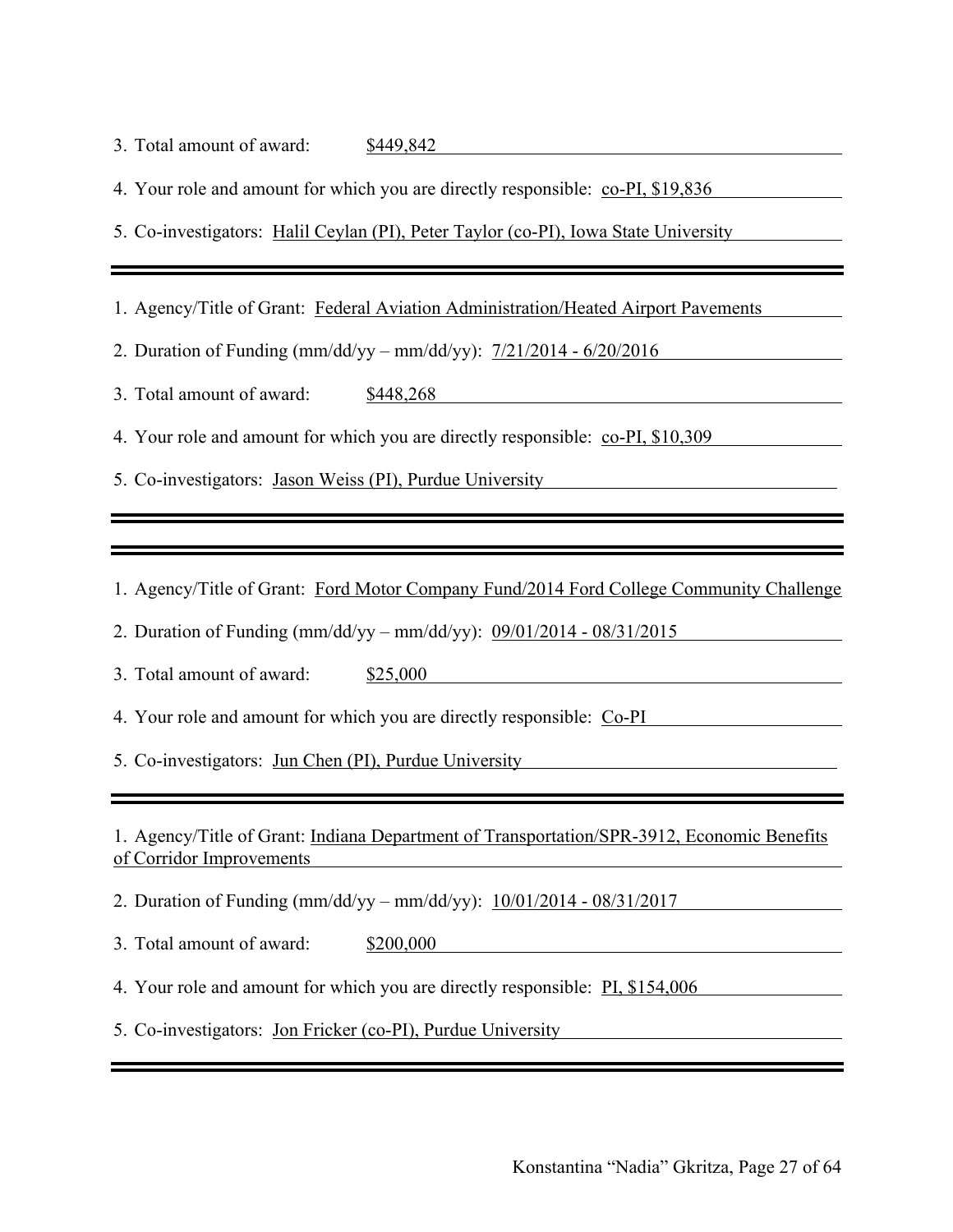3. Total amount of award: $449,842

4. Your role and amount for which you are directly responsible: co-PI, $19,836

5. Co-investigators: Halil Ceylan (PI), Peter Taylor (co-PI), Iowa State University

---

1. Agency/Title of Grant: Federal Aviation Administration/Heated Airport Pavements

2. Duration of Funding (mm/dd/yy – mm/dd/yy): 7/21/2014 - 6/20/2016

3. Total amount of award: $448,268

4. Your role and amount for which you are directly responsible: co-PI, $10,309

5. Co-investigators: Jason Weiss (PI), Purdue University

---

---

1. Agency/Title of Grant: Ford Motor Company Fund/2014 Ford College Community Challenge

2. Duration of Funding (mm/dd/yy – mm/dd/yy): 09/01/2014 - 08/31/2015

3. Total amount of award: $25,000

4. Your role and amount for which you are directly responsible: Co-PI

5. Co-investigators: Jun Chen (PI), Purdue University

---

1. Agency/Title of Grant: Indiana Department of Transportation/SPR-3912, Economic Benefits of Corridor Improvements

2. Duration of Funding (mm/dd/yy – mm/dd/yy): 10/01/2014 - 08/31/2017

3. Total amount of award: $200,000

4. Your role and amount for which you are directly responsible: PI, $154,006

5. Co-investigators: Jon Fricker (co-PI), Purdue University

---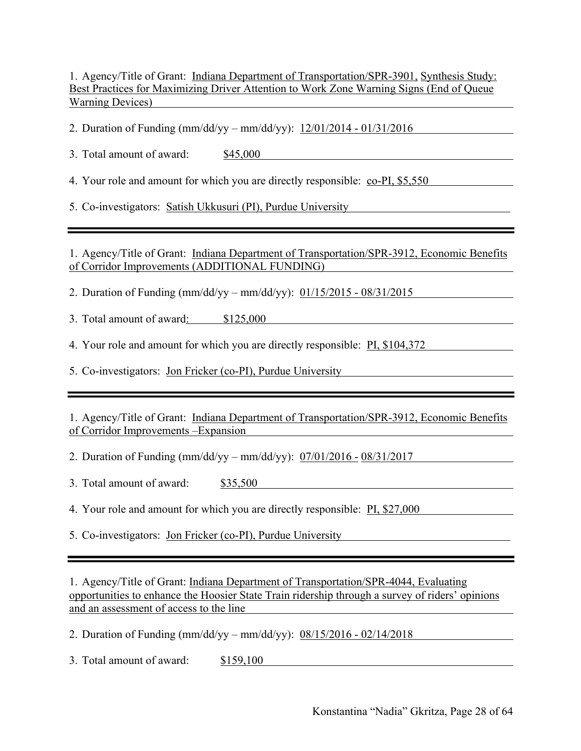1. Agency/Title of Grant: Indiana Department of Transportation/SPR-3901, Synthesis Study: Best Practices for Maximizing Driver Attention to Work Zone Warning Signs (End of Queue Warning Devices)

2. Duration of Funding (mm/dd/yy – mm/dd/yy): 12/01/2014 - 01/31/2016

3. Total amount of award: $45,000

4. Your role and amount for which you are directly responsible: co-PI, $5,550

5. Co-investigators: Satish Ukkusuri (PI), Purdue University

---

1. Agency/Title of Grant: Indiana Department of Transportation/SPR-3912, Economic Benefits of Corridor Improvements (ADDITIONAL FUNDING)

2. Duration of Funding (mm/dd/yy – mm/dd/yy): 01/15/2015 - 08/31/2015

3. Total amount of award: $125,000

4. Your role and amount for which you are directly responsible: PI, $104,372

5. Co-investigators: Jon Fricker (co-PI), Purdue University

---

1. Agency/Title of Grant: Indiana Department of Transportation/SPR-3912, Economic Benefits of Corridor Improvements –Expansion

2. Duration of Funding (mm/dd/yy – mm/dd/yy): 07/01/2016 - 08/31/2017

3. Total amount of award: $35,500

4. Your role and amount for which you are directly responsible: PI, $27,000

5. Co-investigators: Jon Fricker (co-PI), Purdue University

---

1. Agency/Title of Grant: Indiana Department of Transportation/SPR-4044, Evaluating opportunities to enhance the Hoosier State Train ridership through a survey of riders' opinions and an assessment of access to the line

2. Duration of Funding (mm/dd/yy – mm/dd/yy): 08/15/2016 - 02/14/2018

3. Total amount of award: $159,100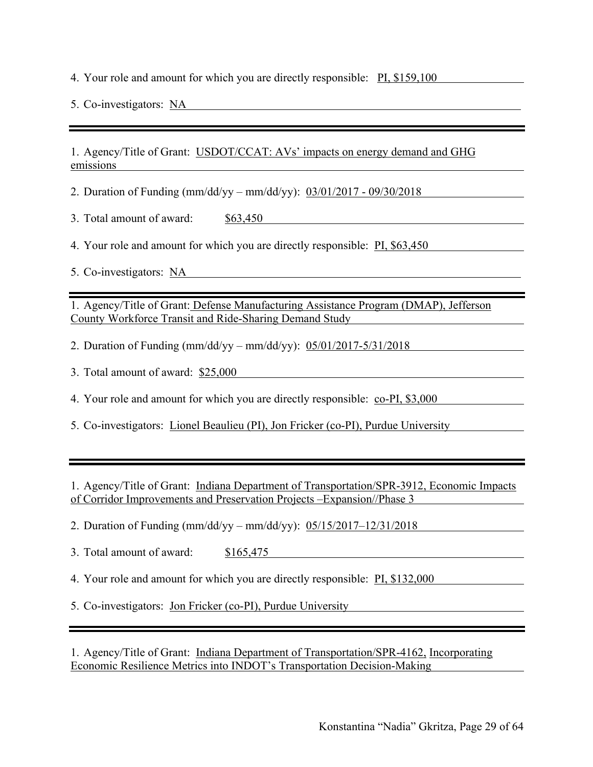4. Your role and amount for which you are directly responsible: PI, $159,100

5. Co-investigators: NA

---

1. Agency/Title of Grant: USDOT/CCAT: AVs' impacts on energy demand and GHG emissions

2. Duration of Funding (mm/dd/yy – mm/dd/yy): 03/01/2017 - 09/30/2018

3. Total amount of award: $63,450

4. Your role and amount for which you are directly responsible: PI, $63,450

5. Co-investigators: NA

---

1. Agency/Title of Grant: Defense Manufacturing Assistance Program (DMAP), Jefferson County Workforce Transit and Ride-Sharing Demand Study

2. Duration of Funding (mm/dd/yy – mm/dd/yy): 05/01/2017-5/31/2018

3. Total amount of award: $25,000

4. Your role and amount for which you are directly responsible: co-PI, $3,000

5. Co-investigators: Lionel Beaulieu (PI), Jon Fricker (co-PI), Purdue University

---

1. Agency/Title of Grant: Indiana Department of Transportation/SPR-3912, Economic Impacts of Corridor Improvements and Preservation Projects –Expansion//Phase 3

2. Duration of Funding (mm/dd/yy – mm/dd/yy): 05/15/2017–12/31/2018

3. Total amount of award: $165,475

4. Your role and amount for which you are directly responsible: PI, $132,000

5. Co-investigators: Jon Fricker (co-PI), Purdue University

---

1. Agency/Title of Grant: Indiana Department of Transportation/SPR-4162, Incorporating Economic Resilience Metrics into INDOT's Transportation Decision-Making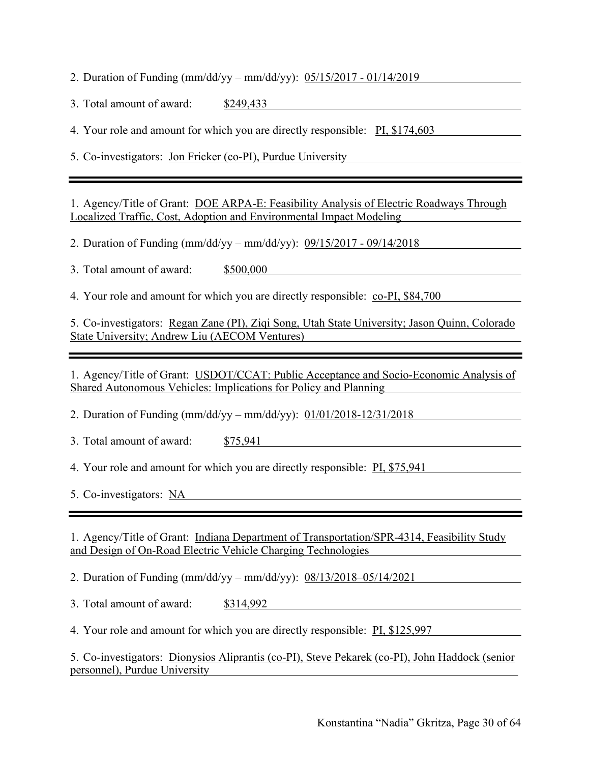2. Duration of Funding (mm/dd/yy – mm/dd/yy): 05/15/2017 - 01/14/2019

3. Total amount of award: $249,433

4. Your role and amount for which you are directly responsible: PI, $174,603

5. Co-investigators: Jon Fricker (co-PI), Purdue University

---

1. Agency/Title of Grant: DOE ARPA-E: Feasibility Analysis of Electric Roadways Through Localized Traffic, Cost, Adoption and Environmental Impact Modeling

2. Duration of Funding (mm/dd/yy – mm/dd/yy): 09/15/2017 - 09/14/2018

3. Total amount of award: $500,000

4. Your role and amount for which you are directly responsible: co-PI, $84,700

5. Co-investigators: Regan Zane (PI), Ziqi Song, Utah State University; Jason Quinn, Colorado State University; Andrew Liu (AECOM Ventures)

---

1. Agency/Title of Grant: USDOT/CCAT: Public Acceptance and Socio-Economic Analysis of Shared Autonomous Vehicles: Implications for Policy and Planning

2. Duration of Funding (mm/dd/yy – mm/dd/yy): 01/01/2018-12/31/2018

3. Total amount of award: $75,941

4. Your role and amount for which you are directly responsible: PI, $75,941

5. Co-investigators: NA

---

1. Agency/Title of Grant: Indiana Department of Transportation/SPR-4314, Feasibility Study and Design of On-Road Electric Vehicle Charging Technologies

2. Duration of Funding (mm/dd/yy – mm/dd/yy): 08/13/2018–05/14/2021

3. Total amount of award: $314,992

4. Your role and amount for which you are directly responsible: PI, $125,997

5. Co-investigators: Dionysios Aliprantis (co-PI), Steve Pekarek (co-PI), John Haddock (senior personnel), Purdue University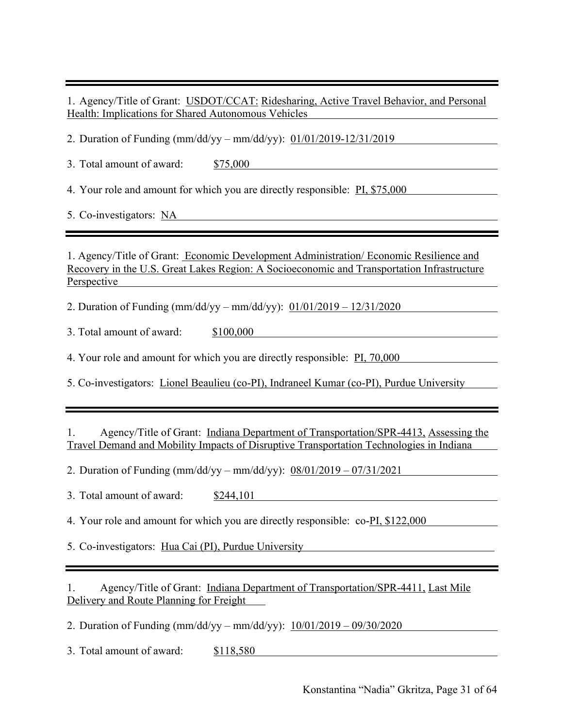---

1. Agency/Title of Grant: USDOT/CCAT: Ridesharing, Active Travel Behavior, and Personal Health: Implications for Shared Autonomous Vehicles

2. Duration of Funding (mm/dd/yy – mm/dd/yy): 01/01/2019-12/31/2019

3. Total amount of award: $75,000

4. Your role and amount for which you are directly responsible: PI, $75,000

5. Co-investigators: NA

---

1. Agency/Title of Grant: Economic Development Administration/ Economic Resilience and Recovery in the U.S. Great Lakes Region: A Socioeconomic and Transportation Infrastructure Perspective

2. Duration of Funding (mm/dd/yy – mm/dd/yy): 01/01/2019 – 12/31/2020

3. Total amount of award: $100,000

4. Your role and amount for which you are directly responsible: PI, 70,000

5. Co-investigators: Lionel Beaulieu (co-PI), Indraneel Kumar (co-PI), Purdue University

---

1. Agency/Title of Grant: Indiana Department of Transportation/SPR-4413, Assessing the Travel Demand and Mobility Impacts of Disruptive Transportation Technologies in Indiana

2. Duration of Funding (mm/dd/yy – mm/dd/yy): 08/01/2019 – 07/31/2021

3. Total amount of award: $244,101

4. Your role and amount for which you are directly responsible: co-PI, $122,000

5. Co-investigators: Hua Cai (PI), Purdue University

---

1. Agency/Title of Grant: Indiana Department of Transportation/SPR-4411, Last Mile Delivery and Route Planning for Freight

2. Duration of Funding (mm/dd/yy – mm/dd/yy): 10/01/2019 – 09/30/2020

3. Total amount of award: $118,580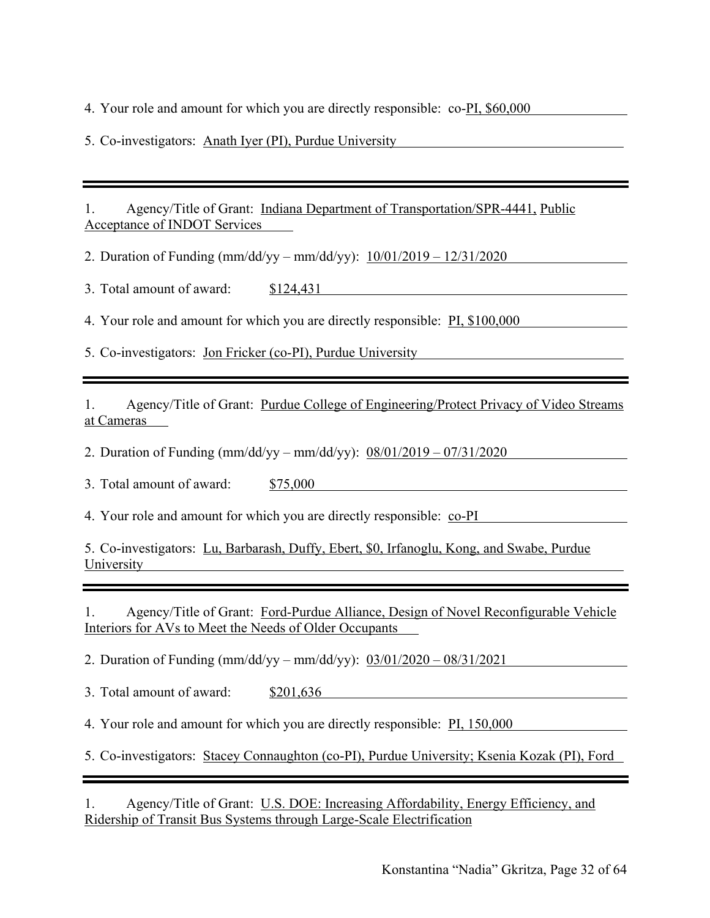4. Your role and amount for which you are directly responsible: co-PI, $60,000

5. Co-investigators: Anath Iyer (PI), Purdue University

---

1. Agency/Title of Grant: Indiana Department of Transportation/SPR-4441, Public Acceptance of INDOT Services

2. Duration of Funding (mm/dd/yy – mm/dd/yy): 10/01/2019 – 12/31/2020

3. Total amount of award: $124,431

4. Your role and amount for which you are directly responsible: PI, $100,000

5. Co-investigators: Jon Fricker (co-PI), Purdue University

---

1. Agency/Title of Grant: Purdue College of Engineering/Protect Privacy of Video Streams at Cameras

2. Duration of Funding (mm/dd/yy – mm/dd/yy): 08/01/2019 – 07/31/2020

3. Total amount of award: $75,000

4. Your role and amount for which you are directly responsible: co-PI

5. Co-investigators: Lu, Barbarash, Duffy, Ebert, $0, Irfanoglu, Kong, and Swabe, Purdue University

---

1. Agency/Title of Grant: Ford-Purdue Alliance, Design of Novel Reconfigurable Vehicle Interiors for AVs to Meet the Needs of Older Occupants

2. Duration of Funding (mm/dd/yy – mm/dd/yy): 03/01/2020 – 08/31/2021

3. Total amount of award: $201,636

4. Your role and amount for which you are directly responsible: PI, 150,000

5. Co-investigators: Stacey Connaughton (co-PI), Purdue University; Ksenia Kozak (PI), Ford

---

1. Agency/Title of Grant: U.S. DOE: Increasing Affordability, Energy Efficiency, and Ridership of Transit Bus Systems through Large-Scale Electrification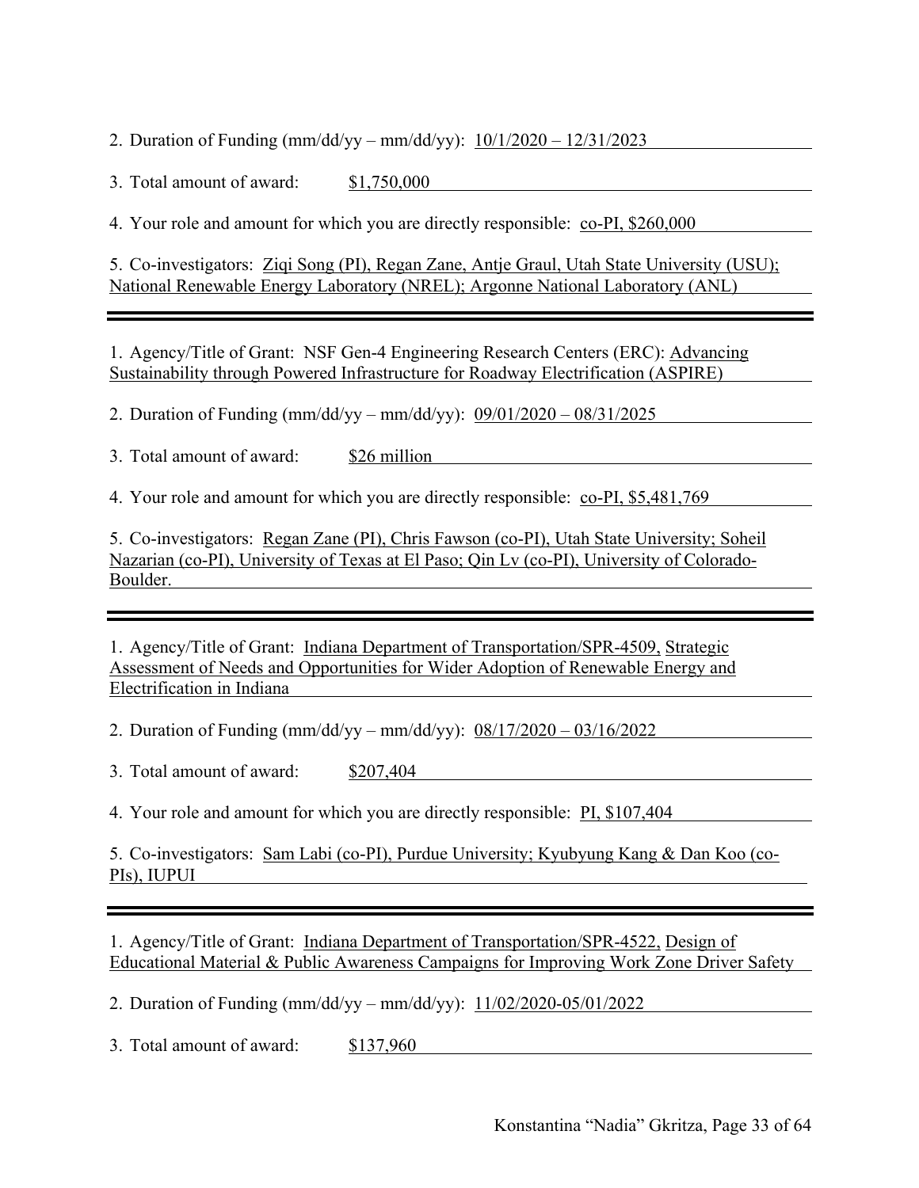2. Duration of Funding (mm/dd/yy – mm/dd/yy): 10/1/2020 – 12/31/2023

3. Total amount of award: $1,750,000

4. Your role and amount for which you are directly responsible: co-PI, $260,000

5. Co-investigators: Ziqi Song (PI), Regan Zane, Antje Graul, Utah State University (USU); National Renewable Energy Laboratory (NREL); Argonne National Laboratory (ANL)

---

1. Agency/Title of Grant: NSF Gen-4 Engineering Research Centers (ERC): Advancing Sustainability through Powered Infrastructure for Roadway Electrification (ASPIRE)

2. Duration of Funding (mm/dd/yy – mm/dd/yy): 09/01/2020 – 08/31/2025

3. Total amount of award: $26 million

4. Your role and amount for which you are directly responsible: co-PI, $5,481,769

5. Co-investigators: Regan Zane (PI), Chris Fawson (co-PI), Utah State University; Soheil Nazarian (co-PI), University of Texas at El Paso; Qin Lv (co-PI), University of Colorado-Boulder.

---

1. Agency/Title of Grant: Indiana Department of Transportation/SPR-4509, Strategic Assessment of Needs and Opportunities for Wider Adoption of Renewable Energy and Electrification in Indiana

2. Duration of Funding (mm/dd/yy – mm/dd/yy): 08/17/2020 – 03/16/2022

3. Total amount of award: $207,404

4. Your role and amount for which you are directly responsible: PI, $107,404

5. Co-investigators: Sam Labi (co-PI), Purdue University; Kyubyung Kang & Dan Koo (co-PIs), IUPUI

---

1. Agency/Title of Grant: Indiana Department of Transportation/SPR-4522, Design of Educational Material & Public Awareness Campaigns for Improving Work Zone Driver Safety

2. Duration of Funding (mm/dd/yy – mm/dd/yy): 11/02/2020-05/01/2022

3. Total amount of award: $137,960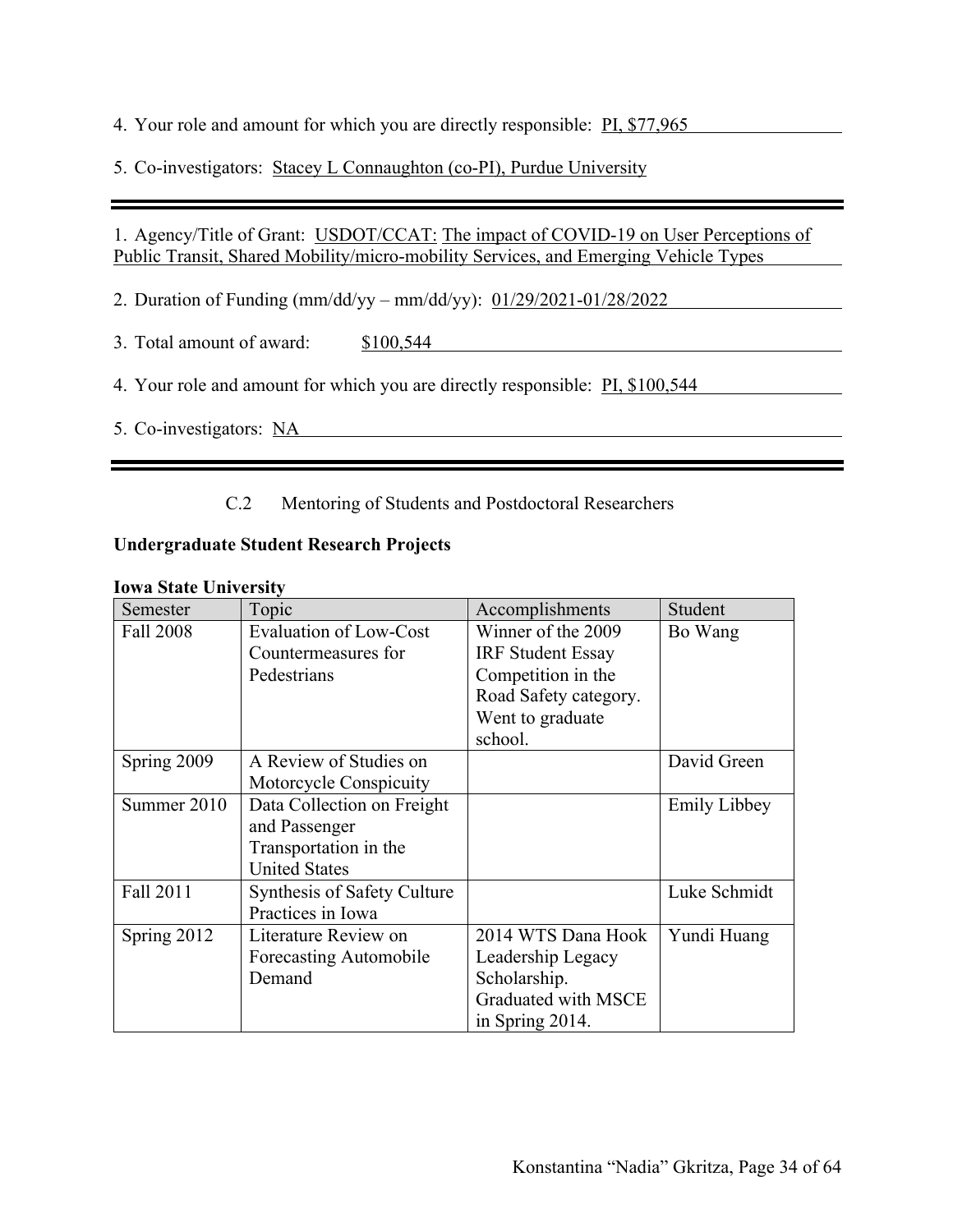4. Your role and amount for which you are directly responsible: PI, $77,965

5. Co-investigators: Stacey L Connaughton (co-PI), Purdue University

---

1. Agency/Title of Grant: USDOT/CCAT: The impact of COVID-19 on User Perceptions of Public Transit, Shared Mobility/micro-mobility Services, and Emerging Vehicle Types

2. Duration of Funding (mm/dd/yy – mm/dd/yy): 01/29/2021-01/28/2022

3. Total amount of award: $100,544

4. Your role and amount for which you are directly responsible: PI, $100,544

5. Co-investigators: NA

---

### C.2 Mentoring of Students and Postdoctoral Researchers

**Undergraduate Student Research Projects**

**Iowa State University**

| Semester | Topic | Accomplishments | Student |
|---|---|---|---|
| Fall 2008 | Evaluation of Low-Cost Countermeasures for Pedestrians | Winner of the 2009 IRF Student Essay Competition in the Road Safety category. Went to graduate school. | Bo Wang |
| Spring 2009 | A Review of Studies on Motorcycle Conspicuity | | David Green |
| Summer 2010 | Data Collection on Freight and Passenger Transportation in the United States | | Emily Libbey |
| Fall 2011 | Synthesis of Safety Culture Practices in Iowa | | Luke Schmidt |
| Spring 2012 | Literature Review on Forecasting Automobile Demand | 2014 WTS Dana Hook Leadership Legacy Scholarship. Graduated with MSCE in Spring 2014. | Yundi Huang |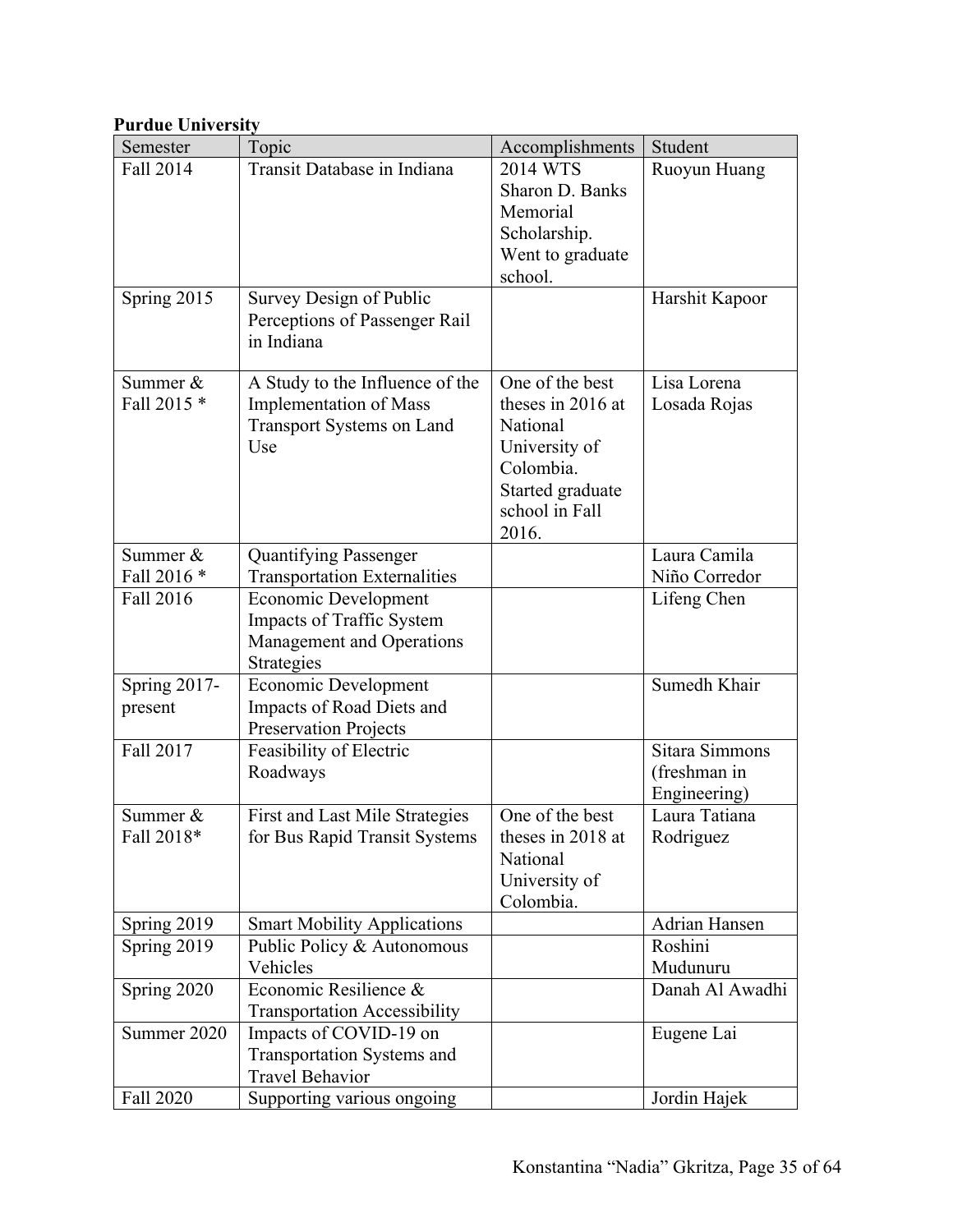**Purdue University**

| Semester | Topic | Accomplishments | Student |
|---|---|---|---|
| Fall 2014 | Transit Database in Indiana | 2014 WTS Sharon D. Banks Memorial Scholarship. Went to graduate school. | Ruoyun Huang |
| Spring 2015 | Survey Design of Public Perceptions of Passenger Rail in Indiana | | Harshit Kapoor |
| Summer & Fall 2015 * | A Study to the Influence of the Implementation of Mass Transport Systems on Land Use | One of the best theses in 2016 at National University of Colombia. Started graduate school in Fall 2016. | Lisa Lorena Losada Rojas |
| Summer & Fall 2016 * | Quantifying Passenger Transportation Externalities | | Laura Camila Niño Corredor |
| Fall 2016 | Economic Development Impacts of Traffic System Management and Operations Strategies | | Lifeng Chen |
| Spring 2017-present | Economic Development Impacts of Road Diets and Preservation Projects | | Sumedh Khair |
| Fall 2017 | Feasibility of Electric Roadways | | Sitara Simmons (freshman in Engineering) |
| Summer & Fall 2018* | First and Last Mile Strategies for Bus Rapid Transit Systems | One of the best theses in 2018 at National University of Colombia. | Laura Tatiana Rodriguez |
| Spring 2019 | Smart Mobility Applications | | Adrian Hansen |
| Spring 2019 | Public Policy & Autonomous Vehicles | | Roshini Mudunuru |
| Spring 2020 | Economic Resilience & Transportation Accessibility | | Danah Al Awadhi |
| Summer 2020 | Impacts of COVID-19 on Transportation Systems and Travel Behavior | | Eugene Lai |
| Fall 2020 | Supporting various ongoing | | Jordin Hajek |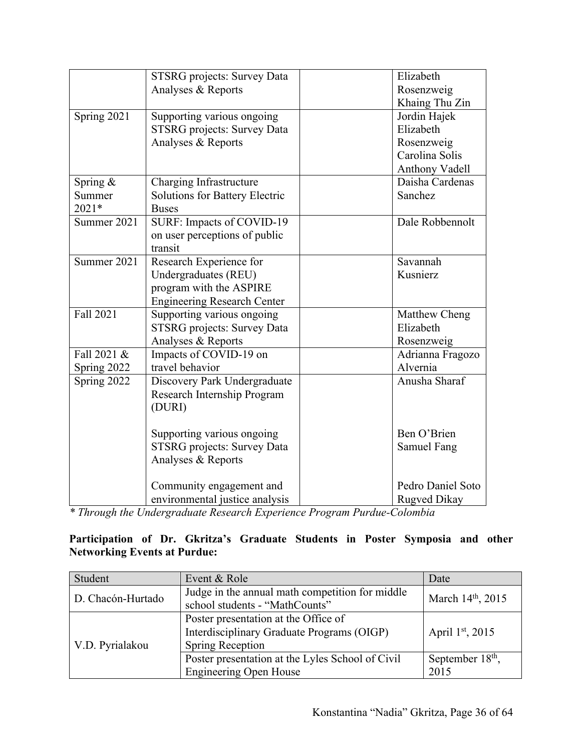| | | | |
|---|---|---|---|
| | STSRG projects: Survey Data Analyses & Reports | | Elizabeth Rosenzweig<br>Khaing Thu Zin |
| Spring 2021 | Supporting various ongoing STSRG projects: Survey Data Analyses & Reports | | Jordin Hajek<br>Elizabeth Rosenzweig<br>Carolina Solis<br>Anthony Vadell |
| Spring & Summer 2021* | Charging Infrastructure Solutions for Battery Electric Buses | | Daisha Cardenas Sanchez |
| Summer 2021 | SURF: Impacts of COVID-19 on user perceptions of public transit | | Dale Robbennolt |
| Summer 2021 | Research Experience for Undergraduates (REU) program with the ASPIRE Engineering Research Center | | Savannah Kusnierz |
| Fall 2021 | Supporting various ongoing STSRG projects: Survey Data Analyses & Reports | | Matthew Cheng<br>Elizabeth Rosenzweig |
| Fall 2021 & Spring 2022 | Impacts of COVID-19 on travel behavior | | Adrianna Fragozo Alvernia |
| Spring 2022 | Discovery Park Undergraduate Research Internship Program (DURI)<br><br>Supporting various ongoing STSRG projects: Survey Data Analyses & Reports<br><br>Community engagement and environmental justice analysis | | Anusha Sharaf<br><br>Ben O'Brien<br>Samuel Fang<br><br>Pedro Daniel Soto<br>Rugved Dikay |

*\* Through the Undergraduate Research Experience Program Purdue-Colombia*

**Participation of Dr. Gkritza's Graduate Students in Poster Symposia and other Networking Events at Purdue:**

| Student | Event & Role | Date |
|---|---|---|
| D. Chacón-Hurtado | Judge in the annual math competition for middle school students - "MathCounts" | March 14th, 2015 |
| V.D. Pyrialakou | Poster presentation at the Office of Interdisciplinary Graduate Programs (OIGP) Spring Reception | April 1st, 2015 |
| | Poster presentation at the Lyles School of Civil Engineering Open House | September 18th, 2015 |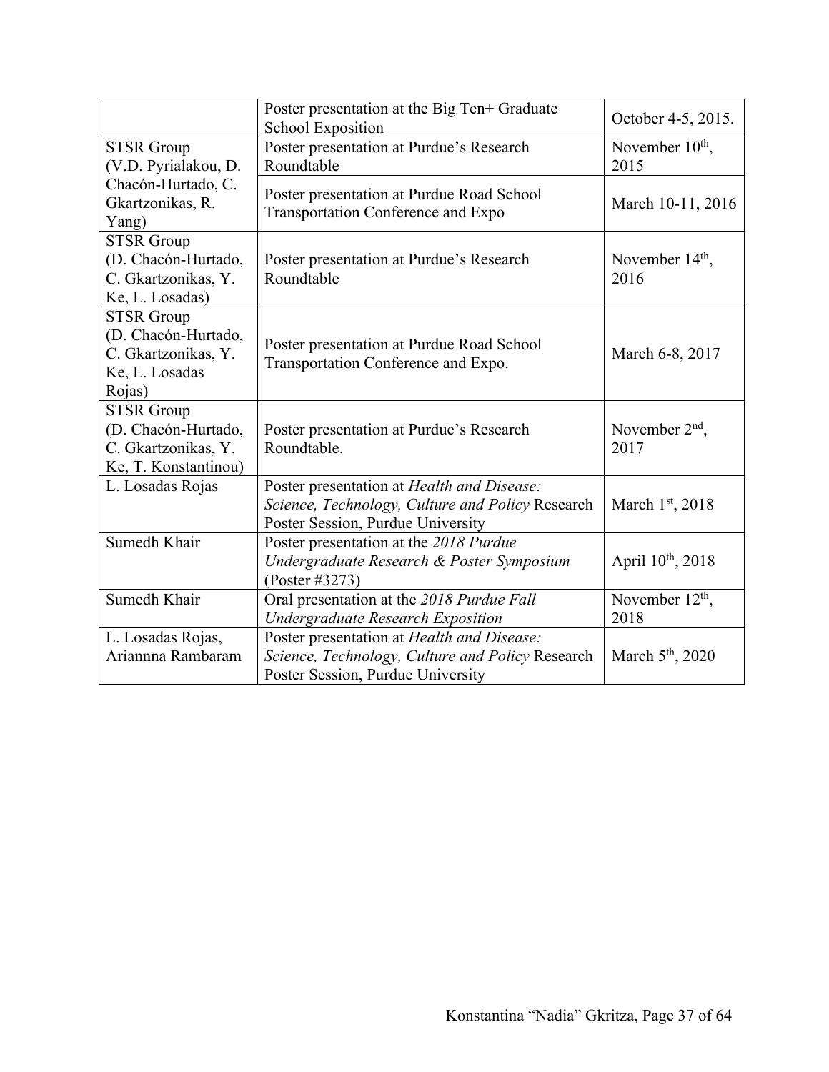| | | |
|---|---|---|
| | Poster presentation at the Big Ten+ Graduate School Exposition | October 4-5, 2015. |
| STSR Group (V.D. Pyrialakou, D. Chacón-Hurtado, C. Gkartzonikas, R. Yang) | Poster presentation at Purdue's Research Roundtable | November 10th, 2015 |
| | Poster presentation at Purdue Road School Transportation Conference and Expo | March 10-11, 2016 |
| STSR Group (D. Chacón-Hurtado, C. Gkartzonikas, Y. Ke, L. Losadas) | Poster presentation at Purdue's Research Roundtable | November 14th, 2016 |
| STSR Group (D. Chacón-Hurtado, C. Gkartzonikas, Y. Ke, L. Losadas Rojas) | Poster presentation at Purdue Road School Transportation Conference and Expo. | March 6-8, 2017 |
| STSR Group (D. Chacón-Hurtado, C. Gkartzonikas, Y. Ke, T. Konstantinou) | Poster presentation at Purdue's Research Roundtable. | November 2nd, 2017 |
| L. Losadas Rojas | Poster presentation at *Health and Disease: Science, Technology, Culture and Policy* Research Poster Session, Purdue University | March 1st, 2018 |
| Sumedh Khair | Poster presentation at the *2018 Purdue Undergraduate Research & Poster Symposium* (Poster #3273) | April 10th, 2018 |
| Sumedh Khair | Oral presentation at the *2018 Purdue Fall Undergraduate Research Exposition* | November 12th, 2018 |
| L. Losadas Rojas, Ariannna Rambaram | Poster presentation at *Health and Disease: Science, Technology, Culture and Policy* Research Poster Session, Purdue University | March 5th, 2020 |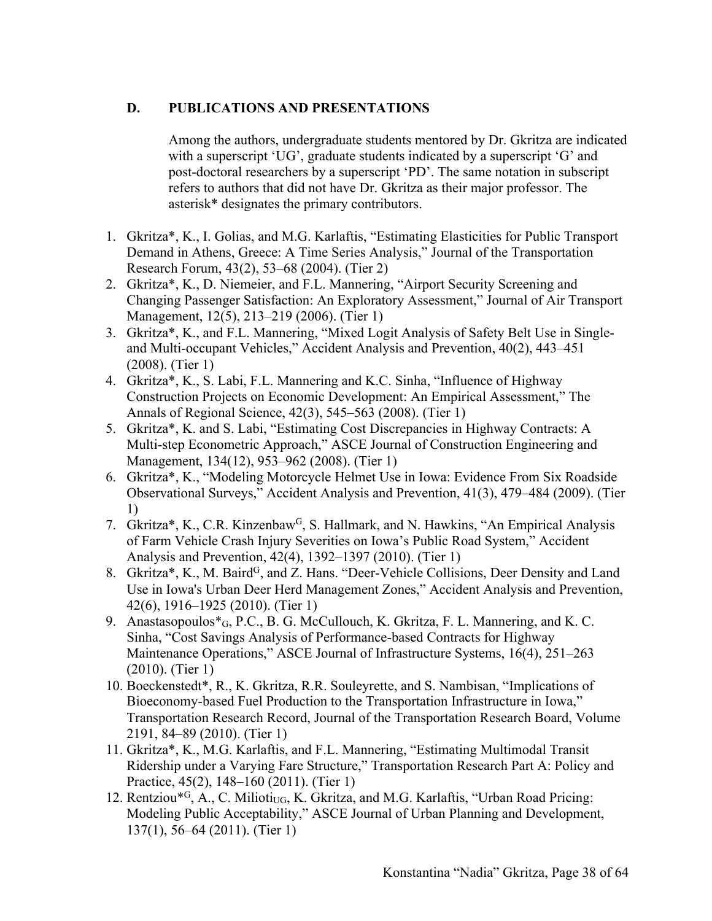### D. PUBLICATIONS AND PRESENTATIONS

Among the authors, undergraduate students mentored by Dr. Gkritza are indicated with a superscript 'UG', graduate students indicated by a superscript 'G' and post-doctoral researchers by a superscript 'PD'. The same notation in subscript refers to authors that did not have Dr. Gkritza as their major professor. The asterisk* designates the primary contributors.

1. Gkritza*, K., I. Golias, and M.G. Karlaftis, "Estimating Elasticities for Public Transport Demand in Athens, Greece: A Time Series Analysis," Journal of the Transportation Research Forum, 43(2), 53–68 (2004). (Tier 2)
2. Gkritza*, K., D. Niemeier, and F.L. Mannering, "Airport Security Screening and Changing Passenger Satisfaction: An Exploratory Assessment," Journal of Air Transport Management, 12(5), 213–219 (2006). (Tier 1)
3. Gkritza*, K., and F.L. Mannering, "Mixed Logit Analysis of Safety Belt Use in Single- and Multi-occupant Vehicles," Accident Analysis and Prevention, 40(2), 443–451 (2008). (Tier 1)
4. Gkritza*, K., S. Labi, F.L. Mannering and K.C. Sinha, "Influence of Highway Construction Projects on Economic Development: An Empirical Assessment," The Annals of Regional Science, 42(3), 545–563 (2008). (Tier 1)
5. Gkritza*, K. and S. Labi, "Estimating Cost Discrepancies in Highway Contracts: A Multi-step Econometric Approach," ASCE Journal of Construction Engineering and Management, 134(12), 953–962 (2008). (Tier 1)
6. Gkritza*, K., "Modeling Motorcycle Helmet Use in Iowa: Evidence From Six Roadside Observational Surveys," Accident Analysis and Prevention, 41(3), 479–484 (2009). (Tier 1)
7. Gkritza*, K., C.R. Kinzenbaw$^{G}$, S. Hallmark, and N. Hawkins, "An Empirical Analysis of Farm Vehicle Crash Injury Severities on Iowa's Public Road System," Accident Analysis and Prevention, 42(4), 1392–1397 (2010). (Tier 1)
8. Gkritza*, K., M. Baird$^{G}$, and Z. Hans. "Deer-Vehicle Collisions, Deer Density and Land Use in Iowa's Urban Deer Herd Management Zones," Accident Analysis and Prevention, 42(6), 1916–1925 (2010). (Tier 1)
9. Anastasopoulos*$_{G}$, P.C., B. G. McCullouch, K. Gkritza, F. L. Mannering, and K. C. Sinha, "Cost Savings Analysis of Performance-based Contracts for Highway Maintenance Operations," ASCE Journal of Infrastructure Systems, 16(4), 251–263 (2010). (Tier 1)
10. Boeckenstedt*, R., K. Gkritza, R.R. Souleyrette, and S. Nambisan, "Implications of Bioeconomy-based Fuel Production to the Transportation Infrastructure in Iowa," Transportation Research Record, Journal of the Transportation Research Board, Volume 2191, 84–89 (2010). (Tier 1)
11. Gkritza*, K., M.G. Karlaftis, and F.L. Mannering, "Estimating Multimodal Transit Ridership under a Varying Fare Structure," Transportation Research Part A: Policy and Practice, 45(2), 148–160 (2011). (Tier 1)
12. Rentziou*$^{G}$, A., C. Milioti$_{UG}$, K. Gkritza, and M.G. Karlaftis, "Urban Road Pricing: Modeling Public Acceptability," ASCE Journal of Urban Planning and Development, 137(1), 56–64 (2011). (Tier 1)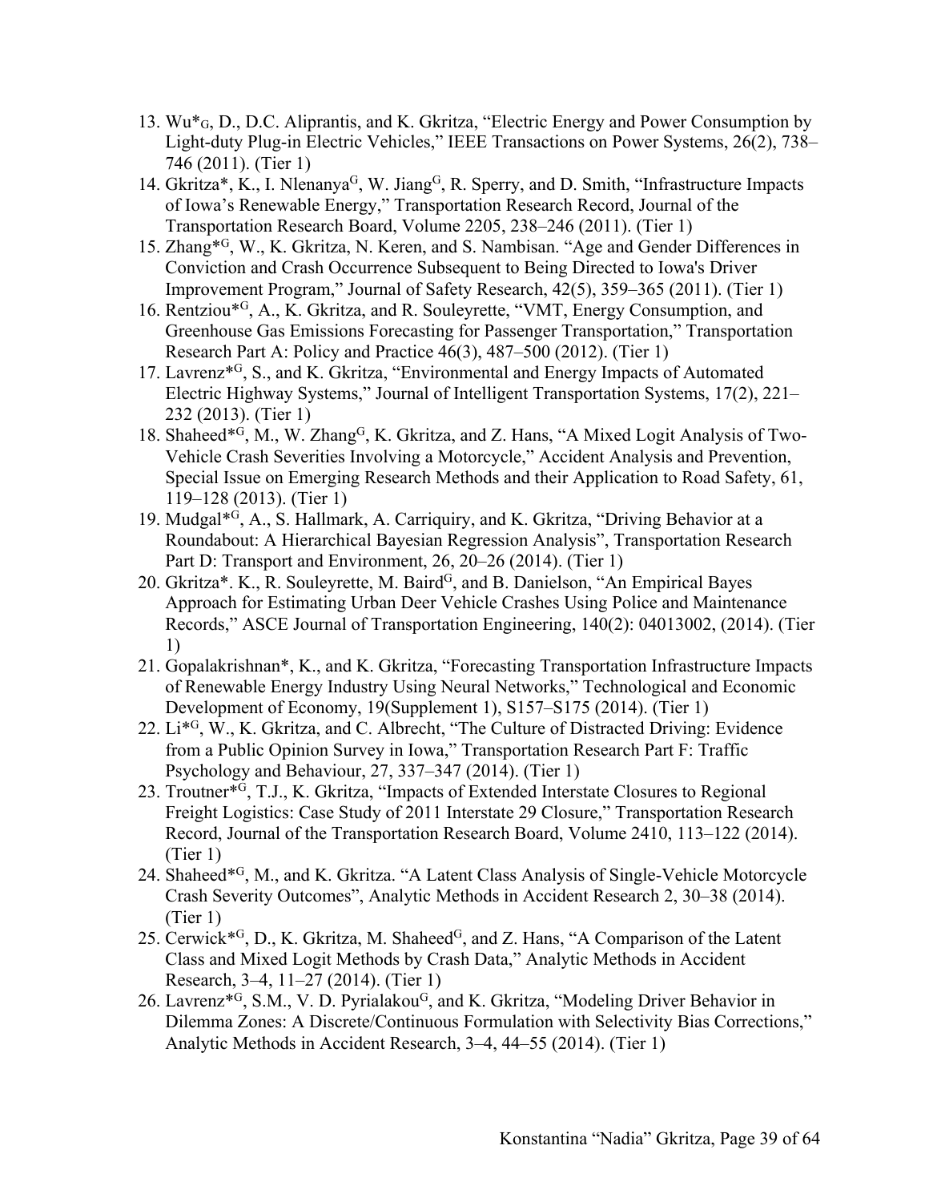13. Wu*[G], D., D.C. Aliprantis, and K. Gkritza, "Electric Energy and Power Consumption by Light-duty Plug-in Electric Vehicles," IEEE Transactions on Power Systems, 26(2), 738–746 (2011). (Tier 1)
14. Gkritza*, K., I. Nlenanya[G], W. Jiang[G], R. Sperry, and D. Smith, "Infrastructure Impacts of Iowa's Renewable Energy," Transportation Research Record, Journal of the Transportation Research Board, Volume 2205, 238–246 (2011). (Tier 1)
15. Zhang*[G], W., K. Gkritza, N. Keren, and S. Nambisan. "Age and Gender Differences in Conviction and Crash Occurrence Subsequent to Being Directed to Iowa's Driver Improvement Program," Journal of Safety Research, 42(5), 359–365 (2011). (Tier 1)
16. Rentziou*[G], A., K. Gkritza, and R. Souleyrette, "VMT, Energy Consumption, and Greenhouse Gas Emissions Forecasting for Passenger Transportation," Transportation Research Part A: Policy and Practice 46(3), 487–500 (2012). (Tier 1)
17. Lavrenz*[G], S., and K. Gkritza, "Environmental and Energy Impacts of Automated Electric Highway Systems," Journal of Intelligent Transportation Systems, 17(2), 221–232 (2013). (Tier 1)
18. Shaheed*[G], M., W. Zhang[G], K. Gkritza, and Z. Hans, "A Mixed Logit Analysis of Two-Vehicle Crash Severities Involving a Motorcycle," Accident Analysis and Prevention, Special Issue on Emerging Research Methods and their Application to Road Safety, 61, 119–128 (2013). (Tier 1)
19. Mudgal*[G], A., S. Hallmark, A. Carriquiry, and K. Gkritza, "Driving Behavior at a Roundabout: A Hierarchical Bayesian Regression Analysis", Transportation Research Part D: Transport and Environment, 26, 20–26 (2014). (Tier 1)
20. Gkritza*. K., R. Souleyrette, M. Baird[G], and B. Danielson, "An Empirical Bayes Approach for Estimating Urban Deer Vehicle Crashes Using Police and Maintenance Records," ASCE Journal of Transportation Engineering, 140(2): 04013002, (2014). (Tier 1)
21. Gopalakrishnan*, K., and K. Gkritza, "Forecasting Transportation Infrastructure Impacts of Renewable Energy Industry Using Neural Networks," Technological and Economic Development of Economy, 19(Supplement 1), S157–S175 (2014). (Tier 1)
22. Li*[G], W., K. Gkritza, and C. Albrecht, "The Culture of Distracted Driving: Evidence from a Public Opinion Survey in Iowa," Transportation Research Part F: Traffic Psychology and Behaviour, 27, 337–347 (2014). (Tier 1)
23. Troutner*[G], T.J., K. Gkritza, "Impacts of Extended Interstate Closures to Regional Freight Logistics: Case Study of 2011 Interstate 29 Closure," Transportation Research Record, Journal of the Transportation Research Board, Volume 2410, 113–122 (2014). (Tier 1)
24. Shaheed*[G], M., and K. Gkritza. "A Latent Class Analysis of Single-Vehicle Motorcycle Crash Severity Outcomes", Analytic Methods in Accident Research 2, 30–38 (2014). (Tier 1)
25. Cerwick*[G], D., K. Gkritza, M. Shaheed[G], and Z. Hans, "A Comparison of the Latent Class and Mixed Logit Methods by Crash Data," Analytic Methods in Accident Research, 3–4, 11–27 (2014). (Tier 1)
26. Lavrenz*[G], S.M., V. D. Pyrialakou[G], and K. Gkritza, "Modeling Driver Behavior in Dilemma Zones: A Discrete/Continuous Formulation with Selectivity Bias Corrections," Analytic Methods in Accident Research, 3–4, 44–55 (2014). (Tier 1)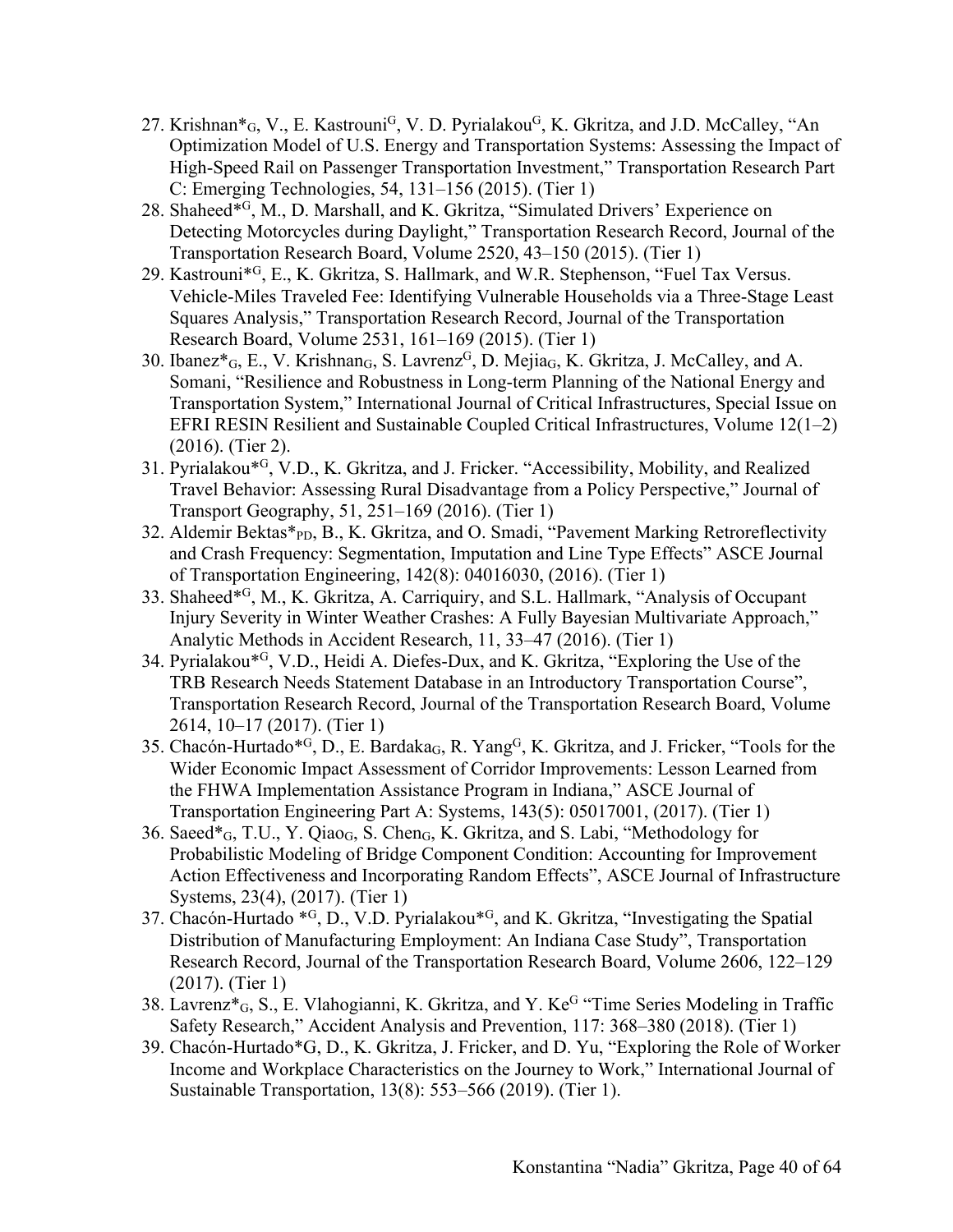27. Krishnan*$_{G}$, V., E. Kastrouni[G], V. D. Pyrialakou[G], K. Gkritza, and J.D. McCalley, "An Optimization Model of U.S. Energy and Transportation Systems: Assessing the Impact of High-Speed Rail on Passenger Transportation Investment," Transportation Research Part C: Emerging Technologies, 54, 131–156 (2015). (Tier 1)
28. Shaheed*[G], M., D. Marshall, and K. Gkritza, "Simulated Drivers' Experience on Detecting Motorcycles during Daylight," Transportation Research Record, Journal of the Transportation Research Board, Volume 2520, 43–150 (2015). (Tier 1)
29. Kastrouni*[G], E., K. Gkritza, S. Hallmark, and W.R. Stephenson, "Fuel Tax Versus. Vehicle-Miles Traveled Fee: Identifying Vulnerable Households via a Three-Stage Least Squares Analysis," Transportation Research Record, Journal of the Transportation Research Board, Volume 2531, 161–169 (2015). (Tier 1)
30. Ibanez*$_{G}$, E., V. Krishnan$_{G}$, S. Lavrenz[G], D. Mejia$_{G}$, K. Gkritza, J. McCalley, and A. Somani, "Resilience and Robustness in Long-term Planning of the National Energy and Transportation System," International Journal of Critical Infrastructures, Special Issue on EFRI RESIN Resilient and Sustainable Coupled Critical Infrastructures, Volume 12(1–2) (2016). (Tier 2).
31. Pyrialakou*[G], V.D., K. Gkritza, and J. Fricker. "Accessibility, Mobility, and Realized Travel Behavior: Assessing Rural Disadvantage from a Policy Perspective," Journal of Transport Geography, 51, 251–169 (2016). (Tier 1)
32. Aldemir Bektas*$_{PD}$, B., K. Gkritza, and O. Smadi, "Pavement Marking Retroreflectivity and Crash Frequency: Segmentation, Imputation and Line Type Effects" ASCE Journal of Transportation Engineering, 142(8): 04016030, (2016). (Tier 1)
33. Shaheed*[G], M., K. Gkritza, A. Carriquiry, and S.L. Hallmark, "Analysis of Occupant Injury Severity in Winter Weather Crashes: A Fully Bayesian Multivariate Approach," Analytic Methods in Accident Research, 11, 33–47 (2016). (Tier 1)
34. Pyrialakou*[G], V.D., Heidi A. Diefes-Dux, and K. Gkritza, "Exploring the Use of the TRB Research Needs Statement Database in an Introductory Transportation Course", Transportation Research Record, Journal of the Transportation Research Board, Volume 2614, 10–17 (2017). (Tier 1)
35. Chacón-Hurtado*[G], D., E. Bardaka$_{G}$, R. Yang[G], K. Gkritza, and J. Fricker, "Tools for the Wider Economic Impact Assessment of Corridor Improvements: Lesson Learned from the FHWA Implementation Assistance Program in Indiana," ASCE Journal of Transportation Engineering Part A: Systems, 143(5): 05017001, (2017). (Tier 1)
36. Saeed*$_{G}$, T.U., Y. Qiao$_{G}$, S. Chen$_{G}$, K. Gkritza, and S. Labi, "Methodology for Probabilistic Modeling of Bridge Component Condition: Accounting for Improvement Action Effectiveness and Incorporating Random Effects", ASCE Journal of Infrastructure Systems, 23(4), (2017). (Tier 1)
37. Chacón-Hurtado *[G], D., V.D. Pyrialakou*[G], and K. Gkritza, "Investigating the Spatial Distribution of Manufacturing Employment: An Indiana Case Study", Transportation Research Record, Journal of the Transportation Research Board, Volume 2606, 122–129 (2017). (Tier 1)
38. Lavrenz*$_{G}$, S., E. Vlahogianni, K. Gkritza, and Y. Ke[G] "Time Series Modeling in Traffic Safety Research," Accident Analysis and Prevention, 117: 368–380 (2018). (Tier 1)
39. Chacón-Hurtado*G, D., K. Gkritza, J. Fricker, and D. Yu, "Exploring the Role of Worker Income and Workplace Characteristics on the Journey to Work," International Journal of Sustainable Transportation, 13(8): 553–566 (2019). (Tier 1).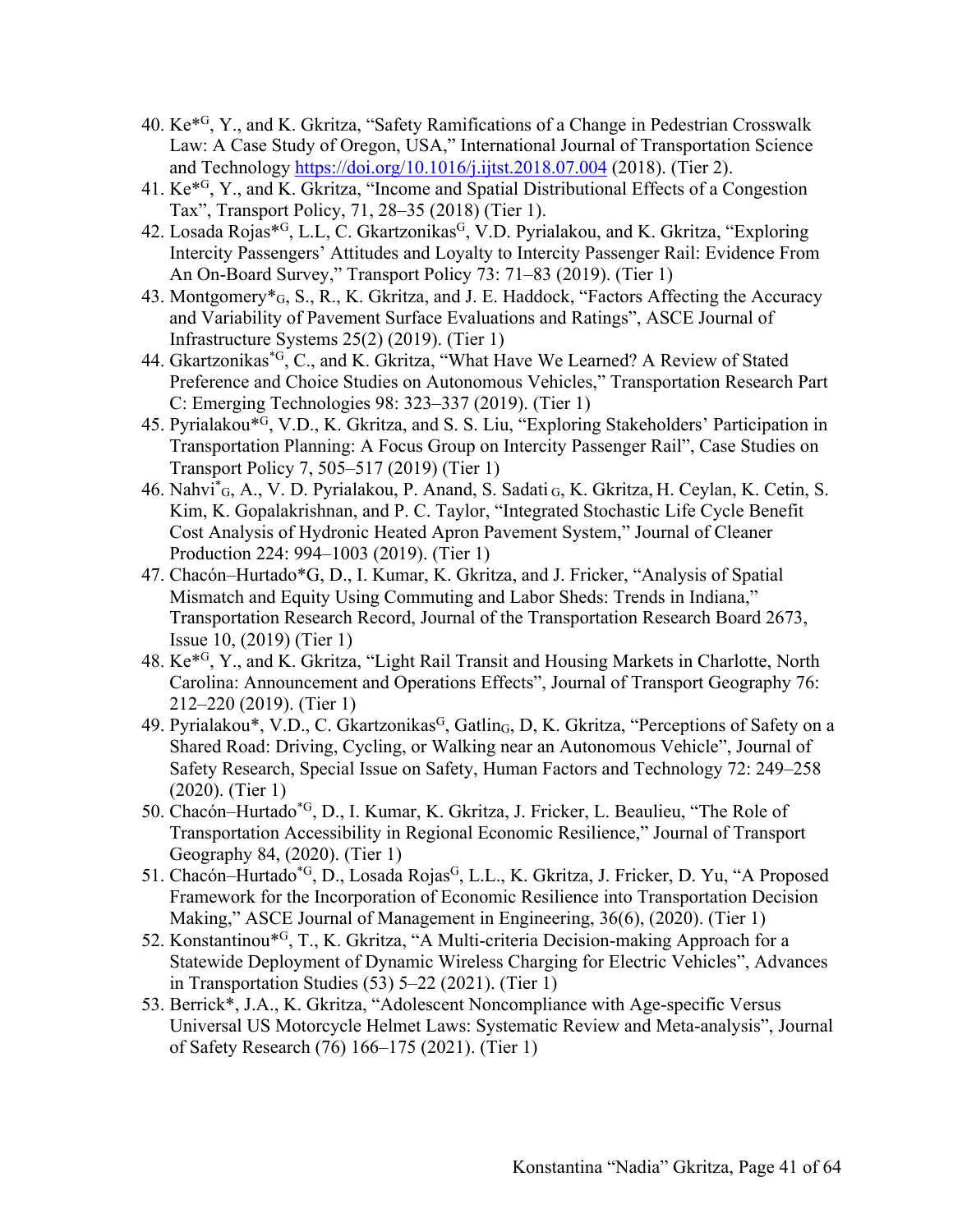40. Ke*[G], Y., and K. Gkritza, "Safety Ramifications of a Change in Pedestrian Crosswalk Law: A Case Study of Oregon, USA," International Journal of Transportation Science and Technology https://doi.org/10.1016/j.ijtst.2018.07.004 (2018). (Tier 2).
41. Ke*[G], Y., and K. Gkritza, "Income and Spatial Distributional Effects of a Congestion Tax", Transport Policy, 71, 28–35 (2018) (Tier 1).
42. Losada Rojas*[G], L.L, C. Gkartzonikas[G], V.D. Pyrialakou, and K. Gkritza, "Exploring Intercity Passengers' Attitudes and Loyalty to Intercity Passenger Rail: Evidence From An On-Board Survey," Transport Policy 73: 71–83 (2019). (Tier 1)
43. Montgomery*[G], S., R., K. Gkritza, and J. E. Haddock, "Factors Affecting the Accuracy and Variability of Pavement Surface Evaluations and Ratings", ASCE Journal of Infrastructure Systems 25(2) (2019). (Tier 1)
44. Gkartzonikas*[G], C., and K. Gkritza, "What Have We Learned? A Review of Stated Preference and Choice Studies on Autonomous Vehicles," Transportation Research Part C: Emerging Technologies 98: 323–337 (2019). (Tier 1)
45. Pyrialakou*[G], V.D., K. Gkritza, and S. S. Liu, "Exploring Stakeholders' Participation in Transportation Planning: A Focus Group on Intercity Passenger Rail", Case Studies on Transport Policy 7, 505–517 (2019) (Tier 1)
46. Nahvi*[G], A., V. D. Pyrialakou, P. Anand, S. Sadati[G], K. Gkritza, H. Ceylan, K. Cetin, S. Kim, K. Gopalakrishnan, and P. C. Taylor, "Integrated Stochastic Life Cycle Benefit Cost Analysis of Hydronic Heated Apron Pavement System," Journal of Cleaner Production 224: 994–1003 (2019). (Tier 1)
47. Chacón–Hurtado*G, D., I. Kumar, K. Gkritza, and J. Fricker, "Analysis of Spatial Mismatch and Equity Using Commuting and Labor Sheds: Trends in Indiana," Transportation Research Record, Journal of the Transportation Research Board 2673, Issue 10, (2019) (Tier 1)
48. Ke*[G], Y., and K. Gkritza, "Light Rail Transit and Housing Markets in Charlotte, North Carolina: Announcement and Operations Effects", Journal of Transport Geography 76: 212–220 (2019). (Tier 1)
49. Pyrialakou*, V.D., C. Gkartzonikas[G], Gatling[G], D, K. Gkritza, "Perceptions of Safety on a Shared Road: Driving, Cycling, or Walking near an Autonomous Vehicle", Journal of Safety Research, Special Issue on Safety, Human Factors and Technology 72: 249–258 (2020). (Tier 1)
50. Chacón–Hurtado*[G], D., I. Kumar, K. Gkritza, J. Fricker, L. Beaulieu, "The Role of Transportation Accessibility in Regional Economic Resilience," Journal of Transport Geography 84, (2020). (Tier 1)
51. Chacón–Hurtado*[G], D., Losada Rojas[G], L.L., K. Gkritza, J. Fricker, D. Yu, "A Proposed Framework for the Incorporation of Economic Resilience into Transportation Decision Making," ASCE Journal of Management in Engineering, 36(6), (2020). (Tier 1)
52. Konstantinou*[G], T., K. Gkritza, "A Multi-criteria Decision-making Approach for a Statewide Deployment of Dynamic Wireless Charging for Electric Vehicles", Advances in Transportation Studies (53) 5–22 (2021). (Tier 1)
53. Berrick*, J.A., K. Gkritza, "Adolescent Noncompliance with Age-specific Versus Universal US Motorcycle Helmet Laws: Systematic Review and Meta-analysis", Journal of Safety Research (76) 166–175 (2021). (Tier 1)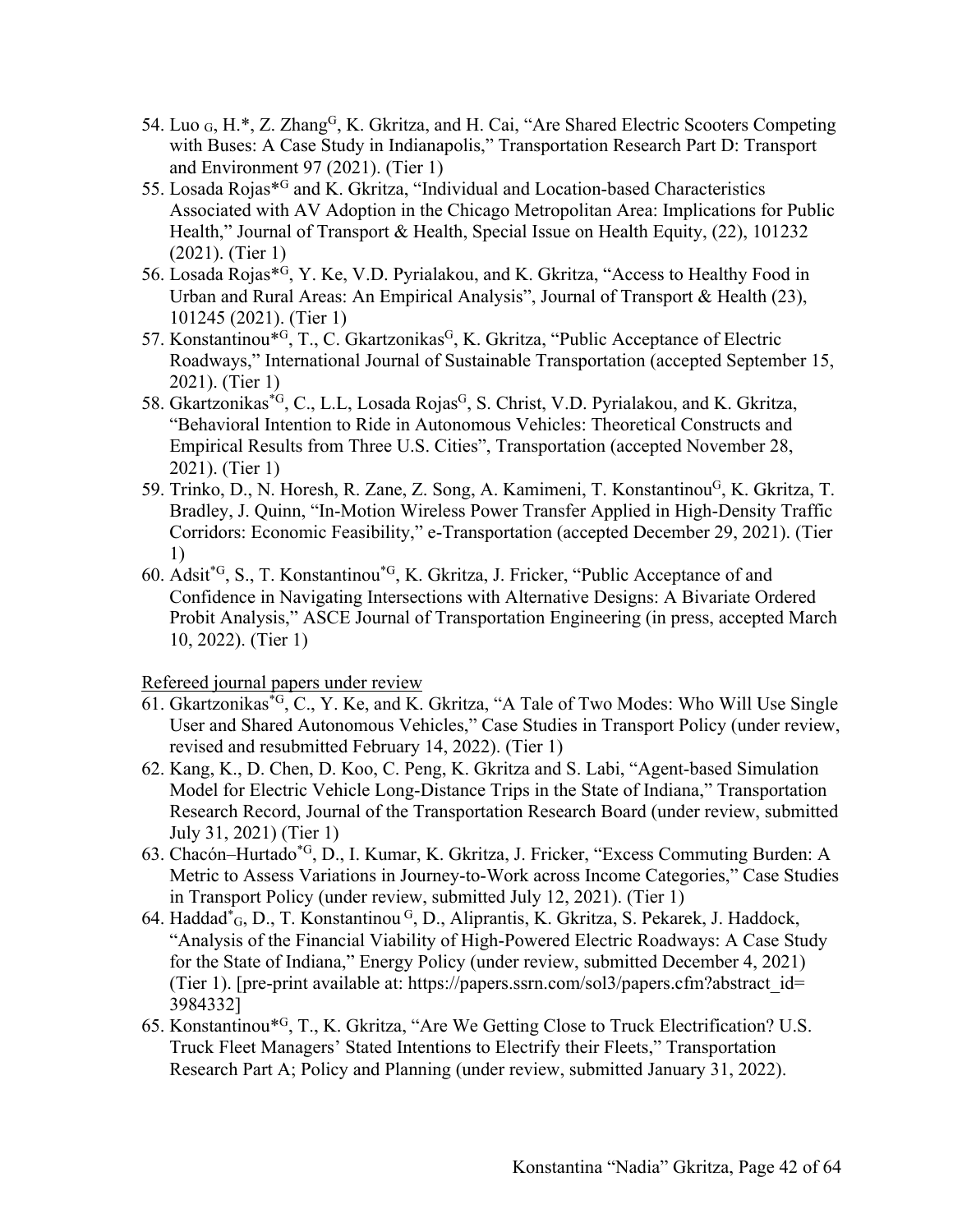54. Luo [G], H.*, Z. Zhang[G], K. Gkritza, and H. Cai, "Are Shared Electric Scooters Competing with Buses: A Case Study in Indianapolis," Transportation Research Part D: Transport and Environment 97 (2021). (Tier 1)
55. Losada Rojas*[G] and K. Gkritza, "Individual and Location-based Characteristics Associated with AV Adoption in the Chicago Metropolitan Area: Implications for Public Health," Journal of Transport & Health, Special Issue on Health Equity, (22), 101232 (2021). (Tier 1)
56. Losada Rojas*[G], Y. Ke, V.D. Pyrialakou, and K. Gkritza, "Access to Healthy Food in Urban and Rural Areas: An Empirical Analysis", Journal of Transport & Health (23), 101245 (2021). (Tier 1)
57. Konstantinou*[G], T., C. Gkartzonikas[G], K. Gkritza, "Public Acceptance of Electric Roadways," International Journal of Sustainable Transportation (accepted September 15, 2021). (Tier 1)
58. Gkartzonikas*[G], C., L.L, Losada Rojas[G], S. Christ, V.D. Pyrialakou, and K. Gkritza, "Behavioral Intention to Ride in Autonomous Vehicles: Theoretical Constructs and Empirical Results from Three U.S. Cities", Transportation (accepted November 28, 2021). (Tier 1)
59. Trinko, D., N. Horesh, R. Zane, Z. Song, A. Kamimeni, T. Konstantinou[G], K. Gkritza, T. Bradley, J. Quinn, "In-Motion Wireless Power Transfer Applied in High-Density Traffic Corridors: Economic Feasibility," e-Transportation (accepted December 29, 2021). (Tier 1)
60. Adsit*[G], S., T. Konstantinou*[G], K. Gkritza, J. Fricker, "Public Acceptance of and Confidence in Navigating Intersections with Alternative Designs: A Bivariate Ordered Probit Analysis," ASCE Journal of Transportation Engineering (in press, accepted March 10, 2022). (Tier 1)

Refereed journal papers under review

61. Gkartzonikas*[G], C., Y. Ke, and K. Gkritza, "A Tale of Two Modes: Who Will Use Single User and Shared Autonomous Vehicles," Case Studies in Transport Policy (under review, revised and resubmitted February 14, 2022). (Tier 1)
62. Kang, K., D. Chen, D. Koo, C. Peng, K. Gkritza and S. Labi, "Agent-based Simulation Model for Electric Vehicle Long-Distance Trips in the State of Indiana," Transportation Research Record, Journal of the Transportation Research Board (under review, submitted July 31, 2021) (Tier 1)
63. Chacón–Hurtado*[G], D., I. Kumar, K. Gkritza, J. Fricker, "Excess Commuting Burden: A Metric to Assess Variations in Journey-to-Work across Income Categories," Case Studies in Transport Policy (under review, submitted July 12, 2021). (Tier 1)
64. Haddad*[G], D., T. Konstantinou [G], D., Aliprantis, K. Gkritza, S. Pekarek, J. Haddock, "Analysis of the Financial Viability of High-Powered Electric Roadways: A Case Study for the State of Indiana," Energy Policy (under review, submitted December 4, 2021) (Tier 1). [pre-print available at: https://papers.ssrn.com/sol3/papers.cfm?abstract_id=3984332]
65. Konstantinou*[G], T., K. Gkritza, "Are We Getting Close to Truck Electrification? U.S. Truck Fleet Managers' Stated Intentions to Electrify their Fleets," Transportation Research Part A; Policy and Planning (under review, submitted January 31, 2022).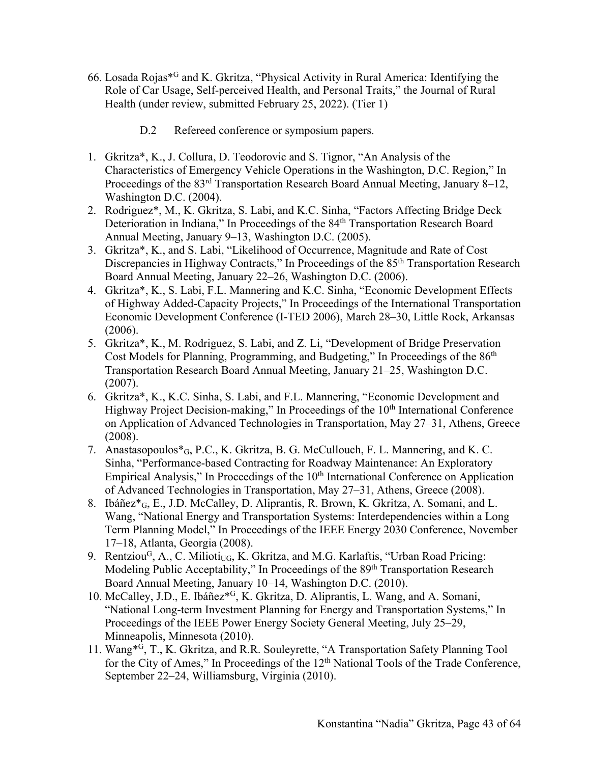66. Losada Rojas*[G] and K. Gkritza, "Physical Activity in Rural America: Identifying the Role of Car Usage, Self-perceived Health, and Personal Traits," the Journal of Rural Health (under review, submitted February 25, 2022). (Tier 1)

D.2 Refereed conference or symposium papers.

1. Gkritza*, K., J. Collura, D. Teodorovic and S. Tignor, "An Analysis of the Characteristics of Emergency Vehicle Operations in the Washington, D.C. Region," In Proceedings of the 83rd Transportation Research Board Annual Meeting, January 8–12, Washington D.C. (2004).
2. Rodriguez*, M., K. Gkritza, S. Labi, and K.C. Sinha, "Factors Affecting Bridge Deck Deterioration in Indiana," In Proceedings of the 84th Transportation Research Board Annual Meeting, January 9–13, Washington D.C. (2005).
3. Gkritza*, K., and S. Labi, "Likelihood of Occurrence, Magnitude and Rate of Cost Discrepancies in Highway Contracts," In Proceedings of the 85th Transportation Research Board Annual Meeting, January 22–26, Washington D.C. (2006).
4. Gkritza*, K., S. Labi, F.L. Mannering and K.C. Sinha, "Economic Development Effects of Highway Added-Capacity Projects," In Proceedings of the International Transportation Economic Development Conference (I-TED 2006), March 28–30, Little Rock, Arkansas (2006).
5. Gkritza*, K., M. Rodriguez, S. Labi, and Z. Li, "Development of Bridge Preservation Cost Models for Planning, Programming, and Budgeting," In Proceedings of the 86th Transportation Research Board Annual Meeting, January 21–25, Washington D.C. (2007).
6. Gkritza*, K., K.C. Sinha, S. Labi, and F.L. Mannering, "Economic Development and Highway Project Decision-making," In Proceedings of the 10th International Conference on Application of Advanced Technologies in Transportation, May 27–31, Athens, Greece (2008).
7. Anastasopoulos*[G], P.C., K. Gkritza, B. G. McCullouch, F. L. Mannering, and K. C. Sinha, "Performance-based Contracting for Roadway Maintenance: An Exploratory Empirical Analysis," In Proceedings of the 10th International Conference on Application of Advanced Technologies in Transportation, May 27–31, Athens, Greece (2008).
8. Ibáñez*[G], E., J.D. McCalley, D. Aliprantis, R. Brown, K. Gkritza, A. Somani, and L. Wang, "National Energy and Transportation Systems: Interdependencies within a Long Term Planning Model," In Proceedings of the IEEE Energy 2030 Conference, November 17–18, Atlanta, Georgia (2008).
9. Rentziou[G], A., C. Milioti[UG], K. Gkritza, and M.G. Karlaftis, "Urban Road Pricing: Modeling Public Acceptability," In Proceedings of the 89th Transportation Research Board Annual Meeting, January 10–14, Washington D.C. (2010).
10. McCalley, J.D., E. Ibáñez*[G], K. Gkritza, D. Aliprantis, L. Wang, and A. Somani, "National Long-term Investment Planning for Energy and Transportation Systems," In Proceedings of the IEEE Power Energy Society General Meeting, July 25–29, Minneapolis, Minnesota (2010).
11. Wang*[G], T., K. Gkritza, and R.R. Souleyrette, "A Transportation Safety Planning Tool for the City of Ames," In Proceedings of the 12th National Tools of the Trade Conference, September 22–24, Williamsburg, Virginia (2010).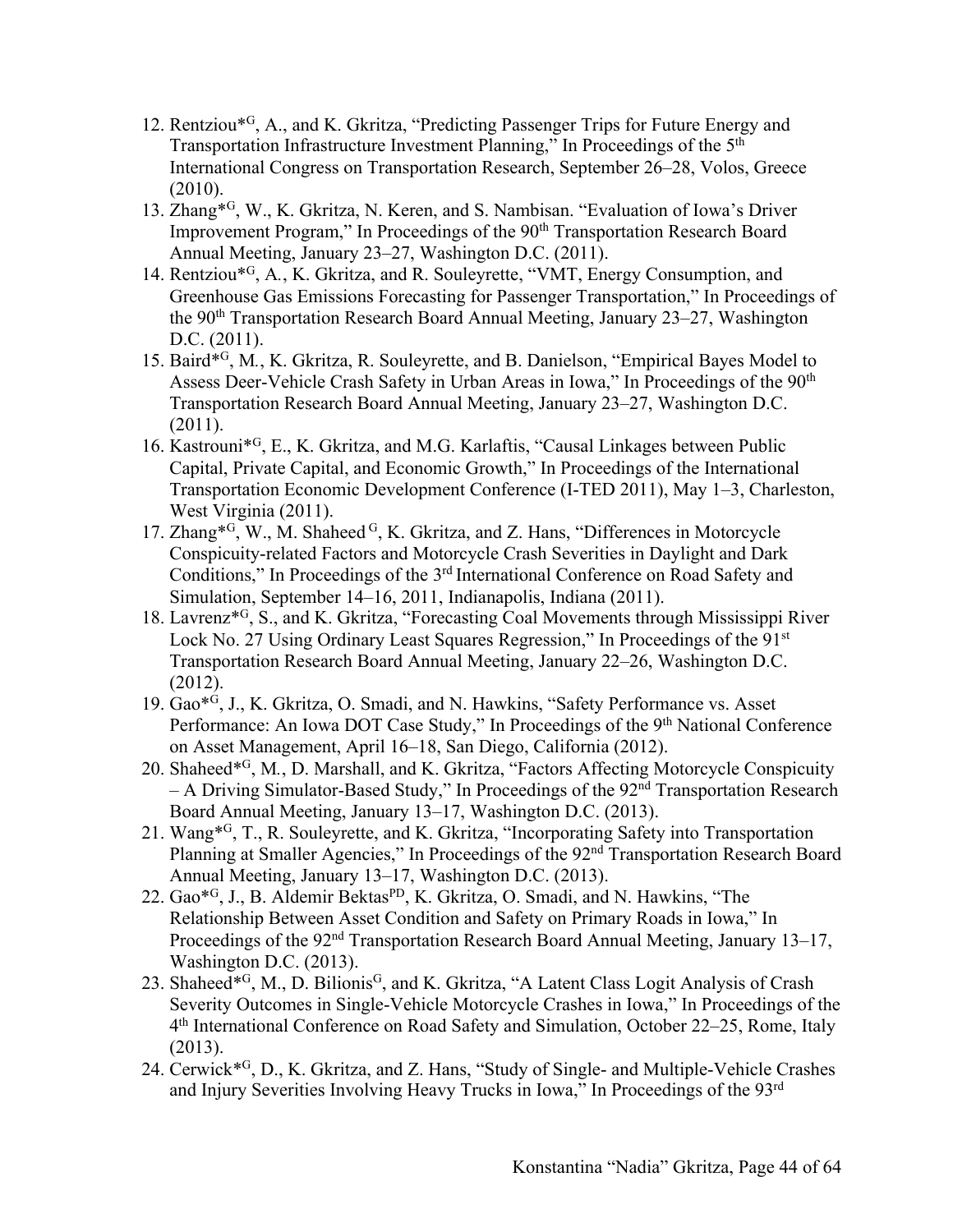12. Rentziou*[G], A., and K. Gkritza, "Predicting Passenger Trips for Future Energy and Transportation Infrastructure Investment Planning," In Proceedings of the 5th International Congress on Transportation Research, September 26–28, Volos, Greece (2010).
13. Zhang*[G], W., K. Gkritza, N. Keren, and S. Nambisan. "Evaluation of Iowa's Driver Improvement Program," In Proceedings of the 90th Transportation Research Board Annual Meeting, January 23–27, Washington D.C. (2011).
14. Rentziou*[G], A., K. Gkritza, and R. Souleyrette, "VMT, Energy Consumption, and Greenhouse Gas Emissions Forecasting for Passenger Transportation," In Proceedings of the 90th Transportation Research Board Annual Meeting, January 23–27, Washington D.C. (2011).
15. Baird*[G], M., K. Gkritza, R. Souleyrette, and B. Danielson, "Empirical Bayes Model to Assess Deer-Vehicle Crash Safety in Urban Areas in Iowa," In Proceedings of the 90th Transportation Research Board Annual Meeting, January 23–27, Washington D.C. (2011).
16. Kastrouni*[G], E., K. Gkritza, and M.G. Karlaftis, "Causal Linkages between Public Capital, Private Capital, and Economic Growth," In Proceedings of the International Transportation Economic Development Conference (I-TED 2011), May 1–3, Charleston, West Virginia (2011).
17. Zhang*[G], W., M. Shaheed [G], K. Gkritza, and Z. Hans, "Differences in Motorcycle Conspicuity-related Factors and Motorcycle Crash Severities in Daylight and Dark Conditions," In Proceedings of the 3rd International Conference on Road Safety and Simulation, September 14–16, 2011, Indianapolis, Indiana (2011).
18. Lavrenz*[G], S., and K. Gkritza, "Forecasting Coal Movements through Mississippi River Lock No. 27 Using Ordinary Least Squares Regression," In Proceedings of the 91st Transportation Research Board Annual Meeting, January 22–26, Washington D.C. (2012).
19. Gao*[G], J., K. Gkritza, O. Smadi, and N. Hawkins, "Safety Performance vs. Asset Performance: An Iowa DOT Case Study," In Proceedings of the 9th National Conference on Asset Management, April 16–18, San Diego, California (2012).
20. Shaheed*[G], M., D. Marshall, and K. Gkritza, "Factors Affecting Motorcycle Conspicuity – A Driving Simulator-Based Study," In Proceedings of the 92nd Transportation Research Board Annual Meeting, January 13–17, Washington D.C. (2013).
21. Wang*[G], T., R. Souleyrette, and K. Gkritza, "Incorporating Safety into Transportation Planning at Smaller Agencies," In Proceedings of the 92nd Transportation Research Board Annual Meeting, January 13–17, Washington D.C. (2013).
22. Gao*[G], J., B. Aldemir Bektas[PD], K. Gkritza, O. Smadi, and N. Hawkins, "The Relationship Between Asset Condition and Safety on Primary Roads in Iowa," In Proceedings of the 92nd Transportation Research Board Annual Meeting, January 13–17, Washington D.C. (2013).
23. Shaheed*[G], M., D. Bilionis[G], and K. Gkritza, "A Latent Class Logit Analysis of Crash Severity Outcomes in Single-Vehicle Motorcycle Crashes in Iowa," In Proceedings of the 4th International Conference on Road Safety and Simulation, October 22–25, Rome, Italy (2013).
24. Cerwick*[G], D., K. Gkritza, and Z. Hans, "Study of Single- and Multiple-Vehicle Crashes and Injury Severities Involving Heavy Trucks in Iowa," In Proceedings of the 93rd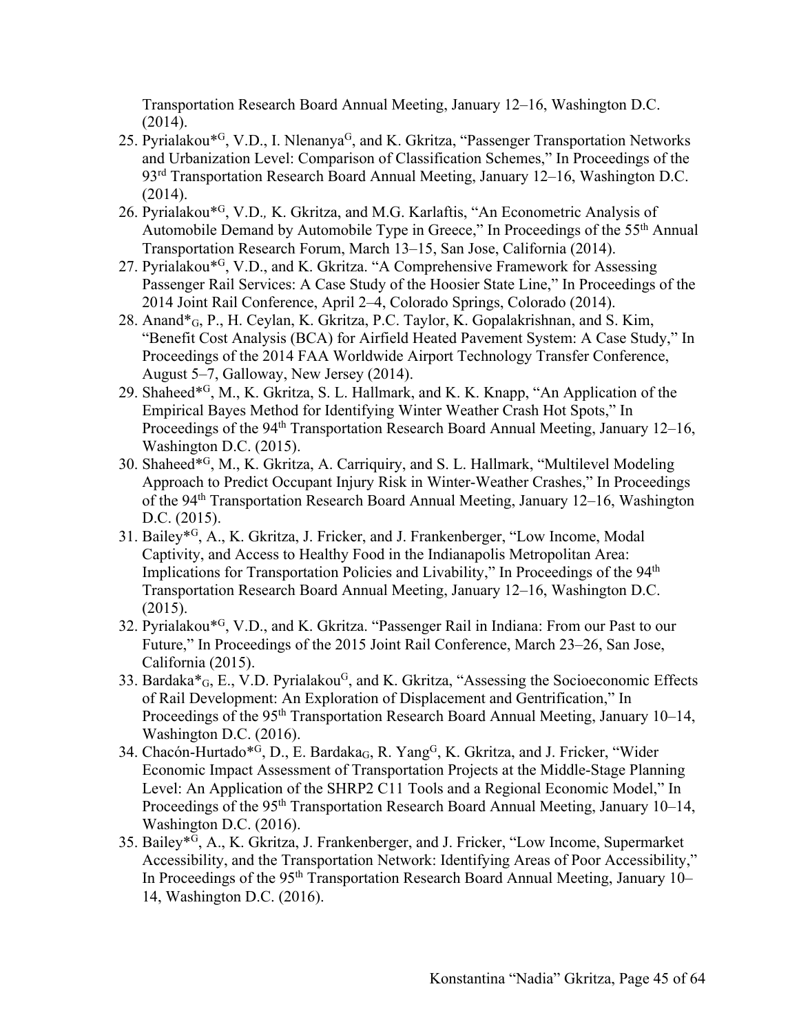Transportation Research Board Annual Meeting, January 12–16, Washington D.C. (2014).

25. Pyrialakou*[G], V.D., I. Nlenanya[G], and K. Gkritza, "Passenger Transportation Networks and Urbanization Level: Comparison of Classification Schemes," In Proceedings of the 93rd Transportation Research Board Annual Meeting, January 12–16, Washington D.C. (2014).
26. Pyrialakou*[G], V.D., K. Gkritza, and M.G. Karlaftis, "An Econometric Analysis of Automobile Demand by Automobile Type in Greece," In Proceedings of the 55th Annual Transportation Research Forum, March 13–15, San Jose, California (2014).
27. Pyrialakou*[G], V.D., and K. Gkritza. "A Comprehensive Framework for Assessing Passenger Rail Services: A Case Study of the Hoosier State Line," In Proceedings of the 2014 Joint Rail Conference, April 2–4, Colorado Springs, Colorado (2014).
28. Anand*$_G$, P., H. Ceylan, K. Gkritza, P.C. Taylor, K. Gopalakrishnan, and S. Kim, "Benefit Cost Analysis (BCA) for Airfield Heated Pavement System: A Case Study," In Proceedings of the 2014 FAA Worldwide Airport Technology Transfer Conference, August 5–7, Galloway, New Jersey (2014).
29. Shaheed*[G], M., K. Gkritza, S. L. Hallmark, and K. K. Knapp, "An Application of the Empirical Bayes Method for Identifying Winter Weather Crash Hot Spots," In Proceedings of the 94th Transportation Research Board Annual Meeting, January 12–16, Washington D.C. (2015).
30. Shaheed*[G], M., K. Gkritza, A. Carriquiry, and S. L. Hallmark, "Multilevel Modeling Approach to Predict Occupant Injury Risk in Winter-Weather Crashes," In Proceedings of the 94th Transportation Research Board Annual Meeting, January 12–16, Washington D.C. (2015).
31. Bailey*[G], A., K. Gkritza, J. Fricker, and J. Frankenberger, "Low Income, Modal Captivity, and Access to Healthy Food in the Indianapolis Metropolitan Area: Implications for Transportation Policies and Livability," In Proceedings of the 94th Transportation Research Board Annual Meeting, January 12–16, Washington D.C. (2015).
32. Pyrialakou*[G], V.D., and K. Gkritza. "Passenger Rail in Indiana: From our Past to our Future," In Proceedings of the 2015 Joint Rail Conference, March 23–26, San Jose, California (2015).
33. Bardaka*$_G$, E., V.D. Pyrialakou[G], and K. Gkritza, "Assessing the Socioeconomic Effects of Rail Development: An Exploration of Displacement and Gentrification," In Proceedings of the 95th Transportation Research Board Annual Meeting, January 10–14, Washington D.C. (2016).
34. Chacón-Hurtado*[G], D., E. Bardaka$_G$, R. Yang[G], K. Gkritza, and J. Fricker, "Wider Economic Impact Assessment of Transportation Projects at the Middle-Stage Planning Level: An Application of the SHRP2 C11 Tools and a Regional Economic Model," In Proceedings of the 95th Transportation Research Board Annual Meeting, January 10–14, Washington D.C. (2016).
35. Bailey*[G], A., K. Gkritza, J. Frankenberger, and J. Fricker, "Low Income, Supermarket Accessibility, and the Transportation Network: Identifying Areas of Poor Accessibility," In Proceedings of the 95th Transportation Research Board Annual Meeting, January 10–14, Washington D.C. (2016).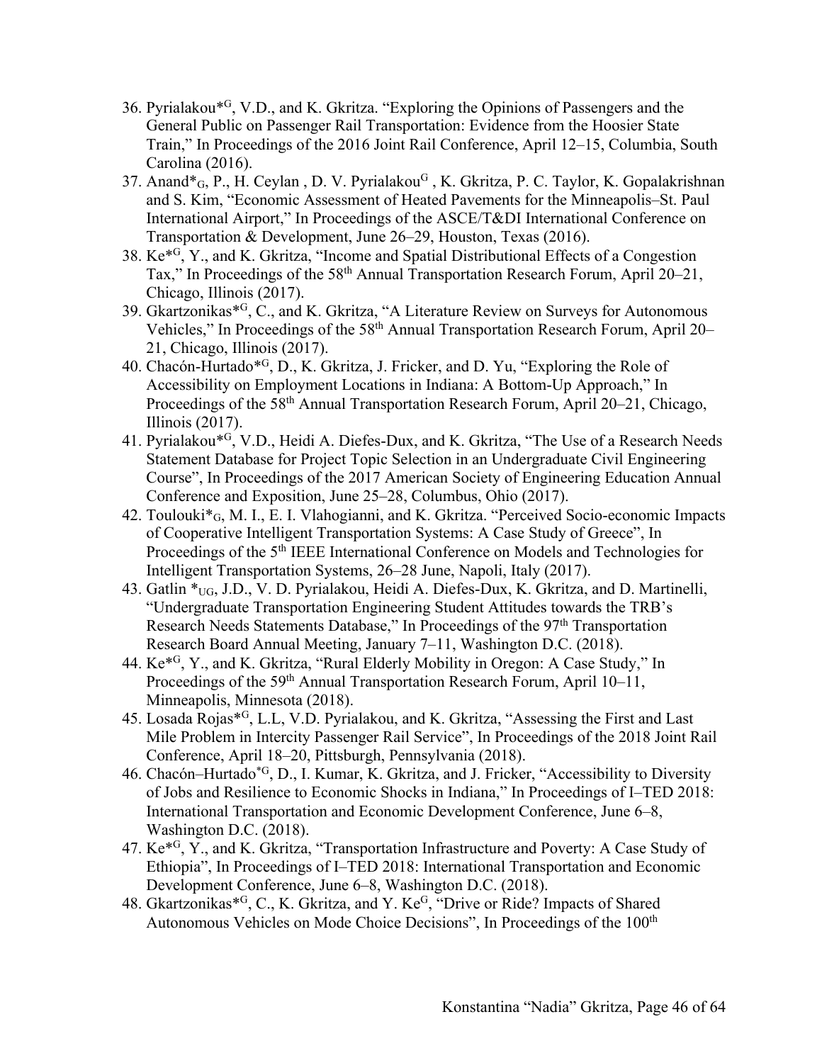36. Pyrialakou*[G], V.D., and K. Gkritza. “Exploring the Opinions of Passengers and the General Public on Passenger Rail Transportation: Evidence from the Hoosier State Train,” In Proceedings of the 2016 Joint Rail Conference, April 12–15, Columbia, South Carolina (2016).
37. Anand*[G], P., H. Ceylan , D. V. Pyrialakou[G] , K. Gkritza, P. C. Taylor, K. Gopalakrishnan and S. Kim, “Economic Assessment of Heated Pavements for the Minneapolis–St. Paul International Airport,” In Proceedings of the ASCE/T&DI International Conference on Transportation & Development, June 26–29, Houston, Texas (2016).
38. Ke*[G], Y., and K. Gkritza, “Income and Spatial Distributional Effects of a Congestion Tax,” In Proceedings of the 58th Annual Transportation Research Forum, April 20–21, Chicago, Illinois (2017).
39. Gkartzonikas*[G], C., and K. Gkritza, “A Literature Review on Surveys for Autonomous Vehicles,” In Proceedings of the 58th Annual Transportation Research Forum, April 20–21, Chicago, Illinois (2017).
40. Chacón-Hurtado*[G], D., K. Gkritza, J. Fricker, and D. Yu, “Exploring the Role of Accessibility on Employment Locations in Indiana: A Bottom-Up Approach,” In Proceedings of the 58th Annual Transportation Research Forum, April 20–21, Chicago, Illinois (2017).
41. Pyrialakou*[G], V.D., Heidi A. Diefes-Dux, and K. Gkritza, “The Use of a Research Needs Statement Database for Project Topic Selection in an Undergraduate Civil Engineering Course”, In Proceedings of the 2017 American Society of Engineering Education Annual Conference and Exposition, June 25–28, Columbus, Ohio (2017).
42. Toulouki*[G], M. I., E. I. Vlahogianni, and K. Gkritza. “Perceived Socio-economic Impacts of Cooperative Intelligent Transportation Systems: A Case Study of Greece”, In Proceedings of the 5th IEEE International Conference on Models and Technologies for Intelligent Transportation Systems, 26–28 June, Napoli, Italy (2017).
43. Gatlin *[UG], J.D., V. D. Pyrialakou, Heidi A. Diefes-Dux, K. Gkritza, and D. Martinelli, “Undergraduate Transportation Engineering Student Attitudes towards the TRB’s Research Needs Statements Database,” In Proceedings of the 97th Transportation Research Board Annual Meeting, January 7–11, Washington D.C. (2018).
44. Ke*[G], Y., and K. Gkritza, “Rural Elderly Mobility in Oregon: A Case Study,” In Proceedings of the 59th Annual Transportation Research Forum, April 10–11, Minneapolis, Minnesota (2018).
45. Losada Rojas*[G], L.L, V.D. Pyrialakou, and K. Gkritza, “Assessing the First and Last Mile Problem in Intercity Passenger Rail Service”, In Proceedings of the 2018 Joint Rail Conference, April 18–20, Pittsburgh, Pennsylvania (2018).
46. Chacón–Hurtado*[G], D., I. Kumar, K. Gkritza, and J. Fricker, “Accessibility to Diversity of Jobs and Resilience to Economic Shocks in Indiana,” In Proceedings of I–TED 2018: International Transportation and Economic Development Conference, June 6–8, Washington D.C. (2018).
47. Ke*[G], Y., and K. Gkritza, “Transportation Infrastructure and Poverty: A Case Study of Ethiopia”, In Proceedings of I–TED 2018: International Transportation and Economic Development Conference, June 6–8, Washington D.C. (2018).
48. Gkartzonikas*[G], C., K. Gkritza, and Y. Ke[G], “Drive or Ride? Impacts of Shared Autonomous Vehicles on Mode Choice Decisions”, In Proceedings of the 100th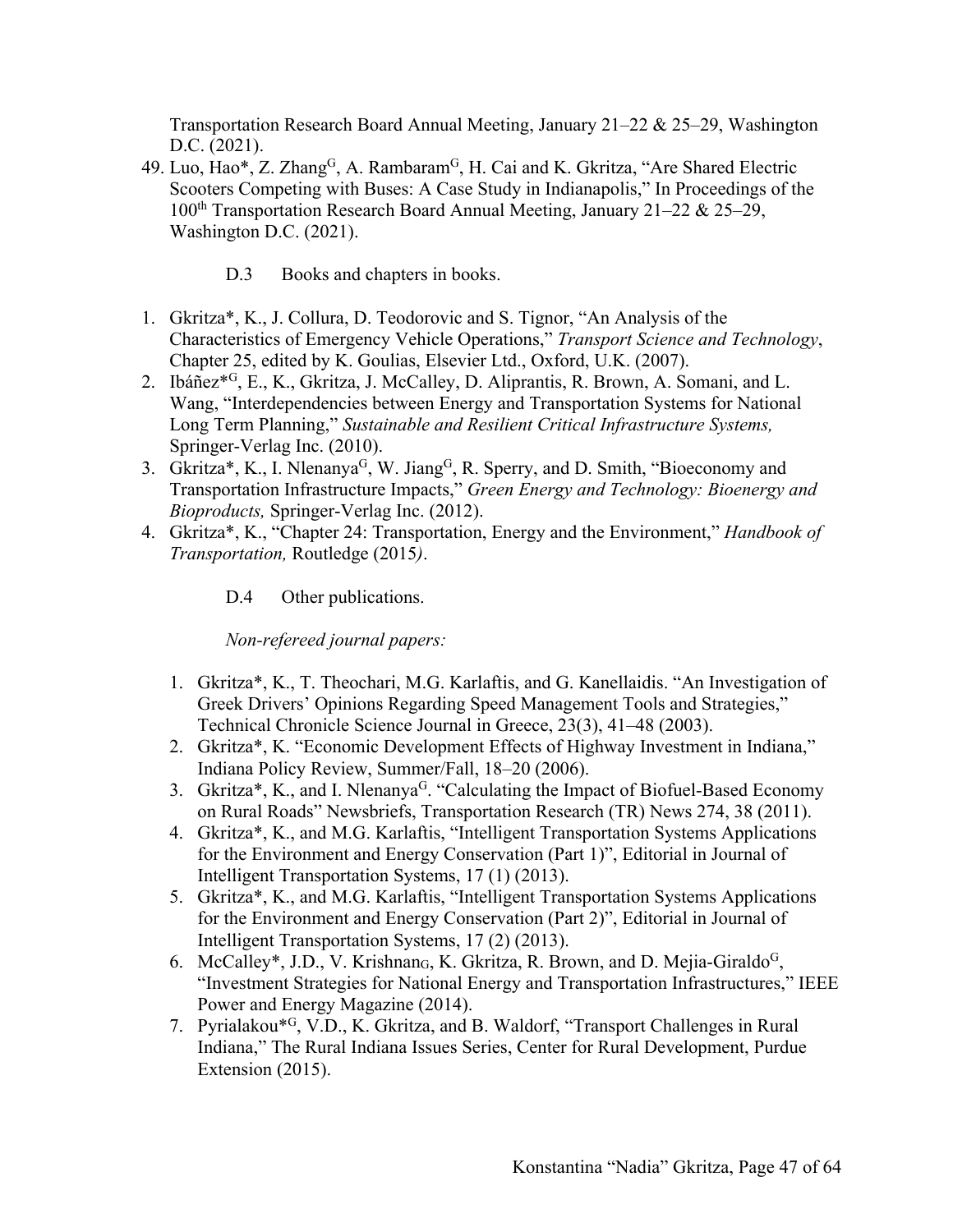Transportation Research Board Annual Meeting, January 21–22 & 25–29, Washington D.C. (2021).

49. Luo, Hao*, Z. Zhang[G], A. Rambaram[G], H. Cai and K. Gkritza, "Are Shared Electric Scooters Competing with Buses: A Case Study in Indianapolis," In Proceedings of the 100th Transportation Research Board Annual Meeting, January 21–22 & 25–29, Washington D.C. (2021).

D.3 Books and chapters in books.

1. Gkritza*, K., J. Collura, D. Teodorovic and S. Tignor, "An Analysis of the Characteristics of Emergency Vehicle Operations," *Transport Science and Technology*, Chapter 25, edited by K. Goulias, Elsevier Ltd., Oxford, U.K. (2007).
2. Ibáñez*[G], E., K., Gkritza, J. McCalley, D. Aliprantis, R. Brown, A. Somani, and L. Wang, "Interdependencies between Energy and Transportation Systems for National Long Term Planning," *Sustainable and Resilient Critical Infrastructure Systems,* Springer-Verlag Inc. (2010).
3. Gkritza*, K., I. Nlenanya[G], W. Jiang[G], R. Sperry, and D. Smith, "Bioeconomy and Transportation Infrastructure Impacts," *Green Energy and Technology: Bioenergy and Bioproducts,* Springer-Verlag Inc. (2012).
4. Gkritza*, K., "Chapter 24: Transportation, Energy and the Environment," *Handbook of Transportation,* Routledge (2015).

D.4 Other publications.

*Non-refereed journal papers:*

1. Gkritza*, K., T. Theochari, M.G. Karlaftis, and G. Kanellaidis. "An Investigation of Greek Drivers' Opinions Regarding Speed Management Tools and Strategies," Technical Chronicle Science Journal in Greece, 23(3), 41–48 (2003).
2. Gkritza*, K. "Economic Development Effects of Highway Investment in Indiana," Indiana Policy Review, Summer/Fall, 18–20 (2006).
3. Gkritza*, K., and I. Nlenanya[G]. "Calculating the Impact of Biofuel-Based Economy on Rural Roads" Newsbriefs, Transportation Research (TR) News 274, 38 (2011).
4. Gkritza*, K., and M.G. Karlaftis, "Intelligent Transportation Systems Applications for the Environment and Energy Conservation (Part 1)", Editorial in Journal of Intelligent Transportation Systems, 17 (1) (2013).
5. Gkritza*, K., and M.G. Karlaftis, "Intelligent Transportation Systems Applications for the Environment and Energy Conservation (Part 2)", Editorial in Journal of Intelligent Transportation Systems, 17 (2) (2013).
6. McCalley*, J.D., V. Krishnan[G], K. Gkritza, R. Brown, and D. Mejia-Giraldo[G], "Investment Strategies for National Energy and Transportation Infrastructures," IEEE Power and Energy Magazine (2014).
7. Pyrialakou*[G], V.D., K. Gkritza, and B. Waldorf, "Transport Challenges in Rural Indiana," The Rural Indiana Issues Series, Center for Rural Development, Purdue Extension (2015).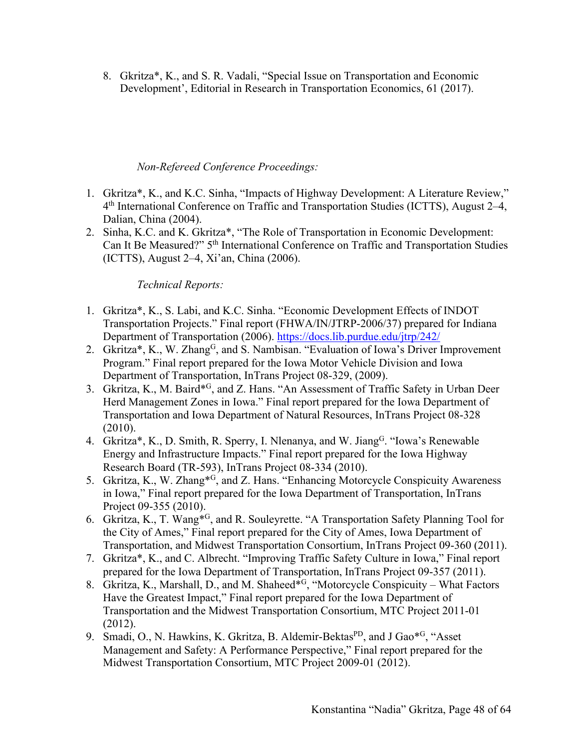8. Gkritza*, K., and S. R. Vadali, "Special Issue on Transportation and Economic Development', Editorial in Research in Transportation Economics, 61 (2017).

*Non-Refereed Conference Proceedings:*

1. Gkritza*, K., and K.C. Sinha, "Impacts of Highway Development: A Literature Review," 4th International Conference on Traffic and Transportation Studies (ICTTS), August 2–4, Dalian, China (2004).
2. Sinha, K.C. and K. Gkritza*, "The Role of Transportation in Economic Development: Can It Be Measured?" 5th International Conference on Traffic and Transportation Studies (ICTTS), August 2–4, Xi'an, China (2006).

*Technical Reports:*

1. Gkritza*, K., S. Labi, and K.C. Sinha. "Economic Development Effects of INDOT Transportation Projects." Final report (FHWA/IN/JTRP-2006/37) prepared for Indiana Department of Transportation (2006). https://docs.lib.purdue.edu/jtrp/242/
2. Gkritza*, K., W. Zhang[G], and S. Nambisan. "Evaluation of Iowa's Driver Improvement Program." Final report prepared for the Iowa Motor Vehicle Division and Iowa Department of Transportation, InTrans Project 08-329, (2009).
3. Gkritza, K., M. Baird*[G], and Z. Hans. "An Assessment of Traffic Safety in Urban Deer Herd Management Zones in Iowa." Final report prepared for the Iowa Department of Transportation and Iowa Department of Natural Resources, InTrans Project 08-328 (2010).
4. Gkritza*, K., D. Smith, R. Sperry, I. Nlenanya, and W. Jiang[G]. "Iowa's Renewable Energy and Infrastructure Impacts." Final report prepared for the Iowa Highway Research Board (TR-593), InTrans Project 08-334 (2010).
5. Gkritza, K., W. Zhang*[G], and Z. Hans. "Enhancing Motorcycle Conspicuity Awareness in Iowa," Final report prepared for the Iowa Department of Transportation, InTrans Project 09-355 (2010).
6. Gkritza, K., T. Wang*[G], and R. Souleyrette. "A Transportation Safety Planning Tool for the City of Ames," Final report prepared for the City of Ames, Iowa Department of Transportation, and Midwest Transportation Consortium, InTrans Project 09-360 (2011).
7. Gkritza*, K., and C. Albrecht. "Improving Traffic Safety Culture in Iowa," Final report prepared for the Iowa Department of Transportation, InTrans Project 09-357 (2011).
8. Gkritza, K., Marshall, D., and M. Shaheed*[G], "Motorcycle Conspicuity – What Factors Have the Greatest Impact," Final report prepared for the Iowa Department of Transportation and the Midwest Transportation Consortium, MTC Project 2011-01 (2012).
9. Smadi, O., N. Hawkins, K. Gkritza, B. Aldemir-Bektas[PD], and J Gao*[G], "Asset Management and Safety: A Performance Perspective," Final report prepared for the Midwest Transportation Consortium, MTC Project 2009-01 (2012).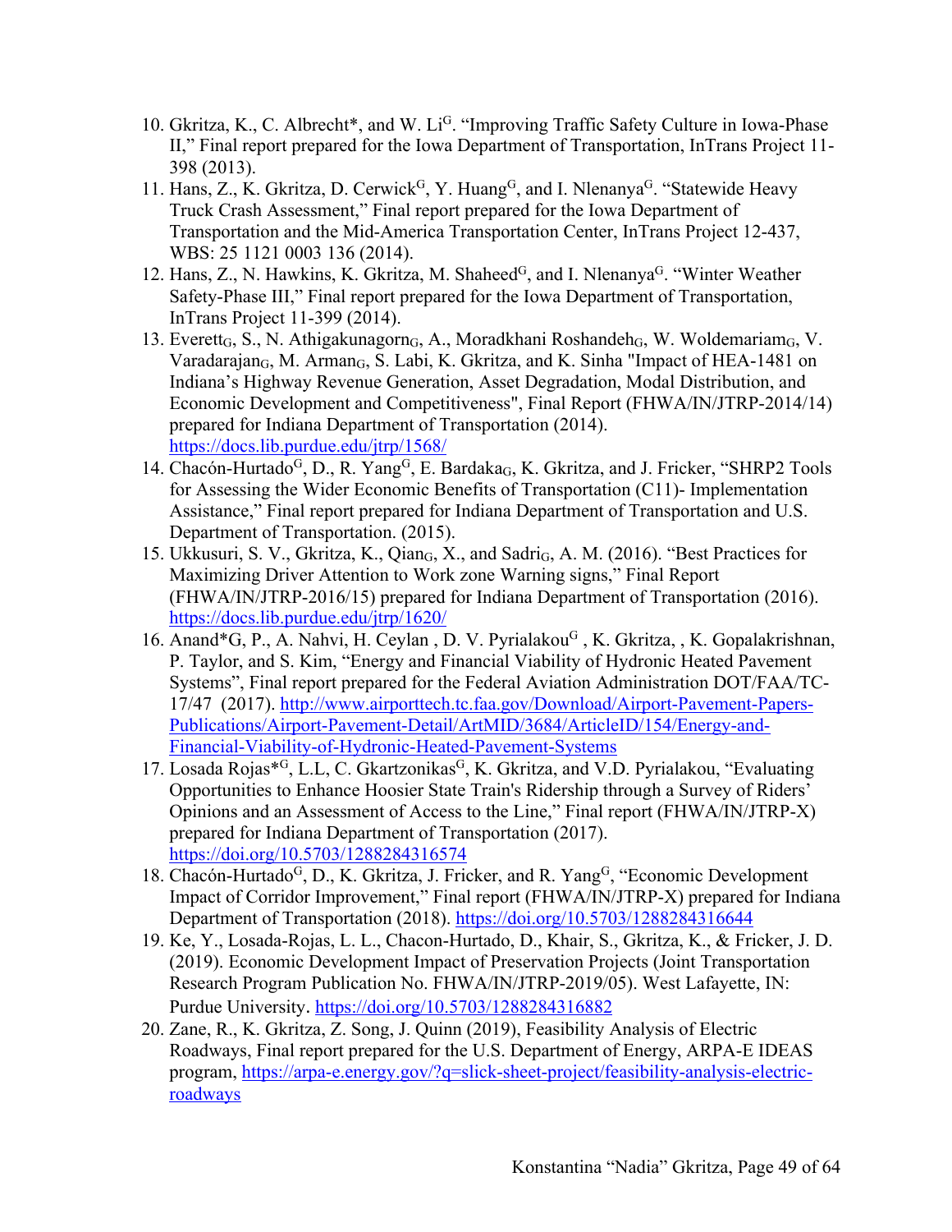10. Gkritza, K., C. Albrecht*, and W. Li[G]. “Improving Traffic Safety Culture in Iowa-Phase II,” Final report prepared for the Iowa Department of Transportation, InTrans Project 11-398 (2013).
11. Hans, Z., K. Gkritza, D. Cerwick[G], Y. Huang[G], and I. Nlenanya[G]. “Statewide Heavy Truck Crash Assessment,” Final report prepared for the Iowa Department of Transportation and the Mid-America Transportation Center, InTrans Project 12-437, WBS: 25 1121 0003 136 (2014).
12. Hans, Z., N. Hawkins, K. Gkritza, M. Shaheed[G], and I. Nlenanya[G]. “Winter Weather Safety-Phase III,” Final report prepared for the Iowa Department of Transportation, InTrans Project 11-399 (2014).
13. Everett[G], S., N. Athigakunagorn[G], A., Moradkhani Roshandeh[G], W. Woldemariam[G], V. Varadarajan[G], M. Arman[G], S. Labi, K. Gkritza, and K. Sinha "Impact of HEA-1481 on Indiana’s Highway Revenue Generation, Asset Degradation, Modal Distribution, and Economic Development and Competitiveness", Final Report (FHWA/IN/JTRP-2014/14) prepared for Indiana Department of Transportation (2014). https://docs.lib.purdue.edu/jtrp/1568/
14. Chacón-Hurtado[G], D., R. Yang[G], E. Bardaka[G], K. Gkritza, and J. Fricker, “SHRP2 Tools for Assessing the Wider Economic Benefits of Transportation (C11)- Implementation Assistance,” Final report prepared for Indiana Department of Transportation and U.S. Department of Transportation. (2015).
15. Ukkusuri, S. V., Gkritza, K., Qian[G], X., and Sadri[G], A. M. (2016). “Best Practices for Maximizing Driver Attention to Work zone Warning signs,” Final Report (FHWA/IN/JTRP-2016/15) prepared for Indiana Department of Transportation (2016). https://docs.lib.purdue.edu/jtrp/1620/
16. Anand*G, P., A. Nahvi, H. Ceylan , D. V. Pyrialakou[G] , K. Gkritza, , K. Gopalakrishnan, P. Taylor, and S. Kim, “Energy and Financial Viability of Hydronic Heated Pavement Systems”, Final report prepared for the Federal Aviation Administration DOT/FAA/TC-17/47 (2017). http://www.airporttech.tc.faa.gov/Download/Airport-Pavement-Papers-Publications/Airport-Pavement-Detail/ArtMID/3684/ArticleID/154/Energy-and-Financial-Viability-of-Hydronic-Heated-Pavement-Systems
17. Losada Rojas*[G], L.L, C. Gkartzonikas[G], K. Gkritza, and V.D. Pyrialakou, “Evaluating Opportunities to Enhance Hoosier State Train's Ridership through a Survey of Riders’ Opinions and an Assessment of Access to the Line,” Final report (FHWA/IN/JTRP-X) prepared for Indiana Department of Transportation (2017). https://doi.org/10.5703/1288284316574
18. Chacón-Hurtado[G], D., K. Gkritza, J. Fricker, and R. Yang[G], “Economic Development Impact of Corridor Improvement,” Final report (FHWA/IN/JTRP-X) prepared for Indiana Department of Transportation (2018). https://doi.org/10.5703/1288284316644
19. Ke, Y., Losada-Rojas, L. L., Chacon-Hurtado, D., Khair, S., Gkritza, K., & Fricker, J. D. (2019). Economic Development Impact of Preservation Projects (Joint Transportation Research Program Publication No. FHWA/IN/JTRP-2019/05). West Lafayette, IN: Purdue University. https://doi.org/10.5703/1288284316882
20. Zane, R., K. Gkritza, Z. Song, J. Quinn (2019), Feasibility Analysis of Electric Roadways, Final report prepared for the U.S. Department of Energy, ARPA-E IDEAS program, https://arpa-e.energy.gov/?q=slick-sheet-project/feasibility-analysis-electric-roadways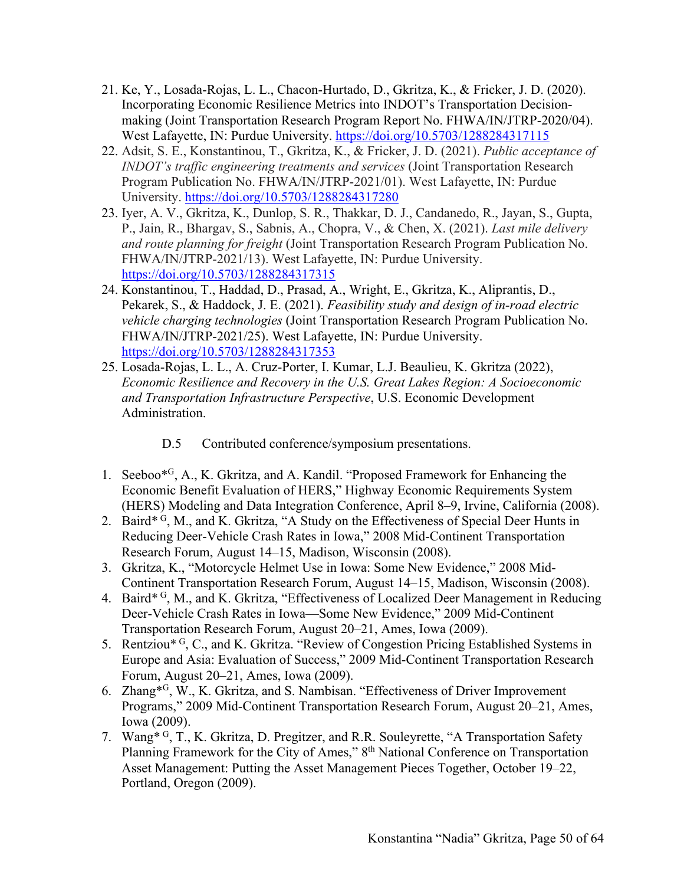21. Ke, Y., Losada-Rojas, L. L., Chacon-Hurtado, D., Gkritza, K., & Fricker, J. D. (2020). Incorporating Economic Resilience Metrics into INDOT's Transportation Decision-making (Joint Transportation Research Program Report No. FHWA/IN/JTRP-2020/04). West Lafayette, IN: Purdue University. https://doi.org/10.5703/1288284317115
22. Adsit, S. E., Konstantinou, T., Gkritza, K., & Fricker, J. D. (2021). *Public acceptance of INDOT's traffic engineering treatments and services* (Joint Transportation Research Program Publication No. FHWA/IN/JTRP-2021/01). West Lafayette, IN: Purdue University. https://doi.org/10.5703/1288284317280
23. Iyer, A. V., Gkritza, K., Dunlop, S. R., Thakkar, D. J., Candanedo, R., Jayan, S., Gupta, P., Jain, R., Bhargav, S., Sabnis, A., Chopra, V., & Chen, X. (2021). *Last mile delivery and route planning for freight* (Joint Transportation Research Program Publication No. FHWA/IN/JTRP-2021/13). West Lafayette, IN: Purdue University. https://doi.org/10.5703/1288284317315
24. Konstantinou, T., Haddad, D., Prasad, A., Wright, E., Gkritza, K., Aliprantis, D., Pekarek, S., & Haddock, J. E. (2021). *Feasibility study and design of in-road electric vehicle charging technologies* (Joint Transportation Research Program Publication No. FHWA/IN/JTRP-2021/25). West Lafayette, IN: Purdue University. https://doi.org/10.5703/1288284317353
25. Losada-Rojas, L. L., A. Cruz-Porter, I. Kumar, L.J. Beaulieu, K. Gkritza (2022), *Economic Resilience and Recovery in the U.S. Great Lakes Region: A Socioeconomic and Transportation Infrastructure Perspective*, U.S. Economic Development Administration.

D.5 Contributed conference/symposium presentations.

1. Seeboo*[G], A., K. Gkritza, and A. Kandil. "Proposed Framework for Enhancing the Economic Benefit Evaluation of HERS," Highway Economic Requirements System (HERS) Modeling and Data Integration Conference, April 8–9, Irvine, California (2008).
2. Baird*[G], M., and K. Gkritza, "A Study on the Effectiveness of Special Deer Hunts in Reducing Deer-Vehicle Crash Rates in Iowa," 2008 Mid-Continent Transportation Research Forum, August 14–15, Madison, Wisconsin (2008).
3. Gkritza, K., "Motorcycle Helmet Use in Iowa: Some New Evidence," 2008 Mid-Continent Transportation Research Forum, August 14–15, Madison, Wisconsin (2008).
4. Baird*[G], M., and K. Gkritza, "Effectiveness of Localized Deer Management in Reducing Deer-Vehicle Crash Rates in Iowa—Some New Evidence," 2009 Mid-Continent Transportation Research Forum, August 20–21, Ames, Iowa (2009).
5. Rentziou*[G], C., and K. Gkritza. "Review of Congestion Pricing Established Systems in Europe and Asia: Evaluation of Success," 2009 Mid-Continent Transportation Research Forum, August 20–21, Ames, Iowa (2009).
6. Zhang*[G], W., K. Gkritza, and S. Nambisan. "Effectiveness of Driver Improvement Programs," 2009 Mid-Continent Transportation Research Forum, August 20–21, Ames, Iowa (2009).
7. Wang*[G], T., K. Gkritza, D. Pregitzer, and R.R. Souleyrette, "A Transportation Safety Planning Framework for the City of Ames," 8th National Conference on Transportation Asset Management: Putting the Asset Management Pieces Together, October 19–22, Portland, Oregon (2009).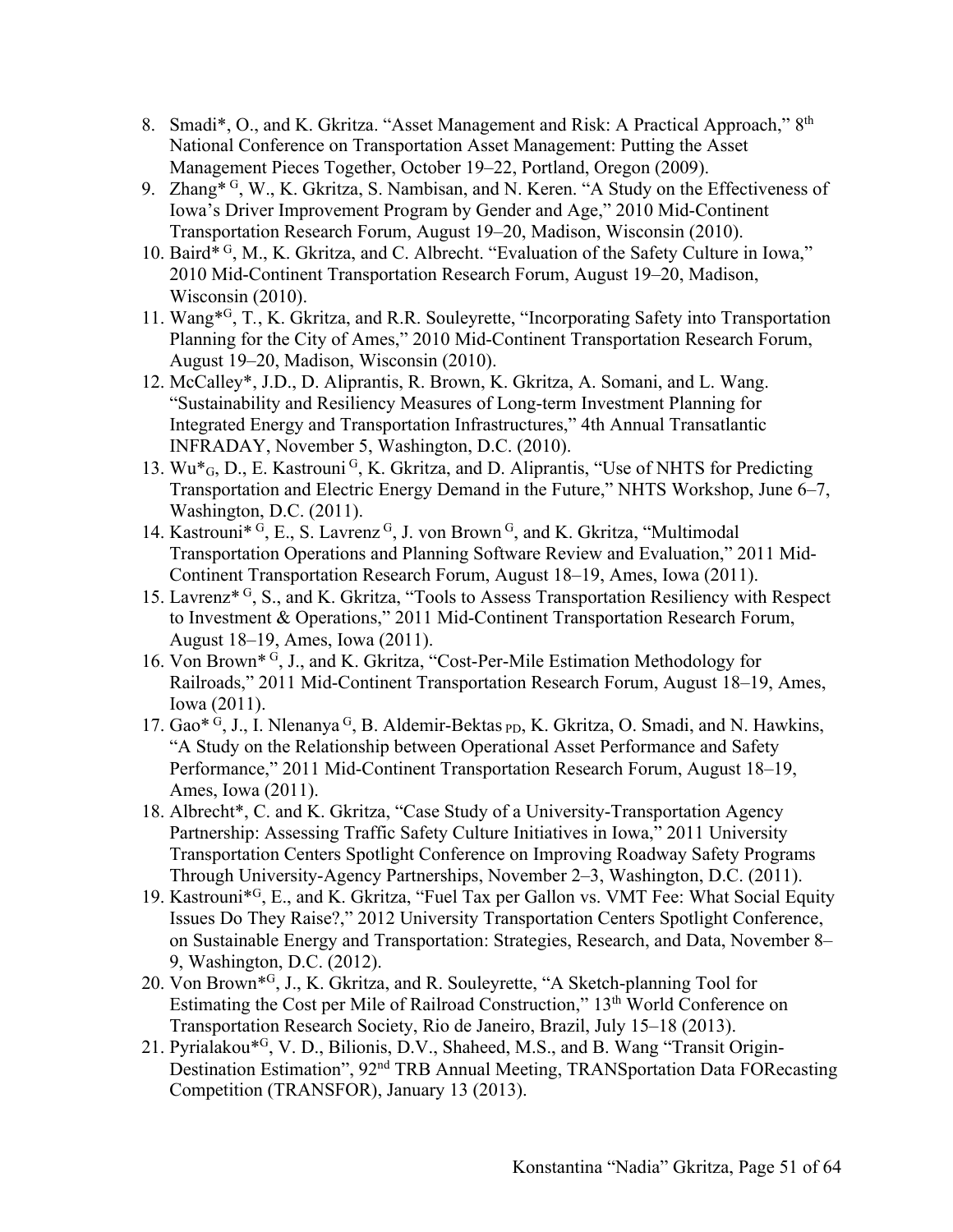8. Smadi*, O., and K. Gkritza. "Asset Management and Risk: A Practical Approach," 8th National Conference on Transportation Asset Management: Putting the Asset Management Pieces Together, October 19–22, Portland, Oregon (2009).
9. Zhang* [G], W., K. Gkritza, S. Nambisan, and N. Keren. "A Study on the Effectiveness of Iowa's Driver Improvement Program by Gender and Age," 2010 Mid-Continent Transportation Research Forum, August 19–20, Madison, Wisconsin (2010).
10. Baird* [G], M., K. Gkritza, and C. Albrecht. "Evaluation of the Safety Culture in Iowa," 2010 Mid-Continent Transportation Research Forum, August 19–20, Madison, Wisconsin (2010).
11. Wang*[G], T., K. Gkritza, and R.R. Souleyrette, "Incorporating Safety into Transportation Planning for the City of Ames," 2010 Mid-Continent Transportation Research Forum, August 19–20, Madison, Wisconsin (2010).
12. McCalley*, J.D., D. Aliprantis, R. Brown, K. Gkritza, A. Somani, and L. Wang. "Sustainability and Resiliency Measures of Long-term Investment Planning for Integrated Energy and Transportation Infrastructures," 4th Annual Transatlantic INFRADAY, November 5, Washington, D.C. (2010).
13. Wu*[G], D., E. Kastrouni [G], K. Gkritza, and D. Aliprantis, "Use of NHTS for Predicting Transportation and Electric Energy Demand in the Future," NHTS Workshop, June 6–7, Washington, D.C. (2011).
14. Kastrouni* [G], E., S. Lavrenz [G], J. von Brown [G], and K. Gkritza, "Multimodal Transportation Operations and Planning Software Review and Evaluation," 2011 Mid-Continent Transportation Research Forum, August 18–19, Ames, Iowa (2011).
15. Lavrenz* [G], S., and K. Gkritza, "Tools to Assess Transportation Resiliency with Respect to Investment & Operations," 2011 Mid-Continent Transportation Research Forum, August 18–19, Ames, Iowa (2011).
16. Von Brown* [G], J., and K. Gkritza, "Cost-Per-Mile Estimation Methodology for Railroads," 2011 Mid-Continent Transportation Research Forum, August 18–19, Ames, Iowa (2011).
17. Gao* [G], J., I. Nlenanya [G], B. Aldemir-Bektas [PD], K. Gkritza, O. Smadi, and N. Hawkins, "A Study on the Relationship between Operational Asset Performance and Safety Performance," 2011 Mid-Continent Transportation Research Forum, August 18–19, Ames, Iowa (2011).
18. Albrecht*, C. and K. Gkritza, "Case Study of a University-Transportation Agency Partnership: Assessing Traffic Safety Culture Initiatives in Iowa," 2011 University Transportation Centers Spotlight Conference on Improving Roadway Safety Programs Through University-Agency Partnerships, November 2–3, Washington, D.C. (2011).
19. Kastrouni*[G], E., and K. Gkritza, "Fuel Tax per Gallon vs. VMT Fee: What Social Equity Issues Do They Raise?," 2012 University Transportation Centers Spotlight Conference, on Sustainable Energy and Transportation: Strategies, Research, and Data, November 8–9, Washington, D.C. (2012).
20. Von Brown*[G], J., K. Gkritza, and R. Souleyrette, "A Sketch-planning Tool for Estimating the Cost per Mile of Railroad Construction," 13th World Conference on Transportation Research Society, Rio de Janeiro, Brazil, July 15–18 (2013).
21. Pyrialakou*[G], V. D., Bilionis, D.V., Shaheed, M.S., and B. Wang "Transit Origin-Destination Estimation", 92nd TRB Annual Meeting, TRANSportation Data FORecasting Competition (TRANSFOR), January 13 (2013).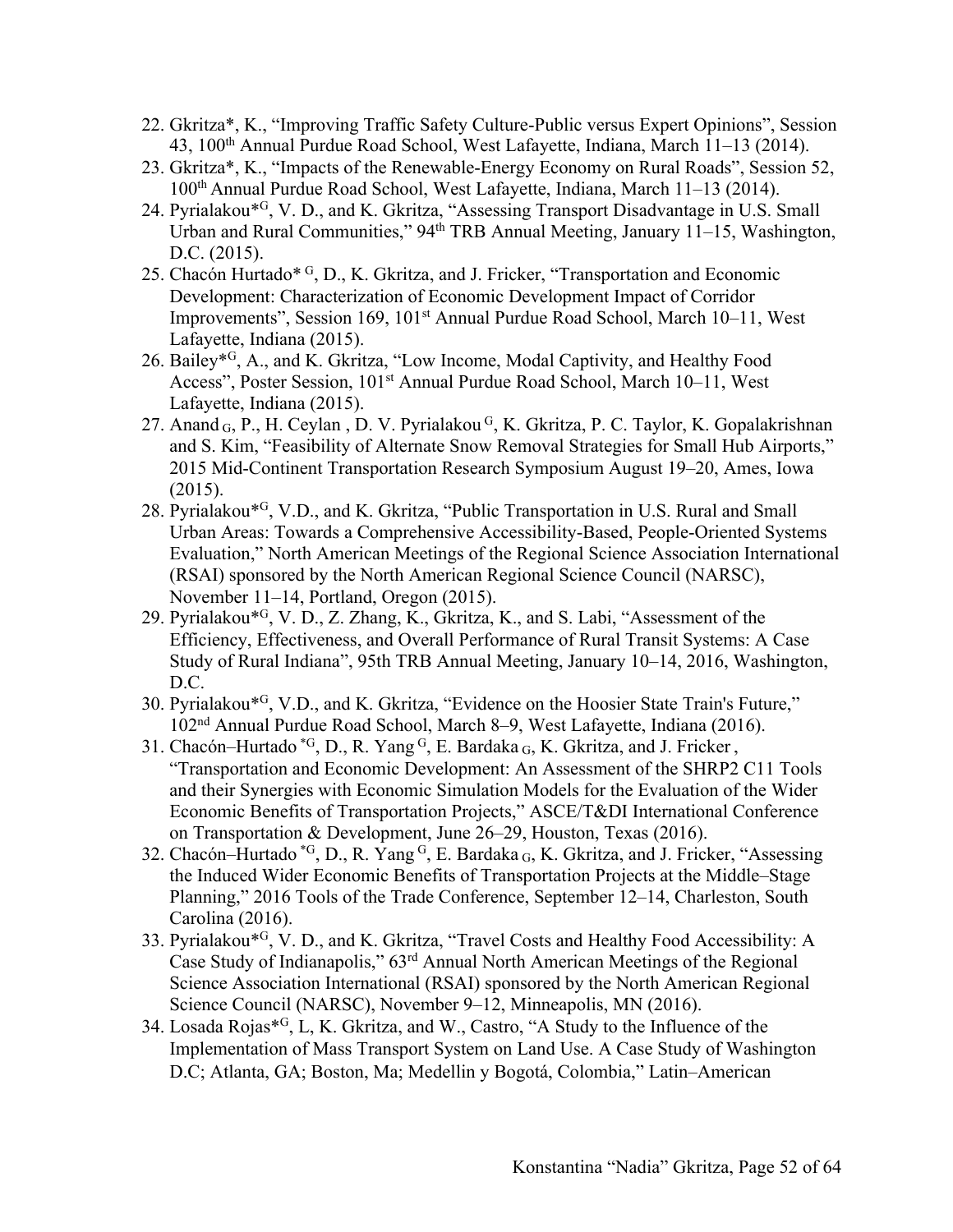22. Gkritza*, K., "Improving Traffic Safety Culture-Public versus Expert Opinions", Session 43, 100th Annual Purdue Road School, West Lafayette, Indiana, March 11–13 (2014).
23. Gkritza*, K., "Impacts of the Renewable-Energy Economy on Rural Roads", Session 52, 100th Annual Purdue Road School, West Lafayette, Indiana, March 11–13 (2014).
24. Pyrialakou*[G], V. D., and K. Gkritza, "Assessing Transport Disadvantage in U.S. Small Urban and Rural Communities," 94th TRB Annual Meeting, January 11–15, Washington, D.C. (2015).
25. Chacón Hurtado* [G], D., K. Gkritza, and J. Fricker, "Transportation and Economic Development: Characterization of Economic Development Impact of Corridor Improvements", Session 169, 101st Annual Purdue Road School, March 10–11, West Lafayette, Indiana (2015).
26. Bailey*[G], A., and K. Gkritza, "Low Income, Modal Captivity, and Healthy Food Access", Poster Session, 101st Annual Purdue Road School, March 10–11, West Lafayette, Indiana (2015).
27. Anand [G], P., H. Ceylan , D. V. Pyrialakou [G], K. Gkritza, P. C. Taylor, K. Gopalakrishnan and S. Kim, "Feasibility of Alternate Snow Removal Strategies for Small Hub Airports," 2015 Mid-Continent Transportation Research Symposium August 19–20, Ames, Iowa (2015).
28. Pyrialakou*[G], V.D., and K. Gkritza, "Public Transportation in U.S. Rural and Small Urban Areas: Towards a Comprehensive Accessibility-Based, People-Oriented Systems Evaluation," North American Meetings of the Regional Science Association International (RSAI) sponsored by the North American Regional Science Council (NARSC), November 11–14, Portland, Oregon (2015).
29. Pyrialakou*[G], V. D., Z. Zhang, K., Gkritza, K., and S. Labi, "Assessment of the Efficiency, Effectiveness, and Overall Performance of Rural Transit Systems: A Case Study of Rural Indiana", 95th TRB Annual Meeting, January 10–14, 2016, Washington, D.C.
30. Pyrialakou*[G], V.D., and K. Gkritza, "Evidence on the Hoosier State Train's Future," 102nd Annual Purdue Road School, March 8–9, West Lafayette, Indiana (2016).
31. Chacón–Hurtado *[G], D., R. Yang [G], E. Bardaka [G], K. Gkritza, and J. Fricker , "Transportation and Economic Development: An Assessment of the SHRP2 C11 Tools and their Synergies with Economic Simulation Models for the Evaluation of the Wider Economic Benefits of Transportation Projects," ASCE/T&DI International Conference on Transportation & Development, June 26–29, Houston, Texas (2016).
32. Chacón–Hurtado *[G], D., R. Yang [G], E. Bardaka [G], K. Gkritza, and J. Fricker, "Assessing the Induced Wider Economic Benefits of Transportation Projects at the Middle–Stage Planning," 2016 Tools of the Trade Conference, September 12–14, Charleston, South Carolina (2016).
33. Pyrialakou*[G], V. D., and K. Gkritza, "Travel Costs and Healthy Food Accessibility: A Case Study of Indianapolis," 63rd Annual North American Meetings of the Regional Science Association International (RSAI) sponsored by the North American Regional Science Council (NARSC), November 9–12, Minneapolis, MN (2016).
34. Losada Rojas*[G], L, K. Gkritza, and W., Castro, "A Study to the Influence of the Implementation of Mass Transport System on Land Use. A Case Study of Washington D.C; Atlanta, GA; Boston, Ma; Medellin y Bogotá, Colombia," Latin–American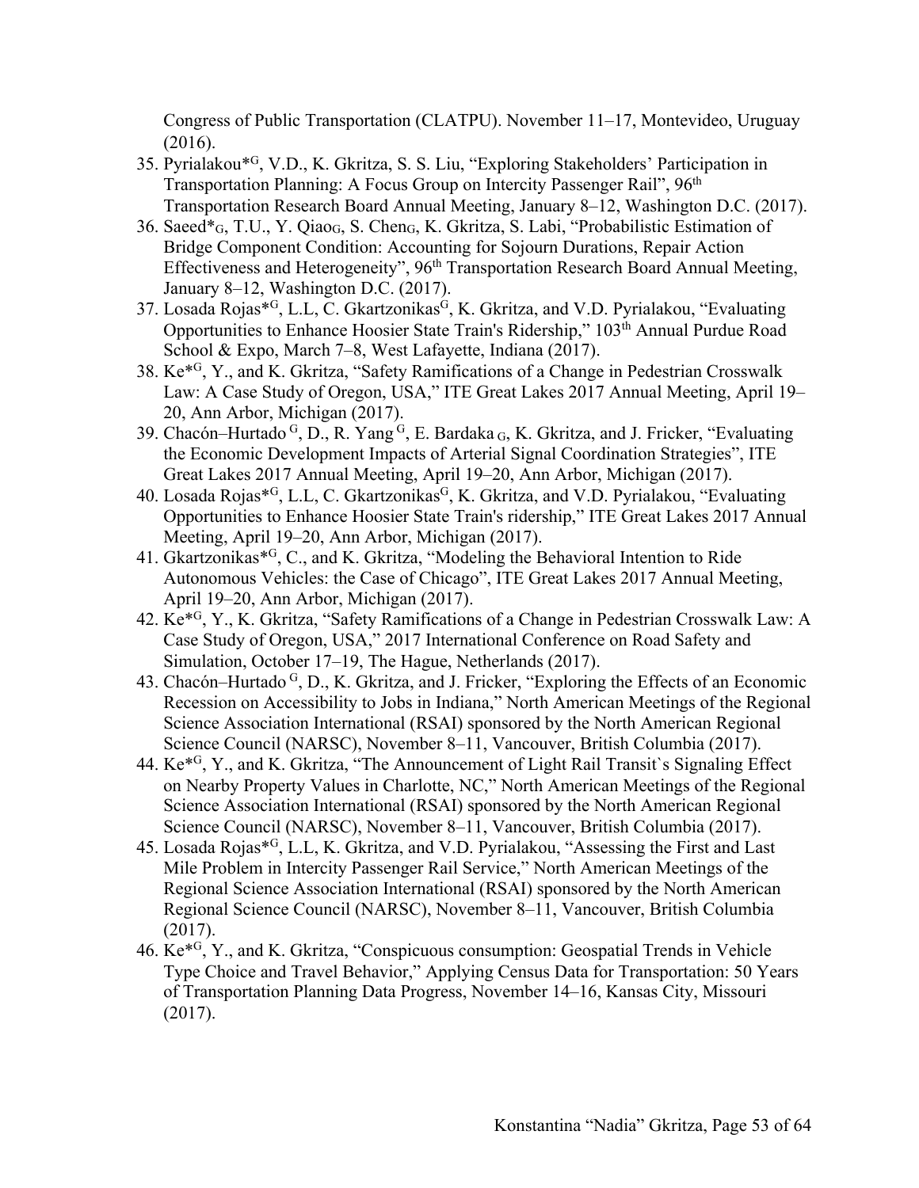Congress of Public Transportation (CLATPU). November 11–17, Montevideo, Uruguay (2016).

35. Pyrialakou*[G], V.D., K. Gkritza, S. S. Liu, "Exploring Stakeholders' Participation in Transportation Planning: A Focus Group on Intercity Passenger Rail", 96th Transportation Research Board Annual Meeting, January 8–12, Washington D.C. (2017).
36. Saeed*[G], T.U., Y. Qiao[G], S. Chen[G], K. Gkritza, S. Labi, "Probabilistic Estimation of Bridge Component Condition: Accounting for Sojourn Durations, Repair Action Effectiveness and Heterogeneity", 96th Transportation Research Board Annual Meeting, January 8–12, Washington D.C. (2017).
37. Losada Rojas*[G], L.L, C. Gkartzonikas[G], K. Gkritza, and V.D. Pyrialakou, "Evaluating Opportunities to Enhance Hoosier State Train's Ridership," 103th Annual Purdue Road School & Expo, March 7–8, West Lafayette, Indiana (2017).
38. Ke*[G], Y., and K. Gkritza, "Safety Ramifications of a Change in Pedestrian Crosswalk Law: A Case Study of Oregon, USA," ITE Great Lakes 2017 Annual Meeting, April 19–20, Ann Arbor, Michigan (2017).
39. Chacón–Hurtado [G], D., R. Yang [G], E. Bardaka [G], K. Gkritza, and J. Fricker, "Evaluating the Economic Development Impacts of Arterial Signal Coordination Strategies", ITE Great Lakes 2017 Annual Meeting, April 19–20, Ann Arbor, Michigan (2017).
40. Losada Rojas*[G], L.L, C. Gkartzonikas[G], K. Gkritza, and V.D. Pyrialakou, "Evaluating Opportunities to Enhance Hoosier State Train's ridership," ITE Great Lakes 2017 Annual Meeting, April 19–20, Ann Arbor, Michigan (2017).
41. Gkartzonikas*[G], C., and K. Gkritza, "Modeling the Behavioral Intention to Ride Autonomous Vehicles: the Case of Chicago", ITE Great Lakes 2017 Annual Meeting, April 19–20, Ann Arbor, Michigan (2017).
42. Ke*[G], Y., K. Gkritza, "Safety Ramifications of a Change in Pedestrian Crosswalk Law: A Case Study of Oregon, USA," 2017 International Conference on Road Safety and Simulation, October 17–19, The Hague, Netherlands (2017).
43. Chacón–Hurtado [G], D., K. Gkritza, and J. Fricker, "Exploring the Effects of an Economic Recession on Accessibility to Jobs in Indiana," North American Meetings of the Regional Science Association International (RSAI) sponsored by the North American Regional Science Council (NARSC), November 8–11, Vancouver, British Columbia (2017).
44. Ke*[G], Y., and K. Gkritza, "The Announcement of Light Rail Transit`s Signaling Effect on Nearby Property Values in Charlotte, NC," North American Meetings of the Regional Science Association International (RSAI) sponsored by the North American Regional Science Council (NARSC), November 8–11, Vancouver, British Columbia (2017).
45. Losada Rojas*[G], L.L, K. Gkritza, and V.D. Pyrialakou, "Assessing the First and Last Mile Problem in Intercity Passenger Rail Service," North American Meetings of the Regional Science Association International (RSAI) sponsored by the North American Regional Science Council (NARSC), November 8–11, Vancouver, British Columbia (2017).
46. Ke*[G], Y., and K. Gkritza, "Conspicuous consumption: Geospatial Trends in Vehicle Type Choice and Travel Behavior," Applying Census Data for Transportation: 50 Years of Transportation Planning Data Progress, November 14–16, Kansas City, Missouri (2017).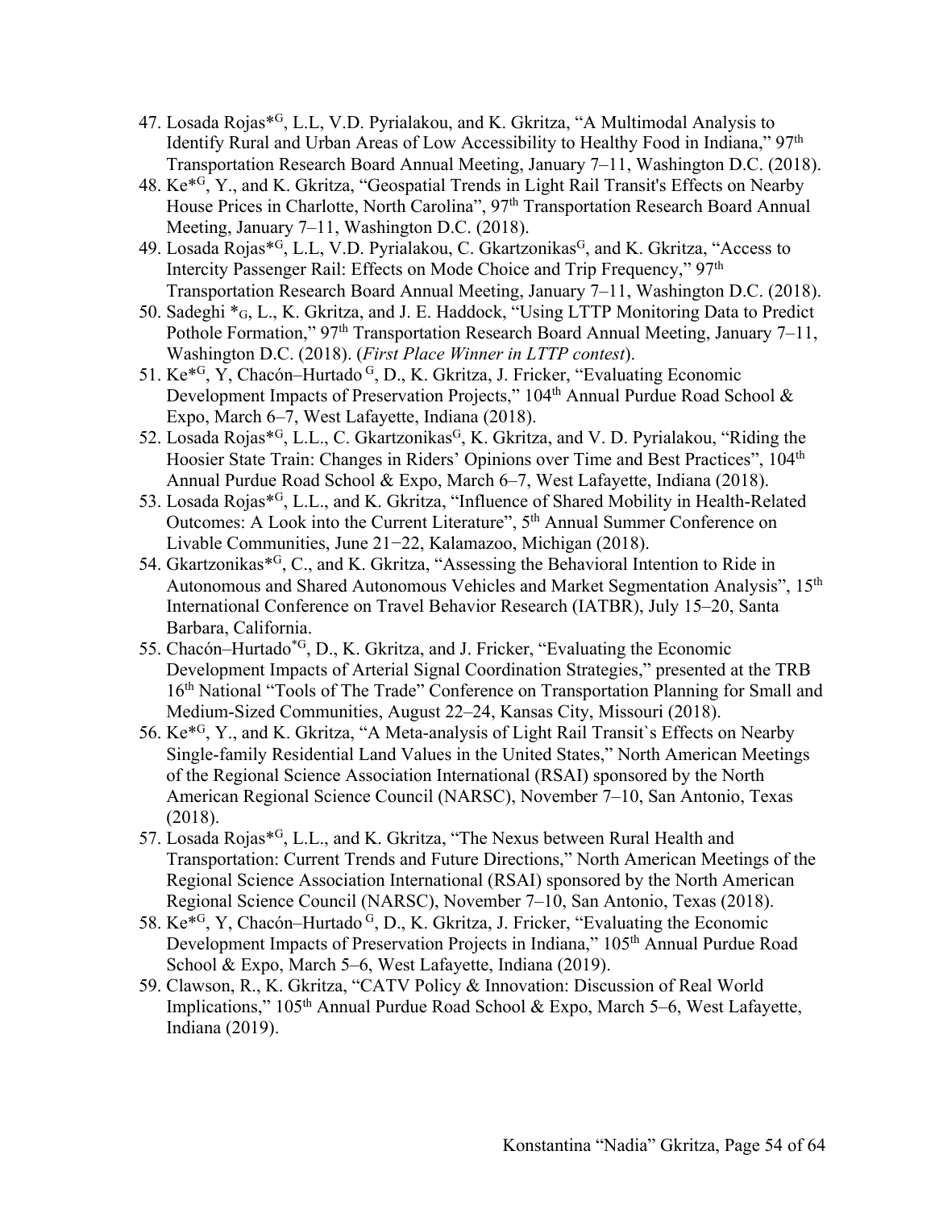47. Losada Rojas*[G], L.L, V.D. Pyrialakou, and K. Gkritza, "A Multimodal Analysis to Identify Rural and Urban Areas of Low Accessibility to Healthy Food in Indiana," 97th Transportation Research Board Annual Meeting, January 7–11, Washington D.C. (2018).
48. Ke*[G], Y., and K. Gkritza, "Geospatial Trends in Light Rail Transit's Effects on Nearby House Prices in Charlotte, North Carolina", 97th Transportation Research Board Annual Meeting, January 7–11, Washington D.C. (2018).
49. Losada Rojas*[G], L.L, V.D. Pyrialakou, C. Gkartzonikas[G], and K. Gkritza, "Access to Intercity Passenger Rail: Effects on Mode Choice and Trip Frequency," 97th Transportation Research Board Annual Meeting, January 7–11, Washington D.C. (2018).
50. Sadeghi *[G], L., K. Gkritza, and J. E. Haddock, "Using LTTP Monitoring Data to Predict Pothole Formation," 97th Transportation Research Board Annual Meeting, January 7–11, Washington D.C. (2018). (*First Place Winner in LTTP contest*).
51. Ke*[G], Y, Chacón–Hurtado [G], D., K. Gkritza, J. Fricker, "Evaluating Economic Development Impacts of Preservation Projects," 104th Annual Purdue Road School & Expo, March 6–7, West Lafayette, Indiana (2018).
52. Losada Rojas*[G], L.L., C. Gkartzonikas[G], K. Gkritza, and V. D. Pyrialakou, "Riding the Hoosier State Train: Changes in Riders' Opinions over Time and Best Practices", 104th Annual Purdue Road School & Expo, March 6–7, West Lafayette, Indiana (2018).
53. Losada Rojas*[G], L.L., and K. Gkritza, "Influence of Shared Mobility in Health-Related Outcomes: A Look into the Current Literature", 5th Annual Summer Conference on Livable Communities, June 21−22, Kalamazoo, Michigan (2018).
54. Gkartzonikas*[G], C., and K. Gkritza, "Assessing the Behavioral Intention to Ride in Autonomous and Shared Autonomous Vehicles and Market Segmentation Analysis", 15th International Conference on Travel Behavior Research (IATBR), July 15–20, Santa Barbara, California.
55. Chacón–Hurtado*[G], D., K. Gkritza, and J. Fricker, "Evaluating the Economic Development Impacts of Arterial Signal Coordination Strategies," presented at the TRB 16th National "Tools of The Trade" Conference on Transportation Planning for Small and Medium-Sized Communities, August 22–24, Kansas City, Missouri (2018).
56. Ke*[G], Y., and K. Gkritza, "A Meta-analysis of Light Rail Transit`s Effects on Nearby Single-family Residential Land Values in the United States," North American Meetings of the Regional Science Association International (RSAI) sponsored by the North American Regional Science Council (NARSC), November 7–10, San Antonio, Texas (2018).
57. Losada Rojas*[G], L.L., and K. Gkritza, "The Nexus between Rural Health and Transportation: Current Trends and Future Directions," North American Meetings of the Regional Science Association International (RSAI) sponsored by the North American Regional Science Council (NARSC), November 7–10, San Antonio, Texas (2018).
58. Ke*[G], Y, Chacón–Hurtado [G], D., K. Gkritza, J. Fricker, "Evaluating the Economic Development Impacts of Preservation Projects in Indiana," 105th Annual Purdue Road School & Expo, March 5–6, West Lafayette, Indiana (2019).
59. Clawson, R., K. Gkritza, "CATV Policy & Innovation: Discussion of Real World Implications," 105th Annual Purdue Road School & Expo, March 5–6, West Lafayette, Indiana (2019).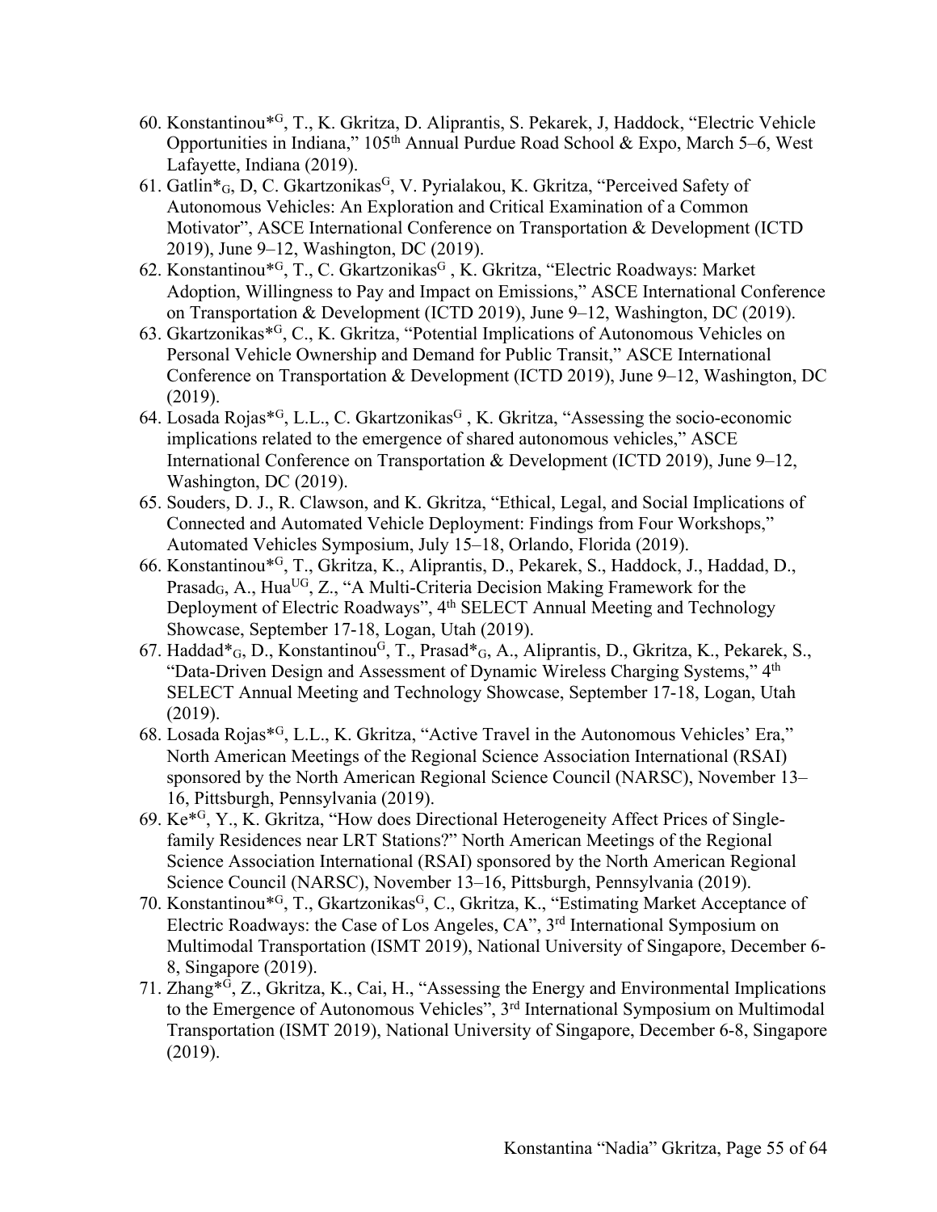60. Konstantinou*[G], T., K. Gkritza, D. Aliprantis, S. Pekarek, J, Haddock, "Electric Vehicle Opportunities in Indiana," 105th Annual Purdue Road School & Expo, March 5–6, West Lafayette, Indiana (2019).
61. Gatlin*[G], D, C. Gkartzonikas[G], V. Pyrialakou, K. Gkritza, "Perceived Safety of Autonomous Vehicles: An Exploration and Critical Examination of a Common Motivator", ASCE International Conference on Transportation & Development (ICTD 2019), June 9–12, Washington, DC (2019).
62. Konstantinou*[G], T., C. Gkartzonikas[G] , K. Gkritza, "Electric Roadways: Market Adoption, Willingness to Pay and Impact on Emissions," ASCE International Conference on Transportation & Development (ICTD 2019), June 9–12, Washington, DC (2019).
63. Gkartzonikas*[G], C., K. Gkritza, "Potential Implications of Autonomous Vehicles on Personal Vehicle Ownership and Demand for Public Transit," ASCE International Conference on Transportation & Development (ICTD 2019), June 9–12, Washington, DC (2019).
64. Losada Rojas*[G], L.L., C. Gkartzonikas[G] , K. Gkritza, "Assessing the socio-economic implications related to the emergence of shared autonomous vehicles," ASCE International Conference on Transportation & Development (ICTD 2019), June 9–12, Washington, DC (2019).
65. Souders, D. J., R. Clawson, and K. Gkritza, "Ethical, Legal, and Social Implications of Connected and Automated Vehicle Deployment: Findings from Four Workshops," Automated Vehicles Symposium, July 15–18, Orlando, Florida (2019).
66. Konstantinou*[G], T., Gkritza, K., Aliprantis, D., Pekarek, S., Haddock, J., Haddad, D., Prasad[G], A., Hua[UG], Z., "A Multi-Criteria Decision Making Framework for the Deployment of Electric Roadways", 4th SELECT Annual Meeting and Technology Showcase, September 17-18, Logan, Utah (2019).
67. Haddad*[G], D., Konstantinou[G], T., Prasad*[G], A., Aliprantis, D., Gkritza, K., Pekarek, S., "Data-Driven Design and Assessment of Dynamic Wireless Charging Systems," 4th SELECT Annual Meeting and Technology Showcase, September 17-18, Logan, Utah (2019).
68. Losada Rojas*[G], L.L., K. Gkritza, "Active Travel in the Autonomous Vehicles' Era," North American Meetings of the Regional Science Association International (RSAI) sponsored by the North American Regional Science Council (NARSC), November 13–16, Pittsburgh, Pennsylvania (2019).
69. Ke*[G], Y., K. Gkritza, "How does Directional Heterogeneity Affect Prices of Single-family Residences near LRT Stations?" North American Meetings of the Regional Science Association International (RSAI) sponsored by the North American Regional Science Council (NARSC), November 13–16, Pittsburgh, Pennsylvania (2019).
70. Konstantinou*[G], T., Gkartzonikas[G], C., Gkritza, K., "Estimating Market Acceptance of Electric Roadways: the Case of Los Angeles, CA", 3rd International Symposium on Multimodal Transportation (ISMT 2019), National University of Singapore, December 6-8, Singapore (2019).
71. Zhang*[G], Z., Gkritza, K., Cai, H., "Assessing the Energy and Environmental Implications to the Emergence of Autonomous Vehicles", 3rd International Symposium on Multimodal Transportation (ISMT 2019), National University of Singapore, December 6-8, Singapore (2019).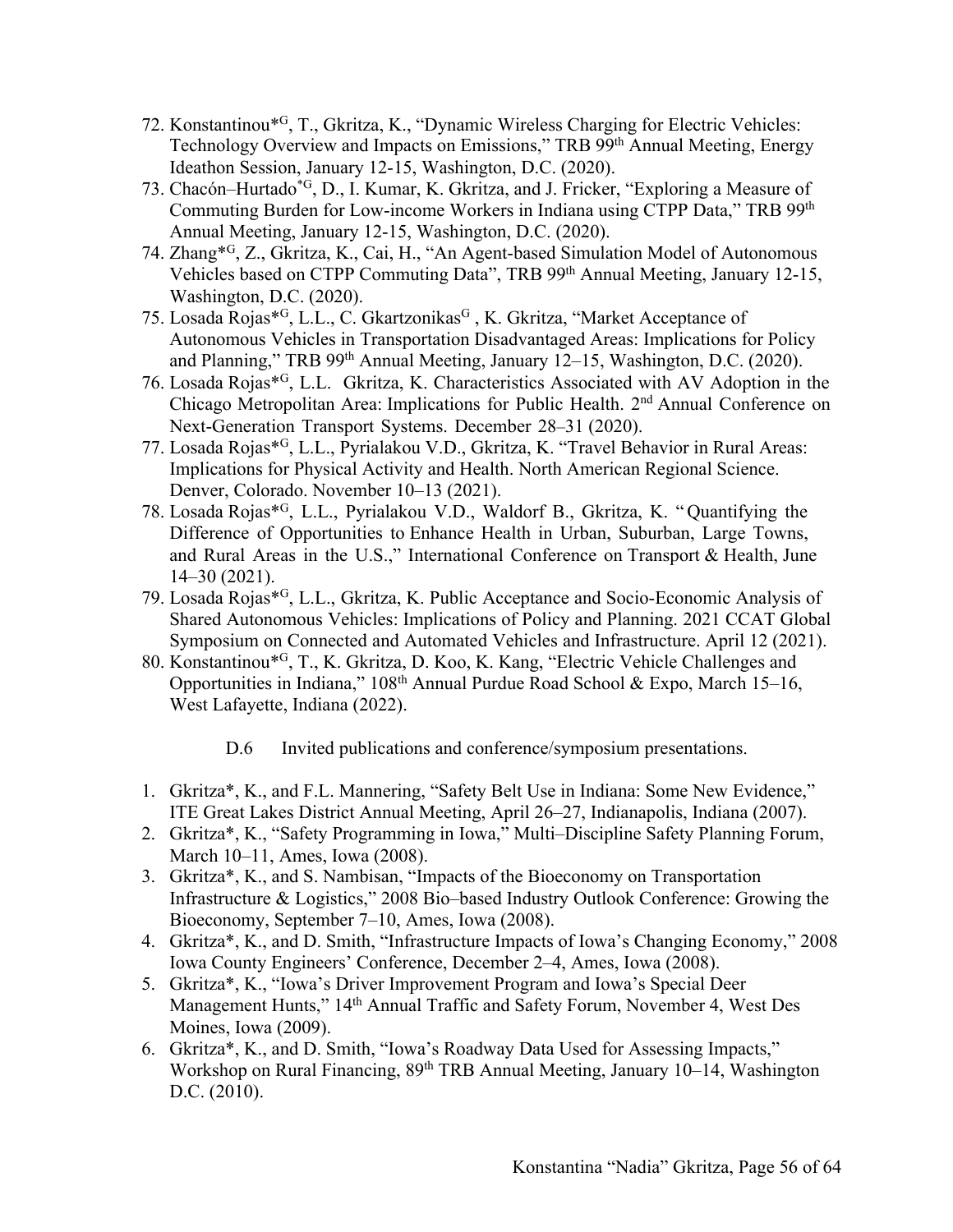72. Konstantinou*[G], T., Gkritza, K., "Dynamic Wireless Charging for Electric Vehicles: Technology Overview and Impacts on Emissions," TRB 99th Annual Meeting, Energy Ideathon Session, January 12-15, Washington, D.C. (2020).
73. Chacón–Hurtado*[G], D., I. Kumar, K. Gkritza, and J. Fricker, "Exploring a Measure of Commuting Burden for Low-income Workers in Indiana using CTPP Data," TRB 99th Annual Meeting, January 12-15, Washington, D.C. (2020).
74. Zhang*[G], Z., Gkritza, K., Cai, H., "An Agent-based Simulation Model of Autonomous Vehicles based on CTPP Commuting Data", TRB 99th Annual Meeting, January 12-15, Washington, D.C. (2020).
75. Losada Rojas*[G], L.L., C. Gkartzonikas[G] , K. Gkritza, "Market Acceptance of Autonomous Vehicles in Transportation Disadvantaged Areas: Implications for Policy and Planning," TRB 99th Annual Meeting, January 12–15, Washington, D.C. (2020).
76. Losada Rojas*[G], L.L. Gkritza, K. Characteristics Associated with AV Adoption in the Chicago Metropolitan Area: Implications for Public Health. 2nd Annual Conference on Next-Generation Transport Systems. December 28–31 (2020).
77. Losada Rojas*[G], L.L., Pyrialakou V.D., Gkritza, K. "Travel Behavior in Rural Areas: Implications for Physical Activity and Health. North American Regional Science. Denver, Colorado. November 10–13 (2021).
78. Losada Rojas*[G], L.L., Pyrialakou V.D., Waldorf B., Gkritza, K. " Quantifying the Difference of Opportunities to Enhance Health in Urban, Suburban, Large Towns, and Rural Areas in the U.S.," International Conference on Transport & Health, June 14–30 (2021).
79. Losada Rojas*[G], L.L., Gkritza, K. Public Acceptance and Socio-Economic Analysis of Shared Autonomous Vehicles: Implications of Policy and Planning. 2021 CCAT Global Symposium on Connected and Automated Vehicles and Infrastructure. April 12 (2021).
80. Konstantinou*[G], T., K. Gkritza, D. Koo, K. Kang, "Electric Vehicle Challenges and Opportunities in Indiana," 108th Annual Purdue Road School & Expo, March 15–16, West Lafayette, Indiana (2022).

D.6 Invited publications and conference/symposium presentations.

1. Gkritza*, K., and F.L. Mannering, "Safety Belt Use in Indiana: Some New Evidence," ITE Great Lakes District Annual Meeting, April 26–27, Indianapolis, Indiana (2007).
2. Gkritza*, K., "Safety Programming in Iowa," Multi–Discipline Safety Planning Forum, March 10–11, Ames, Iowa (2008).
3. Gkritza*, K., and S. Nambisan, "Impacts of the Bioeconomy on Transportation Infrastructure & Logistics," 2008 Bio–based Industry Outlook Conference: Growing the Bioeconomy, September 7–10, Ames, Iowa (2008).
4. Gkritza*, K., and D. Smith, "Infrastructure Impacts of Iowa's Changing Economy," 2008 Iowa County Engineers' Conference, December 2–4, Ames, Iowa (2008).
5. Gkritza*, K., "Iowa's Driver Improvement Program and Iowa's Special Deer Management Hunts," 14th Annual Traffic and Safety Forum, November 4, West Des Moines, Iowa (2009).
6. Gkritza*, K., and D. Smith, "Iowa's Roadway Data Used for Assessing Impacts," Workshop on Rural Financing, 89th TRB Annual Meeting, January 10–14, Washington D.C. (2010).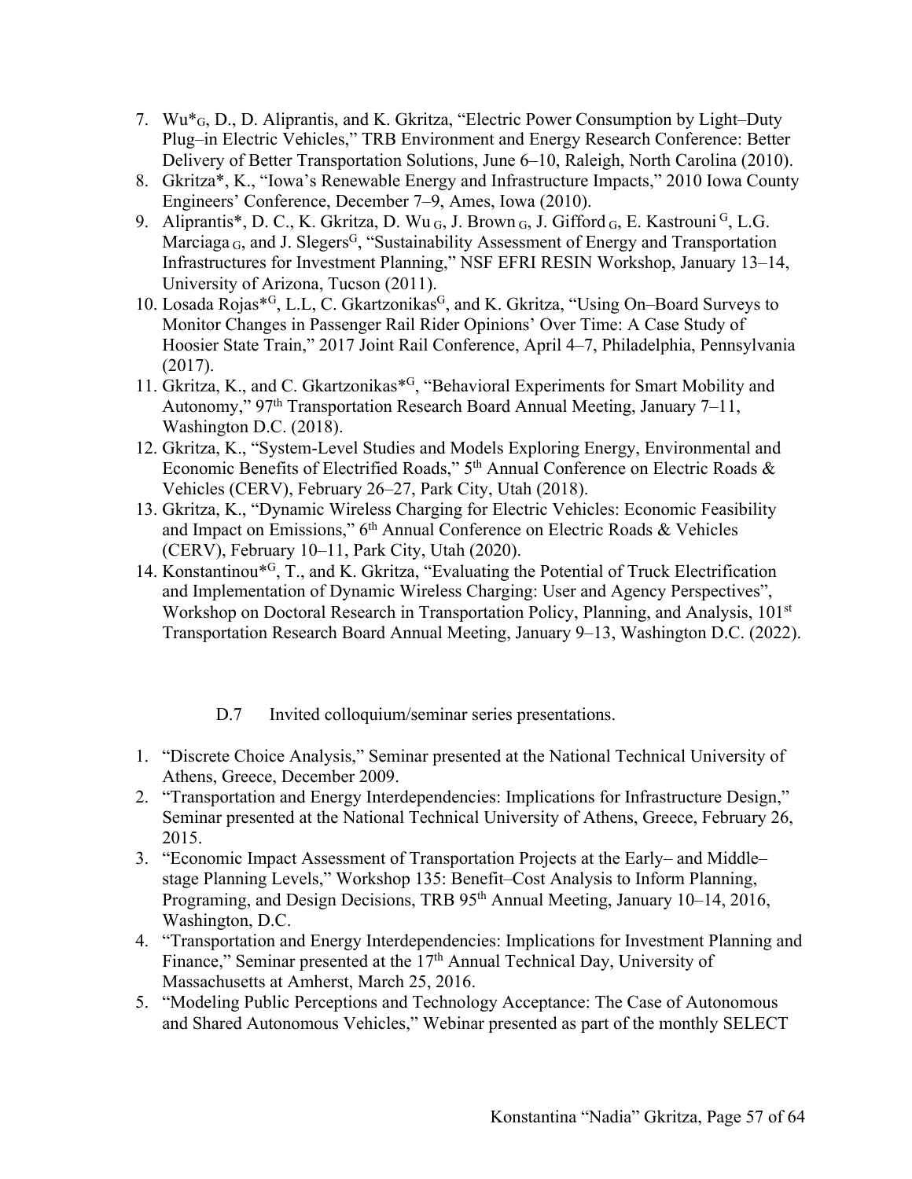7. Wu*$_G$, D., D. Aliprantis, and K. Gkritza, "Electric Power Consumption by Light–Duty Plug–in Electric Vehicles," TRB Environment and Energy Research Conference: Better Delivery of Better Transportation Solutions, June 6–10, Raleigh, North Carolina (2010).
8. Gkritza*, K., "Iowa's Renewable Energy and Infrastructure Impacts," 2010 Iowa County Engineers' Conference, December 7–9, Ames, Iowa (2010).
9. Aliprantis*, D. C., K. Gkritza, D. Wu $_G$, J. Brown $_G$, J. Gifford $_G$, E. Kastrouni $^G$, L.G. Marciaga $_G$, and J. Slegers$^G$, "Sustainability Assessment of Energy and Transportation Infrastructures for Investment Planning," NSF EFRI RESIN Workshop, January 13–14, University of Arizona, Tucson (2011).
10. Losada Rojas*$^G$, L.L, C. Gkartzonikas$^G$, and K. Gkritza, "Using On–Board Surveys to Monitor Changes in Passenger Rail Rider Opinions' Over Time: A Case Study of Hoosier State Train," 2017 Joint Rail Conference, April 4–7, Philadelphia, Pennsylvania (2017).
11. Gkritza, K., and C. Gkartzonikas*$^G$, "Behavioral Experiments for Smart Mobility and Autonomy," 97th Transportation Research Board Annual Meeting, January 7–11, Washington D.C. (2018).
12. Gkritza, K., "System-Level Studies and Models Exploring Energy, Environmental and Economic Benefits of Electrified Roads," 5th Annual Conference on Electric Roads & Vehicles (CERV), February 26–27, Park City, Utah (2018).
13. Gkritza, K., "Dynamic Wireless Charging for Electric Vehicles: Economic Feasibility and Impact on Emissions," 6th Annual Conference on Electric Roads & Vehicles (CERV), February 10–11, Park City, Utah (2020).
14. Konstantinou*$^G$, T., and K. Gkritza, "Evaluating the Potential of Truck Electrification and Implementation of Dynamic Wireless Charging: User and Agency Perspectives", Workshop on Doctoral Research in Transportation Policy, Planning, and Analysis, 101st Transportation Research Board Annual Meeting, January 9–13, Washington D.C. (2022).

### D.7 Invited colloquium/seminar series presentations.

1. "Discrete Choice Analysis," Seminar presented at the National Technical University of Athens, Greece, December 2009.
2. "Transportation and Energy Interdependencies: Implications for Infrastructure Design," Seminar presented at the National Technical University of Athens, Greece, February 26, 2015.
3. "Economic Impact Assessment of Transportation Projects at the Early– and Middle–stage Planning Levels," Workshop 135: Benefit–Cost Analysis to Inform Planning, Programing, and Design Decisions, TRB 95th Annual Meeting, January 10–14, 2016, Washington, D.C.
4. "Transportation and Energy Interdependencies: Implications for Investment Planning and Finance," Seminar presented at the 17th Annual Technical Day, University of Massachusetts at Amherst, March 25, 2016.
5. "Modeling Public Perceptions and Technology Acceptance: The Case of Autonomous and Shared Autonomous Vehicles," Webinar presented as part of the monthly SELECT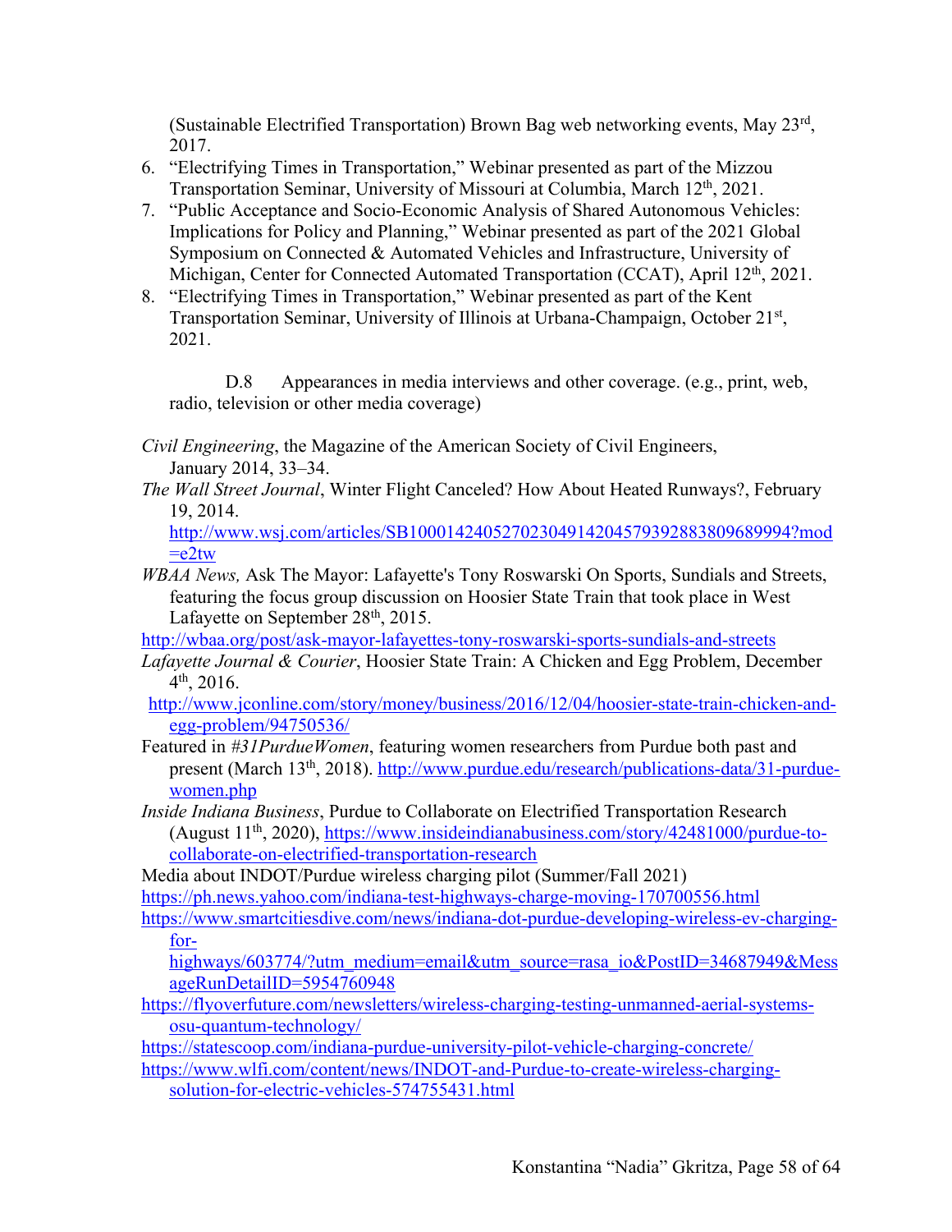(Sustainable Electrified Transportation) Brown Bag web networking events, May 23rd, 2017.

6. "Electrifying Times in Transportation," Webinar presented as part of the Mizzou Transportation Seminar, University of Missouri at Columbia, March 12th, 2021.
7. "Public Acceptance and Socio-Economic Analysis of Shared Autonomous Vehicles: Implications for Policy and Planning," Webinar presented as part of the 2021 Global Symposium on Connected & Automated Vehicles and Infrastructure, University of Michigan, Center for Connected Automated Transportation (CCAT), April 12th, 2021.
8. "Electrifying Times in Transportation," Webinar presented as part of the Kent Transportation Seminar, University of Illinois at Urbana-Champaign, October 21st, 2021.

D.8 Appearances in media interviews and other coverage. (e.g., print, web, radio, television or other media coverage)

*Civil Engineering*, the Magazine of the American Society of Civil Engineers, January 2014, 33–34.

*The Wall Street Journal*, Winter Flight Canceled? How About Heated Runways?, February 19, 2014. http://www.wsj.com/articles/SB10001424052702304914204579392883809689994?mod=e2tw

*WBAA News,* Ask The Mayor: Lafayette's Tony Roswarski On Sports, Sundials and Streets, featuring the focus group discussion on Hoosier State Train that took place in West Lafayette on September 28th, 2015.
http://wbaa.org/post/ask-mayor-lafayettes-tony-roswarski-sports-sundials-and-streets

*Lafayette Journal & Courier*, Hoosier State Train: A Chicken and Egg Problem, December 4th, 2016.
http://www.jconline.com/story/money/business/2016/12/04/hoosier-state-train-chicken-and-egg-problem/94750536/

Featured in *#31PurdueWomen*, featuring women researchers from Purdue both past and present (March 13th, 2018). http://www.purdue.edu/research/publications-data/31-purdue-women.php

*Inside Indiana Business*, Purdue to Collaborate on Electrified Transportation Research (August 11th, 2020), https://www.insideindianabusiness.com/story/42481000/purdue-to-collaborate-on-electrified-transportation-research

Media about INDOT/Purdue wireless charging pilot (Summer/Fall 2021)
https://ph.news.yahoo.com/indiana-test-highways-charge-moving-170700556.html
https://www.smartcitiesdive.com/news/indiana-dot-purdue-developing-wireless-ev-charging-for-highways/603774/?utm_medium=email&utm_source=rasa_io&PostID=34687949&MessageRunDetailID=5954760948
https://flyoverfuture.com/newsletters/wireless-charging-testing-unmanned-aerial-systems-osu-quantum-technology/
https://statescoop.com/indiana-purdue-university-pilot-vehicle-charging-concrete/
https://www.wlfi.com/content/news/INDOT-and-Purdue-to-create-wireless-charging-solution-for-electric-vehicles-574755431.html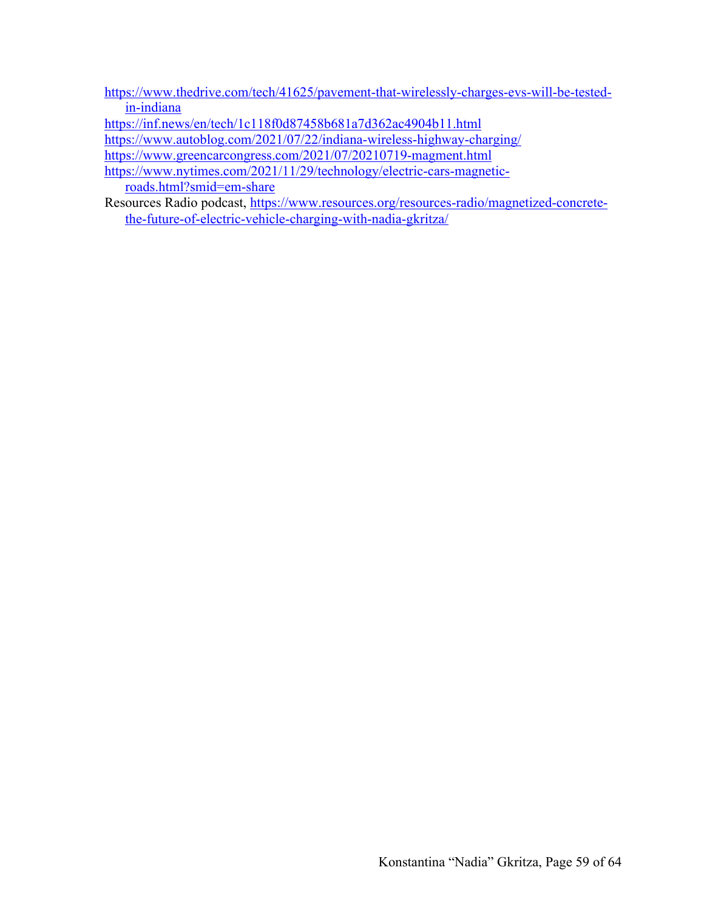https://www.thedrive.com/tech/41625/pavement-that-wirelessly-charges-evs-will-be-tested-in-indiana

https://inf.news/en/tech/1c118f0d87458b681a7d362ac4904b11.html

https://www.autoblog.com/2021/07/22/indiana-wireless-highway-charging/

https://www.greencarcongress.com/2021/07/20210719-magment.html

https://www.nytimes.com/2021/11/29/technology/electric-cars-magnetic-roads.html?smid=em-share

Resources Radio podcast, https://www.resources.org/resources-radio/magnetized-concrete-the-future-of-electric-vehicle-charging-with-nadia-gkritza/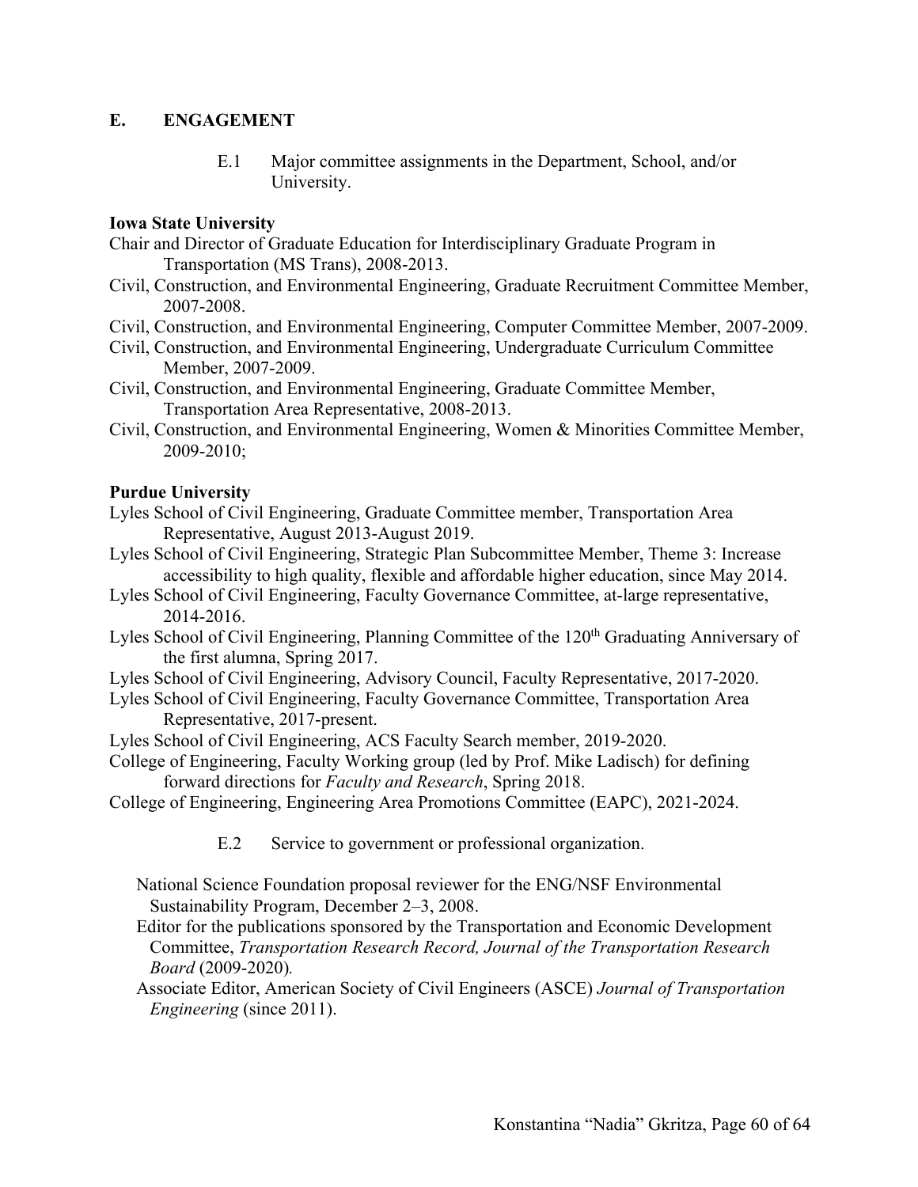## E. ENGAGEMENT

E.1 Major committee assignments in the Department, School, and/or University.

**Iowa State University**

Chair and Director of Graduate Education for Interdisciplinary Graduate Program in Transportation (MS Trans), 2008-2013.

Civil, Construction, and Environmental Engineering, Graduate Recruitment Committee Member, 2007-2008.

Civil, Construction, and Environmental Engineering, Computer Committee Member, 2007-2009.

Civil, Construction, and Environmental Engineering, Undergraduate Curriculum Committee Member, 2007-2009.

Civil, Construction, and Environmental Engineering, Graduate Committee Member, Transportation Area Representative, 2008-2013.

Civil, Construction, and Environmental Engineering, Women & Minorities Committee Member, 2009-2010;

**Purdue University**

Lyles School of Civil Engineering, Graduate Committee member, Transportation Area Representative, August 2013-August 2019.

Lyles School of Civil Engineering, Strategic Plan Subcommittee Member, Theme 3: Increase accessibility to high quality, flexible and affordable higher education, since May 2014.

Lyles School of Civil Engineering, Faculty Governance Committee, at-large representative, 2014-2016.

Lyles School of Civil Engineering, Planning Committee of the 120th Graduating Anniversary of the first alumna, Spring 2017.

Lyles School of Civil Engineering, Advisory Council, Faculty Representative, 2017-2020.

Lyles School of Civil Engineering, Faculty Governance Committee, Transportation Area Representative, 2017-present.

Lyles School of Civil Engineering, ACS Faculty Search member, 2019-2020.

College of Engineering, Faculty Working group (led by Prof. Mike Ladisch) for defining forward directions for *Faculty and Research*, Spring 2018.

College of Engineering, Engineering Area Promotions Committee (EAPC), 2021-2024.

E.2 Service to government or professional organization.

National Science Foundation proposal reviewer for the ENG/NSF Environmental Sustainability Program, December 2–3, 2008.

Editor for the publications sponsored by the Transportation and Economic Development Committee, *Transportation Research Record, Journal of the Transportation Research Board* (2009-2020).

Associate Editor, American Society of Civil Engineers (ASCE) *Journal of Transportation Engineering* (since 2011).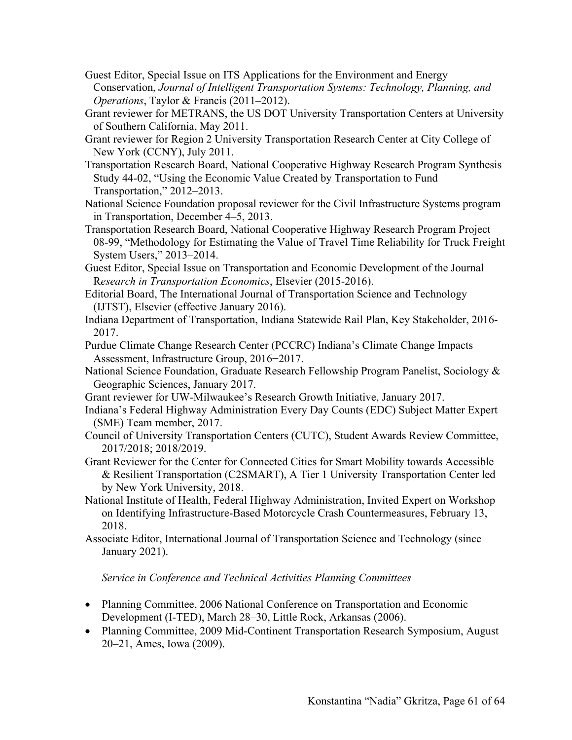Guest Editor, Special Issue on ITS Applications for the Environment and Energy Conservation, *Journal of Intelligent Transportation Systems: Technology, Planning, and Operations*, Taylor & Francis (2011–2012).

Grant reviewer for METRANS, the US DOT University Transportation Centers at University of Southern California, May 2011.

Grant reviewer for Region 2 University Transportation Research Center at City College of New York (CCNY), July 2011.

Transportation Research Board, National Cooperative Highway Research Program Synthesis Study 44-02, "Using the Economic Value Created by Transportation to Fund Transportation," 2012–2013.

National Science Foundation proposal reviewer for the Civil Infrastructure Systems program in Transportation, December 4–5, 2013.

Transportation Research Board, National Cooperative Highway Research Program Project 08-99, "Methodology for Estimating the Value of Travel Time Reliability for Truck Freight System Users," 2013–2014.

Guest Editor, Special Issue on Transportation and Economic Development of the Journal R*esearch in Transportation Economics*, Elsevier (2015-2016).

Editorial Board, The International Journal of Transportation Science and Technology (IJTST), Elsevier (effective January 2016).

Indiana Department of Transportation, Indiana Statewide Rail Plan, Key Stakeholder, 2016-2017.

Purdue Climate Change Research Center (PCCRC) Indiana's Climate Change Impacts Assessment, Infrastructure Group, 2016−2017.

National Science Foundation, Graduate Research Fellowship Program Panelist, Sociology & Geographic Sciences, January 2017.

Grant reviewer for UW-Milwaukee's Research Growth Initiative, January 2017.

Indiana's Federal Highway Administration Every Day Counts (EDC) Subject Matter Expert (SME) Team member, 2017.

Council of University Transportation Centers (CUTC), Student Awards Review Committee, 2017/2018; 2018/2019.

Grant Reviewer for the Center for Connected Cities for Smart Mobility towards Accessible & Resilient Transportation (C2SMART), A Tier 1 University Transportation Center led by New York University, 2018.

National Institute of Health, Federal Highway Administration, Invited Expert on Workshop on Identifying Infrastructure-Based Motorcycle Crash Countermeasures, February 13, 2018.

Associate Editor, International Journal of Transportation Science and Technology (since January 2021).

*Service in Conference and Technical Activities Planning Committees*

- Planning Committee, 2006 National Conference on Transportation and Economic Development (I-TED), March 28–30, Little Rock, Arkansas (2006).
- Planning Committee, 2009 Mid-Continent Transportation Research Symposium, August 20–21, Ames, Iowa (2009).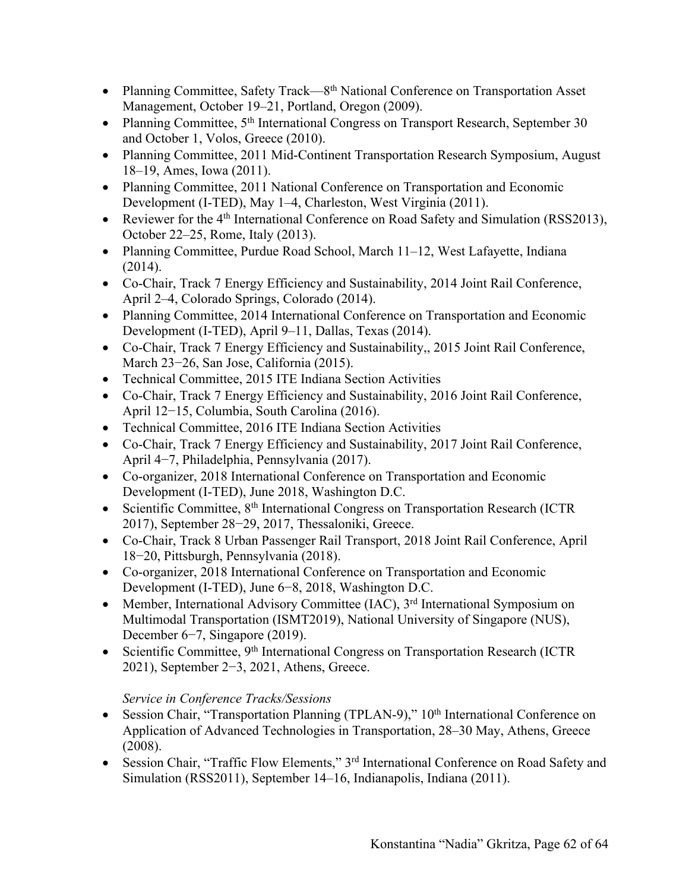- Planning Committee, Safety Track—8th National Conference on Transportation Asset Management, October 19–21, Portland, Oregon (2009).
- Planning Committee, 5th International Congress on Transport Research, September 30 and October 1, Volos, Greece (2010).
- Planning Committee, 2011 Mid-Continent Transportation Research Symposium, August 18–19, Ames, Iowa (2011).
- Planning Committee, 2011 National Conference on Transportation and Economic Development (I-TED), May 1–4, Charleston, West Virginia (2011).
- Reviewer for the 4th International Conference on Road Safety and Simulation (RSS2013), October 22–25, Rome, Italy (2013).
- Planning Committee, Purdue Road School, March 11–12, West Lafayette, Indiana (2014).
- Co-Chair, Track 7 Energy Efficiency and Sustainability, 2014 Joint Rail Conference, April 2–4, Colorado Springs, Colorado (2014).
- Planning Committee, 2014 International Conference on Transportation and Economic Development (I-TED), April 9–11, Dallas, Texas (2014).
- Co-Chair, Track 7 Energy Efficiency and Sustainability,, 2015 Joint Rail Conference, March 23−26, San Jose, California (2015).
- Technical Committee, 2015 ITE Indiana Section Activities
- Co-Chair, Track 7 Energy Efficiency and Sustainability, 2016 Joint Rail Conference, April 12−15, Columbia, South Carolina (2016).
- Technical Committee, 2016 ITE Indiana Section Activities
- Co-Chair, Track 7 Energy Efficiency and Sustainability, 2017 Joint Rail Conference, April 4−7, Philadelphia, Pennsylvania (2017).
- Co-organizer, 2018 International Conference on Transportation and Economic Development (I-TED), June 2018, Washington D.C.
- Scientific Committee, 8th International Congress on Transportation Research (ICTR 2017), September 28−29, 2017, Thessaloniki, Greece.
- Co-Chair, Track 8 Urban Passenger Rail Transport, 2018 Joint Rail Conference, April 18−20, Pittsburgh, Pennsylvania (2018).
- Co-organizer, 2018 International Conference on Transportation and Economic Development (I-TED), June 6−8, 2018, Washington D.C.
- Member, International Advisory Committee (IAC), 3rd International Symposium on Multimodal Transportation (ISMT2019), National University of Singapore (NUS), December 6−7, Singapore (2019).
- Scientific Committee, 9th International Congress on Transportation Research (ICTR 2021), September 2−3, 2021, Athens, Greece.

*Service in Conference Tracks/Sessions*

- Session Chair, "Transportation Planning (TPLAN-9)," 10th International Conference on Application of Advanced Technologies in Transportation, 28–30 May, Athens, Greece (2008).
- Session Chair, "Traffic Flow Elements," 3rd International Conference on Road Safety and Simulation (RSS2011), September 14–16, Indianapolis, Indiana (2011).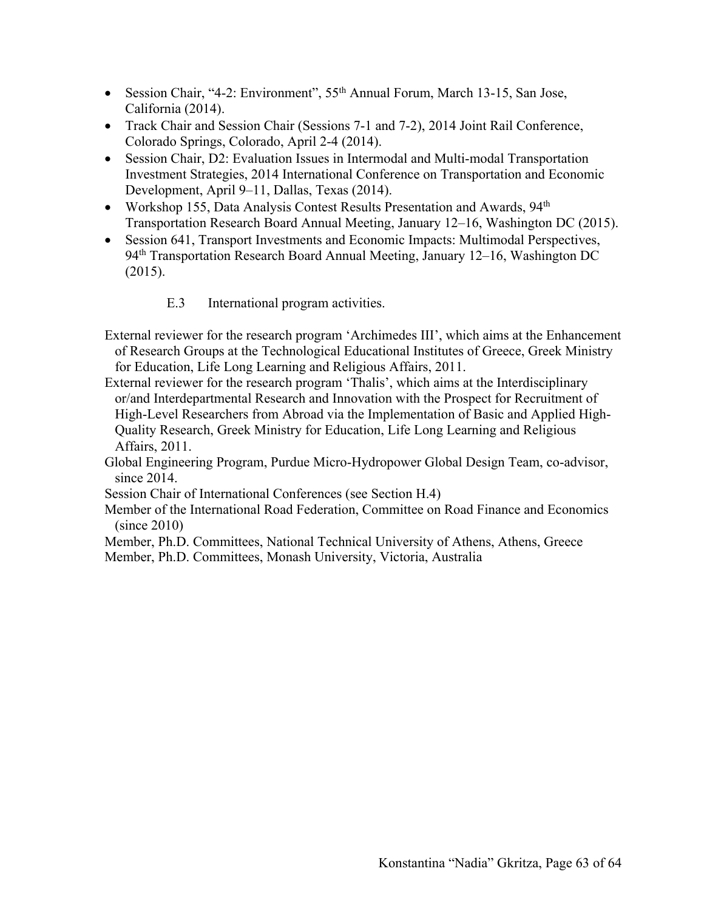- Session Chair, "4-2: Environment", 55th Annual Forum, March 13-15, San Jose, California (2014).
- Track Chair and Session Chair (Sessions 7-1 and 7-2), 2014 Joint Rail Conference, Colorado Springs, Colorado, April 2-4 (2014).
- Session Chair, D2: Evaluation Issues in Intermodal and Multi-modal Transportation Investment Strategies, 2014 International Conference on Transportation and Economic Development, April 9–11, Dallas, Texas (2014).
- Workshop 155, Data Analysis Contest Results Presentation and Awards, 94th Transportation Research Board Annual Meeting, January 12–16, Washington DC (2015).
- Session 641, Transport Investments and Economic Impacts: Multimodal Perspectives, 94th Transportation Research Board Annual Meeting, January 12–16, Washington DC (2015).

### E.3 International program activities.

External reviewer for the research program 'Archimedes III', which aims at the Enhancement of Research Groups at the Technological Educational Institutes of Greece, Greek Ministry for Education, Life Long Learning and Religious Affairs, 2011.

External reviewer for the research program 'Thalis', which aims at the Interdisciplinary or/and Interdepartmental Research and Innovation with the Prospect for Recruitment of High-Level Researchers from Abroad via the Implementation of Basic and Applied High-Quality Research, Greek Ministry for Education, Life Long Learning and Religious Affairs, 2011.

Global Engineering Program, Purdue Micro-Hydropower Global Design Team, co-advisor, since 2014.

Session Chair of International Conferences (see Section H.4)

Member of the International Road Federation, Committee on Road Finance and Economics (since 2010)

Member, Ph.D. Committees, National Technical University of Athens, Athens, Greece

Member, Ph.D. Committees, Monash University, Victoria, Australia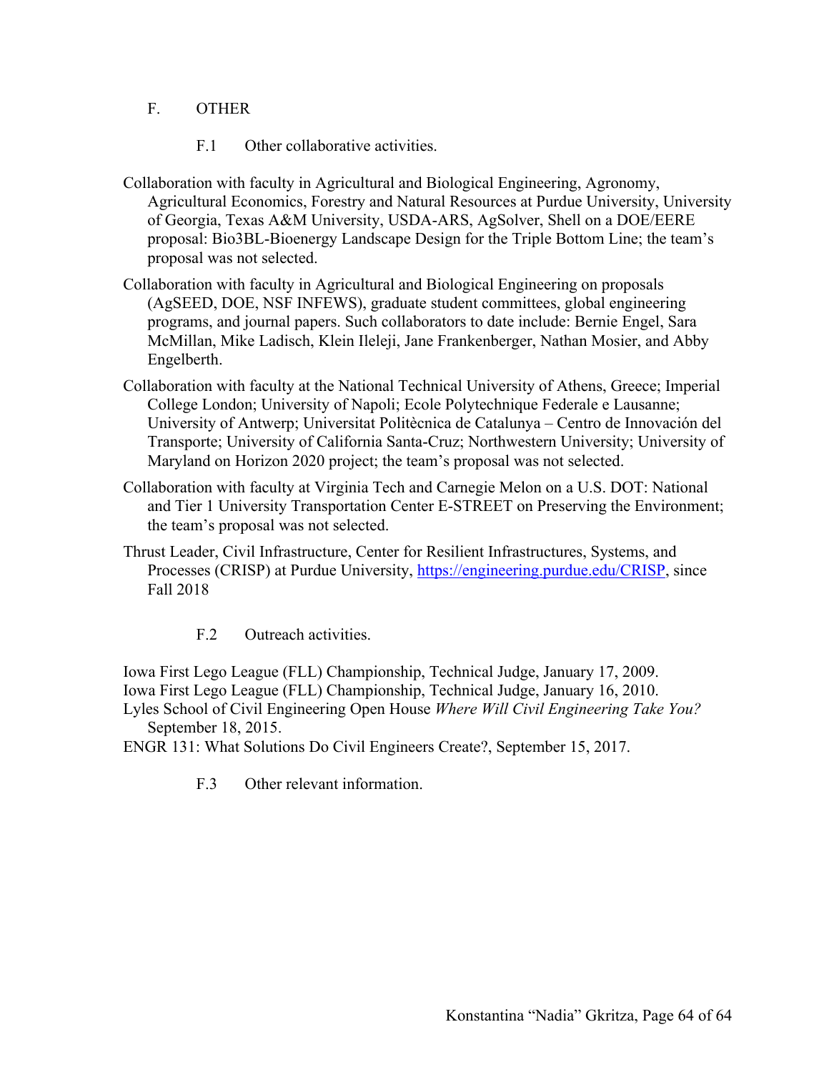## F. OTHER

### F.1 Other collaborative activities.

Collaboration with faculty in Agricultural and Biological Engineering, Agronomy, Agricultural Economics, Forestry and Natural Resources at Purdue University, University of Georgia, Texas A&M University, USDA-ARS, AgSolver, Shell on a DOE/EERE proposal: Bio3BL-Bioenergy Landscape Design for the Triple Bottom Line; the team's proposal was not selected.

Collaboration with faculty in Agricultural and Biological Engineering on proposals (AgSEED, DOE, NSF INFEWS), graduate student committees, global engineering programs, and journal papers. Such collaborators to date include: Bernie Engel, Sara McMillan, Mike Ladisch, Klein Ileleji, Jane Frankenberger, Nathan Mosier, and Abby Engelberth.

Collaboration with faculty at the National Technical University of Athens, Greece; Imperial College London; University of Napoli; Ecole Polytechnique Federale e Lausanne; University of Antwerp; Universitat Politècnica de Catalunya – Centro de Innovación del Transporte; University of California Santa-Cruz; Northwestern University; University of Maryland on Horizon 2020 project; the team's proposal was not selected.

Collaboration with faculty at Virginia Tech and Carnegie Melon on a U.S. DOT: National and Tier 1 University Transportation Center E-STREET on Preserving the Environment; the team's proposal was not selected.

Thrust Leader, Civil Infrastructure, Center for Resilient Infrastructures, Systems, and Processes (CRISP) at Purdue University, https://engineering.purdue.edu/CRISP, since Fall 2018

### F.2 Outreach activities.

Iowa First Lego League (FLL) Championship, Technical Judge, January 17, 2009.

Iowa First Lego League (FLL) Championship, Technical Judge, January 16, 2010.

Lyles School of Civil Engineering Open House *Where Will Civil Engineering Take You?* September 18, 2015.

ENGR 131: What Solutions Do Civil Engineers Create?, September 15, 2017.

### F.3 Other relevant information.